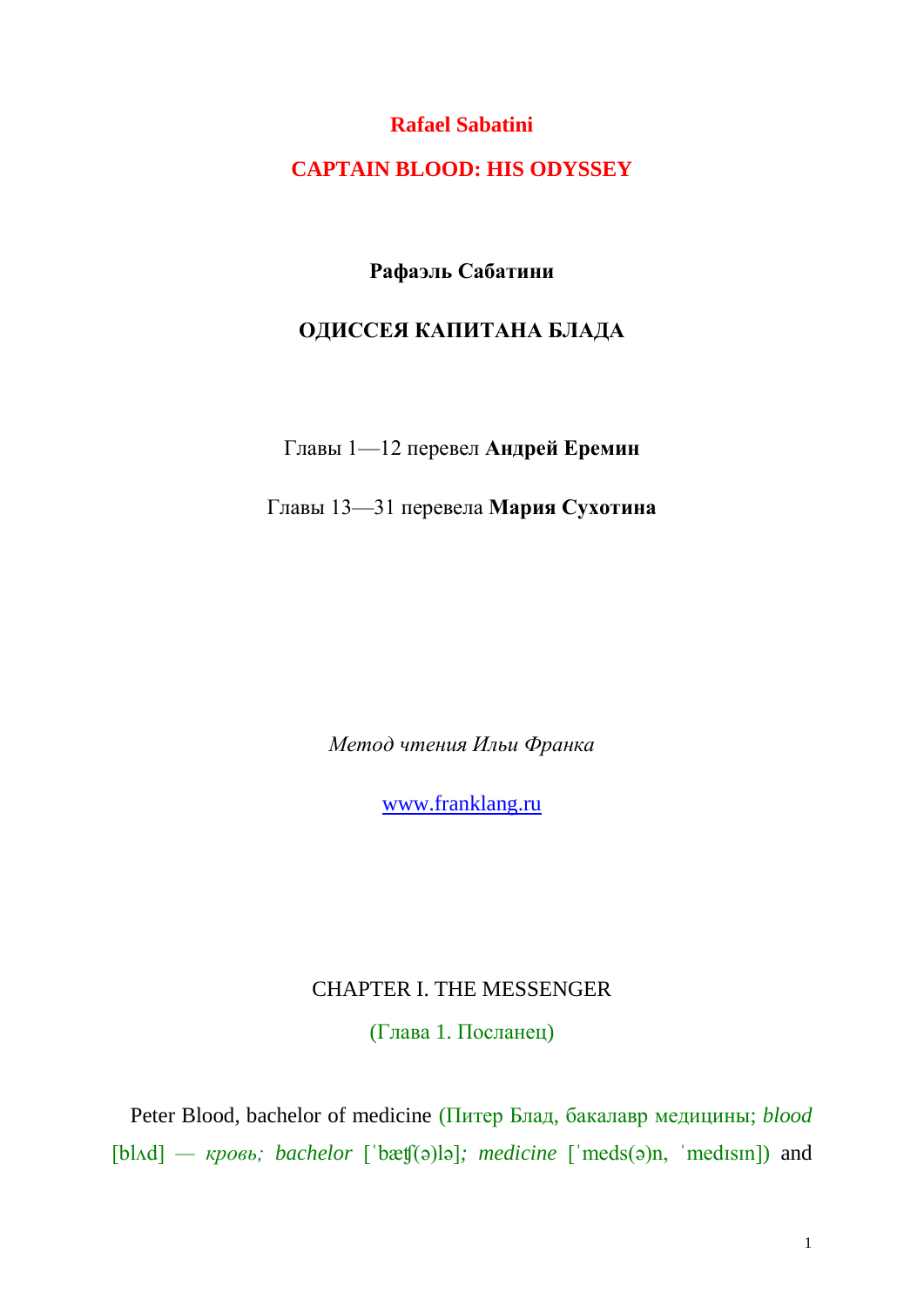**Rafael Sabatini**

**CAPTAIN BLOOD: HIS ODYSSEY**

**Рафаэль Сабатини**

**ОДИССЕЯ КАПИТАНА БЛАДА**

Главы 1—12 перевел **Андрей Еремин**

Главы 13—31 перевела **Мария Сухотина**

*Метод чтения Ильи Франка*

www.franklang.ru

## CHAPTER I. THE MESSENGER

(Глава 1. Посланец)

Peter Blood, bachelor of medicine (Питер Блад, бакалавр медицины; *blood* [blʌd] *— кровь; bachelor* [ˈbæʧ(ə)lə]*; medicine* [ˈmeds(ə)n, ˈmedɪsɪn]) and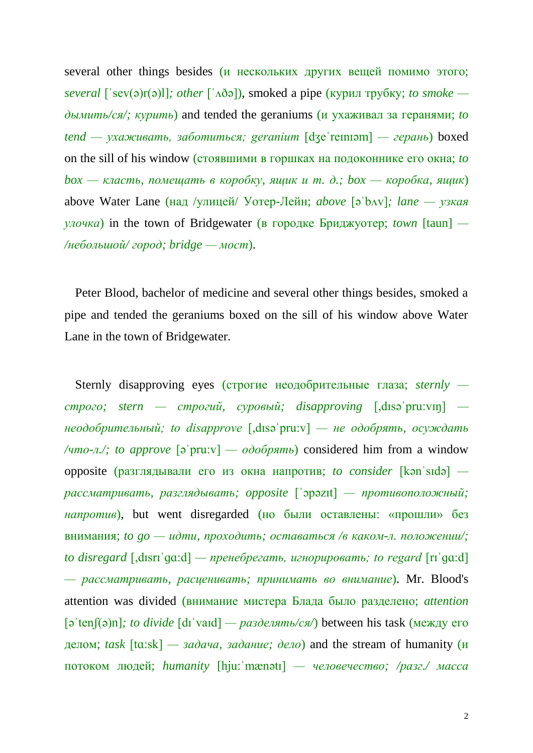several other things besides (и нескольких других вещей помимо этого; *several* [ˈsev(ə)r(ə)l]*; other* [ˈʌðə]), smoked a pipe (курил трубку; *to smoke — дымить/ся/; курить*) and tended the geraniums (и ухаживал за геранями; *to tend — ухаживать, заботиться; geranium* [dʒeˈreɪnɪəm] *— герань*) boxed on the sill of his window (стоявшими в горшках на подоконнике его окна; *to box — класть, помещать в коробку, ящик и т. д.; box — коробка, ящик*) above Water Lane (над /улицей/ Уотер-Лейн; *above* [əˈbʌv]*; lane — узкая улочка*) in the town of Bridgewater (в городке Бриджуотер; *town* [taun] *— /небольшой/ город; bridge — мост*).

Peter Blood, bachelor of medicine and several other things besides, smoked a pipe and tended the geraniums boxed on the sill of his window above Water Lane in the town of Bridgewater.

Sternly disapproving eyes (строгие неодобрительные глаза; *sternly — строго; stern — строгий, суровый; disapproving* [ˌdɪsəˈpru:vɪŋ] *— неодобрительный; to disapprove* [ˌdɪsəˈpru:v] *— не одобрять, осуждать /что-л./; to approve* [əˈpru:v] *— одобрять*) considered him from a window opposite (разглядывали его из окна напротив; *to consider* [kənˈsɪdə] *— рассматривать, разглядывать; opposite* [ˈɔpəzɪt] *— противоположный; напротив*), but went disregarded (но были оставлены: «прошли» без внимания; *to go — идти, проходить; оставаться /в каком-л. положении/; to disregard* [ˌdɪsrɪˈgɑ:d] *— пренебрегать, игнорировать; to regard* [rɪˈgɑ:d] *— рассматривать, расценивать; принимать во внимание*). Mr. Blood's attention was divided (внимание мистера Блада было разделено; *attention* [əˈtenʃ(ə)n]*; to divide* [dɪˈvaɪd] *— разделять/ся/*) between his task (между его делом; *task* [tɑ:sk] *— задача, задание; дело*) and the stream of humanity (и потоком людей; *humanity* [hju:ˈmænətɪ] *— человечество; /разг./ масса*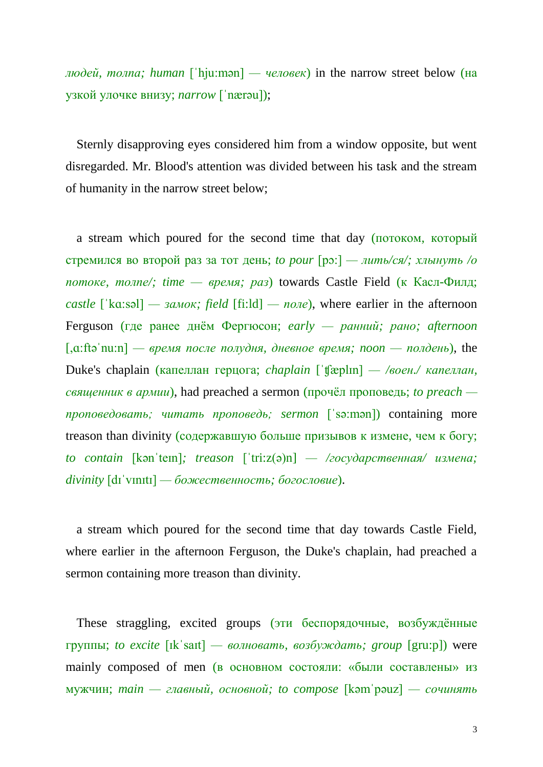*людей, толпа; human* [ˈhjuːmən] *— человек*) in the narrow street below (на узкой улочке внизу; *narrow* [ˈnærəu]);

Sternly disapproving eyes considered him from a window opposite, but went disregarded. Mr. Blood's attention was divided between his task and the stream of humanity in the narrow street below;

a stream which poured for the second time that day (потоком, который стремился во второй раз за тот день; *to pour* [pɔː] *— лить/ся/; хлынуть /о потоке, толпе/; time — время; раз*) towards Castle Field (к Касл-Филд; *castle* [ˈkɑːsəl] *— замок; field* [fiːld] *— поле*), where earlier in the afternoon Ferguson (где ранее днём Фергюсон; *early — ранний; рано; afternoon* [ˌɑːftəˈnuːn] *— время после полудня, дневное время; noon — полдень*), the Duke's chaplain (капеллан герцога; *chaplain* [ˈʧæplɪn] *— /воен./ капеллан, священник в армии*), had preached a sermon (прочёл проповедь; *to preach — проповедовать; читать проповедь; sermon* [ˈsəːmən]) containing more treason than divinity (содержавшую больше призывов к измене, чем к богу; *to contain* [kənˈteɪn]*; treason* [ˈtriːz(ə)n] *— /государственная/ измена; divinity* [dɪˈvɪnɪtɪ] *— божественность; богословие*).

a stream which poured for the second time that day towards Castle Field, where earlier in the afternoon Ferguson, the Duke's chaplain, had preached a sermon containing more treason than divinity.

These straggling, excited groups (эти беспорядочные, возбуждённые группы; *to excite* [ɪkˈsaɪt] *— волновать, возбуждать; group* [gruːp]) were mainly composed of men (в основном состояли: «были составлены» из мужчин; *main — главный, основной; to compose* [kəmˈpəuz] *— сочинять*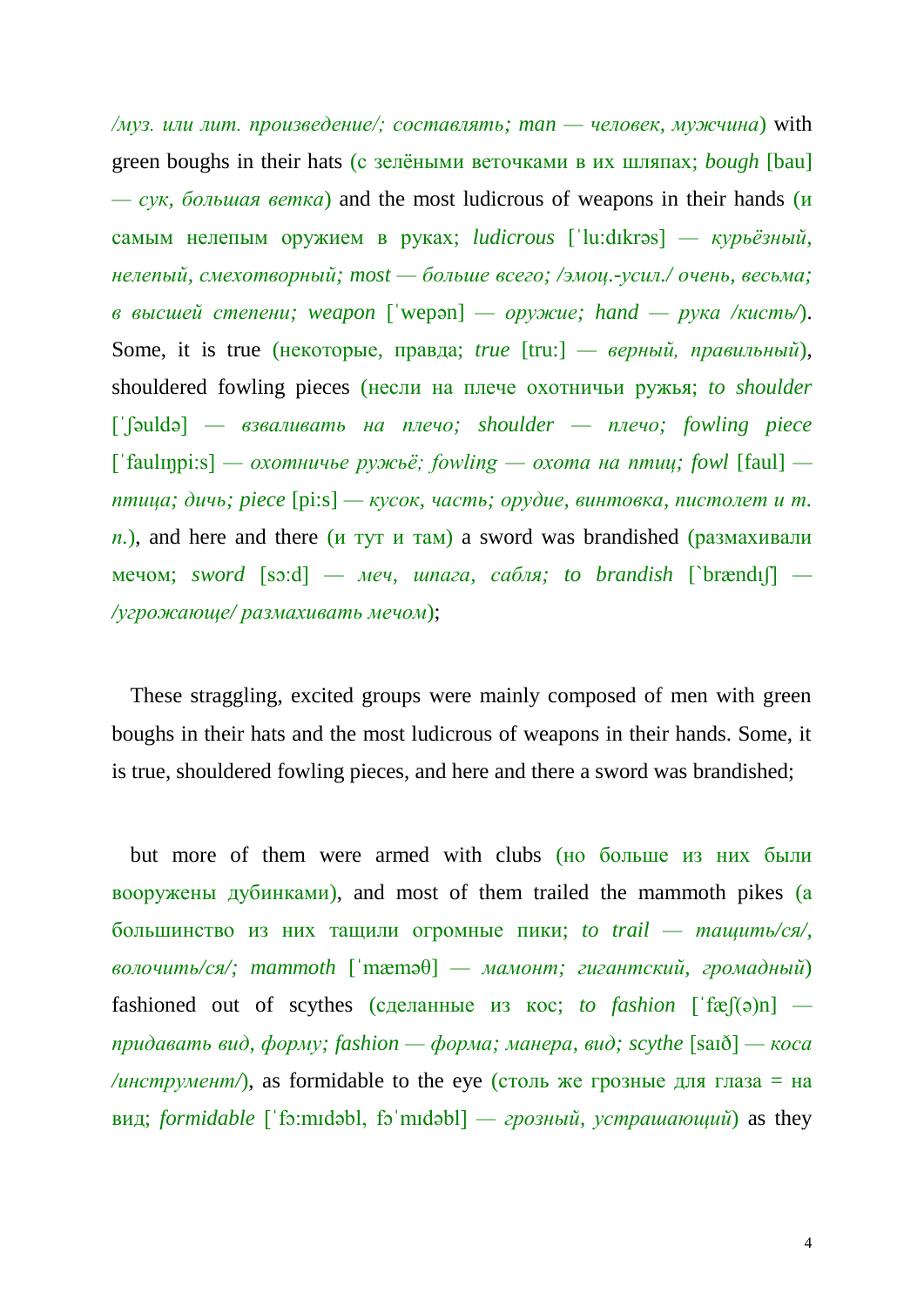*/муз. или лит. произведение/; составлять; man — человек, мужчина*) with green boughs in their hats (с зелёными веточками в их шляпах; *bough* [bau] — *сук, большая ветка*) and the most ludicrous of weapons in their hands (и самым нелепым оружием в руках; *ludicrous* [ˈlu:dɪkrəs] — *курьёзный, нелепый, смехотворный; most — больше всего; /эмоц.-усил./ очень, весьма; в высшей степени; weapon* [ˈwepən] — *оружие; hand — рука /кисть/*). Some, it is true (некоторые, правда; *true* [tru:] — *верный, правильный*), shouldered fowling pieces (несли на плече охотничьи ружья; *to shoulder* [ˈʃəuldə] — *взваливать на плечо; shoulder — плечо; fowling piece* [ˈfaulɪŋpi:s] — *охотничье ружьё; fowling — охота на птиц; fowl* [faul] — *птица; дичь; piece* [pi:s] — *кусок, часть; орудие, винтовка, пистолет и т. п.*), and here and there (и тут и там) a sword was brandished (размахивали мечом; *sword* [sɔ:d] — *меч, шпага, сабля; to brandish* [ˋbrændɪʃ] — */угрожающе/ размахивать мечом*);

These straggling, excited groups were mainly composed of men with green boughs in their hats and the most ludicrous of weapons in their hands. Some, it is true, shouldered fowling pieces, and here and there a sword was brandished;

but more of them were armed with clubs (но больше из них были вооружены дубинками), and most of them trailed the mammoth pikes (а большинство из них тащили огромные пики; *to trail — тащить/ся/, волочить/ся/; mammoth* [ˈmæməθ] — *мамонт; гигантский, громадный*) fashioned out of scythes (сделанные из кос; *to fashion* [ˈfæʃ(ə)n] — *придавать вид, форму; fashion — форма; манера, вид; scythe* [saɪð] — *коса /инструмент/*), as formidable to the eye (столь же грозные для глаза = на вид; *formidable* [ˈfɔ:mɪdəbl, fɔˈmɪdəbl] — *грозный, устрашающий*) as they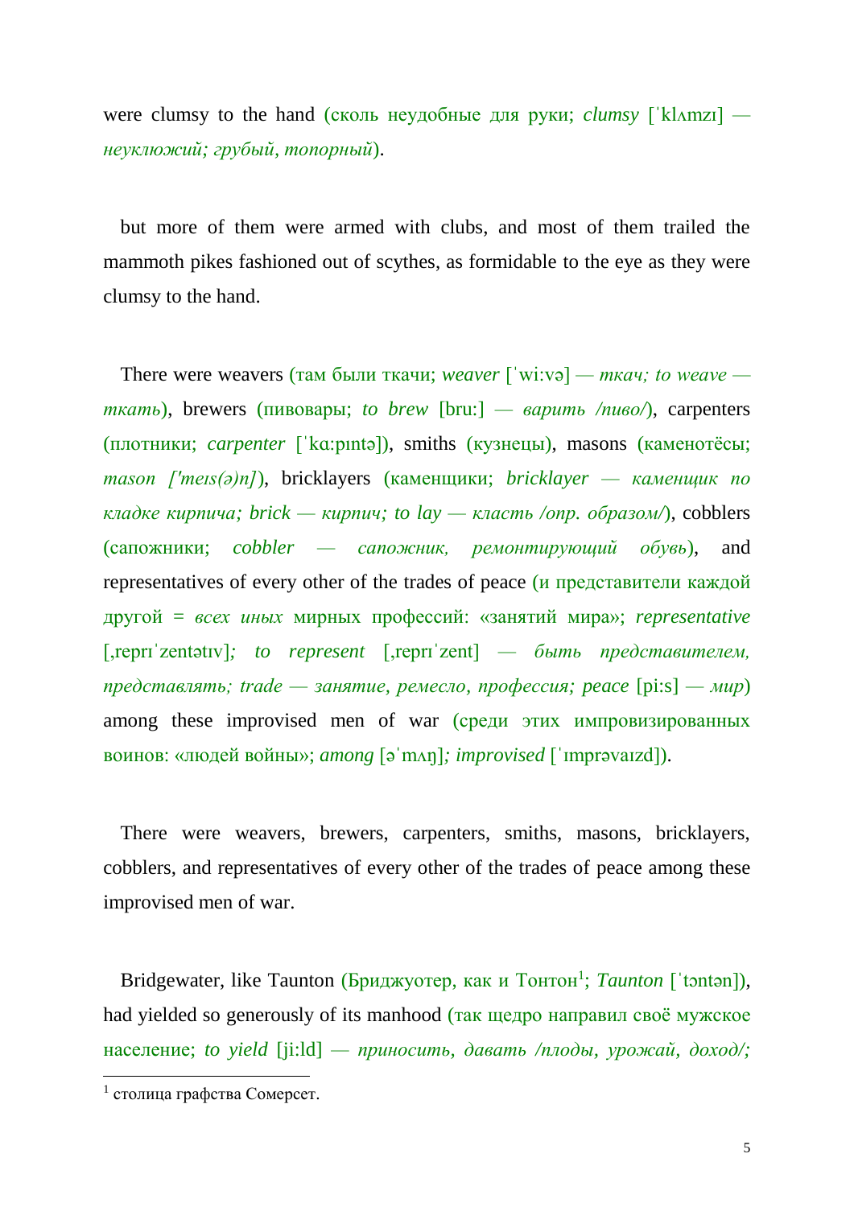were clumsy to the hand (сколь неудобные для руки; *clumsy* [ˈklʌmzɪ] — *неуклюжий; грубый, топорный*).

but more of them were armed with clubs, and most of them trailed the mammoth pikes fashioned out of scythes, as formidable to the eye as they were clumsy to the hand.

There were weavers (там были ткачи; *weaver* [ˈwiːvə] — *ткач; to weave — ткать*), brewers (пивовары; *to brew* [bruː] — *варить /пиво/*), carpenters (плотники; *carpenter* [ˈkɑːpɪntə]), smiths (кузнецы), masons (каменотёсы; *mason ['meɪs(ə)n]*), bricklayers (каменщики; *bricklayer — каменщик по кладке кирпича; brick — кирпич; to lay — класть /опр. образом/*), cobblers (сапожники; *cobbler — сапожник, ремонтирующий обувь*), and representatives of every other of the trades of peace (и представители каждой другой = *всех иных* мирных профессий: «занятий мира»; *representative* [ˌreprɪˈzentətɪv]*; to represent* [ˌreprɪˈzent] — *быть представителем, представлять; trade — занятие, ремесло, профессия; peace* [piːs] — *мир*) among these improvised men of war (среди этих импровизированных воинов: «людей войны»; *among* [əˈmʌŋ]*; improvised* [ˈɪmprəvaɪzd]).

There were weavers, brewers, carpenters, smiths, masons, bricklayers, cobblers, and representatives of every other of the trades of peace among these improvised men of war.

Bridgewater, like Taunton (Бриджуотер, как и Тонтон[1]; *Taunton* [ˈtɔntən]), had yielded so generously of its manhood (так щедро направил своё мужское население; *to yield* [jiːld] — *приносить, давать /плоды, урожай, доход/;*

---

[1] столица графства Сомерсет.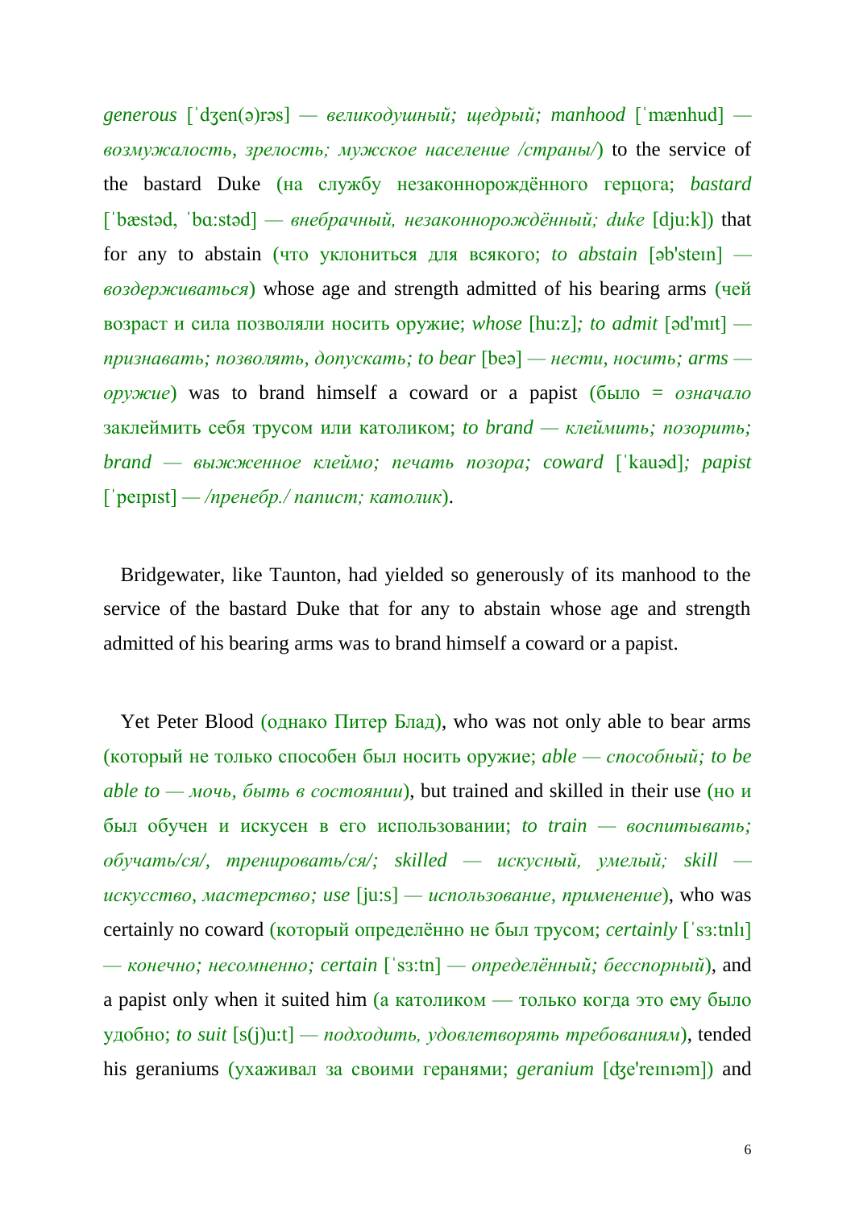*generous* [ˈdʒen(ə)rəs] — *великодушный; щедрый; manhood* [ˈmænhud] — *возмужалость, зрелость; мужское население /страны/*) to the service of the bastard Duke (на службу незаконнорождённого герцога; *bastard* [ˈbæstəd, ˈbɑ:stəd] — *внебрачный, незаконнорождённый; duke* [dju:k]) that for any to abstain (что уклониться для всякого; *to abstain* [əb'steɪn] — *воздерживаться*) whose age and strength admitted of his bearing arms (чей возраст и сила позволяли носить оружие; *whose* [hu:z]*; to admit* [əd'mɪt] — *признавать; позволять, допускать; to bear* [beə] — *нести, носить; arms* — *оружие*) was to brand himself a coward or a papist (было = *означало* заклеймить себя трусом или католиком; *to brand* — *клеймить; позорить; brand* — *выжженное клеймо; печать позора; coward* [ˈkauəd]*; papist* [ˈpeɪpɪst] — */пренебр./ папист; католик*).

Bridgewater, like Taunton, had yielded so generously of its manhood to the service of the bastard Duke that for any to abstain whose age and strength admitted of his bearing arms was to brand himself a coward or a papist.

Yet Peter Blood (однако Питер Блад), who was not only able to bear arms (который не только способен был носить оружие; *able* — *способный; to be able to* — *мочь, быть в состоянии*), but trained and skilled in their use (но и был обучен и искусен в его использовании; *to train* — *воспитывать; обучать/ся/, тренировать/ся/; skilled* — *искусный, умелый; skill* — *искусство, мастерство; use* [ju:s] — *использование, применение*), who was certainly no coward (который определённо не был трусом; *certainly* [ˈsɜ:tnlɪ] — *конечно; несомненно; certain* [ˈsɜ:tn] — *определённый; бесспорный*), and a papist only when it suited him (а католиком — только когда это ему было удобно; *to suit* [s(j)u:t] — *подходить, удовлетворять требованиям*), tended his geraniums (ухаживал за своими геранями; *geranium* [dʒe'reɪnɪəm]) and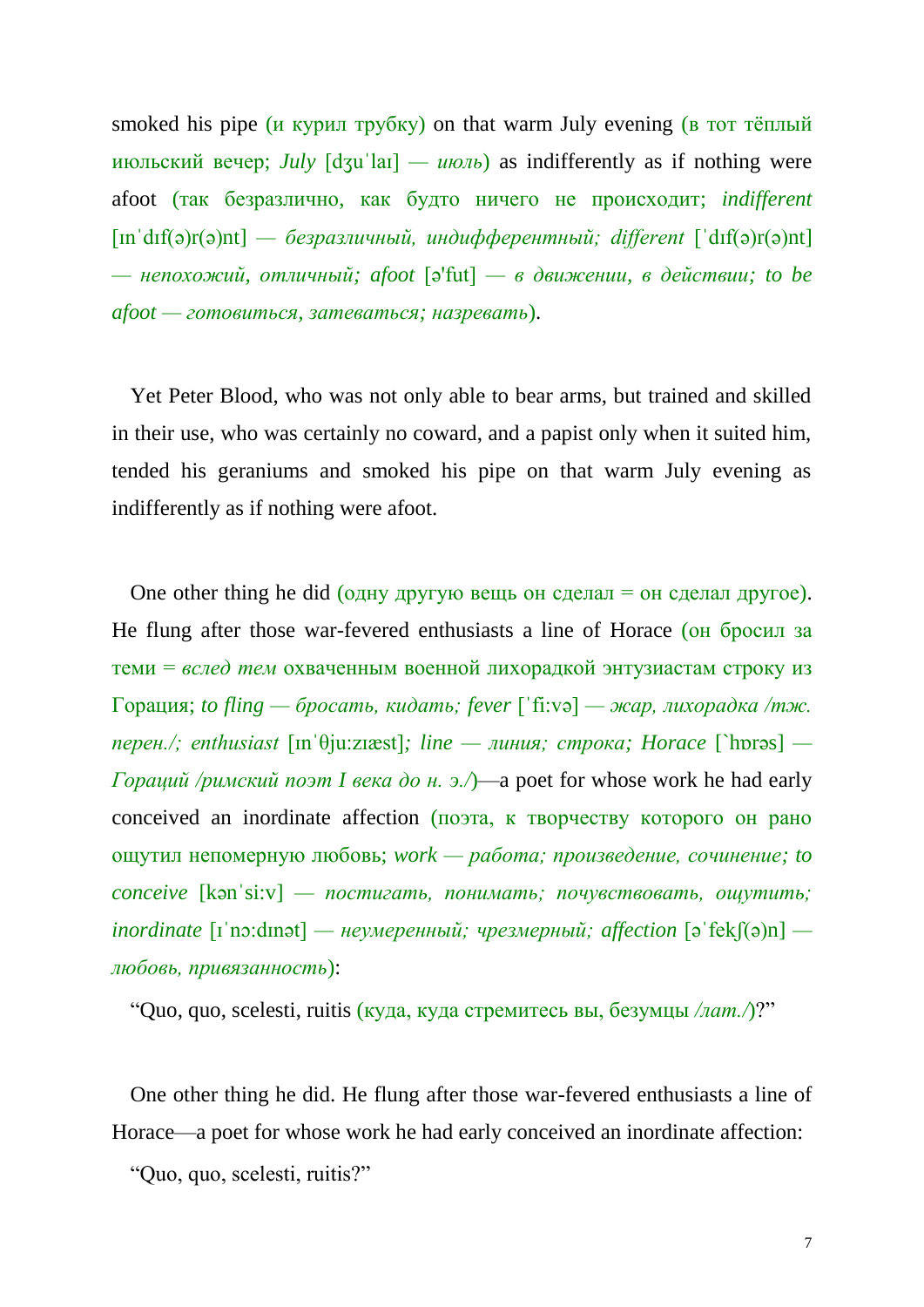smoked his pipe (и курил трубку) on that warm July evening (в тот тёплый июльский вечер; *July* [dʒuˈlaɪ] — *июль*) as indifferently as if nothing were afoot (так безразлично, как будто ничего не происходит; *indifferent* [ɪnˈdɪf(ə)r(ə)nt] — *безразличный, индифферентный; different* [ˈdɪf(ə)r(ə)nt] — *непохожий, отличный; afoot* [ə'fut] — *в движении, в действии; to be afoot — готовиться, затеваться; назревать*).

Yet Peter Blood, who was not only able to bear arms, but trained and skilled in their use, who was certainly no coward, and a papist only when it suited him, tended his geraniums and smoked his pipe on that warm July evening as indifferently as if nothing were afoot.

One other thing he did (одну другую вещь он сделал = он сделал другое). He flung after those war-fevered enthusiasts a line of Horace (он бросил за теми = *вслед тем* охваченным военной лихорадкой энтузиастам строку из Горация; *to fling — бросать, кидать; fever* [ˈfi:və] — *жар, лихорадка /тж. перен./; enthusiast* [ɪnˈθju:zɪæst]*; line — линия; строка; Horace* [`hɒrəs] — *Гораций /римский поэт I века до н. э./*)—a poet for whose work he had early conceived an inordinate affection (поэта, к творчеству которого он рано ощутил непомерную любовь; *work — работа; произведение, сочинение; to conceive* [kənˈsi:v] — *постигать, понимать; почувствовать, ощутить; inordinate* [ɪˈnɔ:dɪnət] — *неумеренный; чрезмерный; affection* [əˈfekʃ(ə)n] — *любовь, привязанность*):

“Quo, quo, scelesti, ruitis (куда, куда стремитесь вы, безумцы */лат./*)?”

One other thing he did. He flung after those war-fevered enthusiasts a line of Horace—a poet for whose work he had early conceived an inordinate affection:

“Quo, quo, scelesti, ruitis?”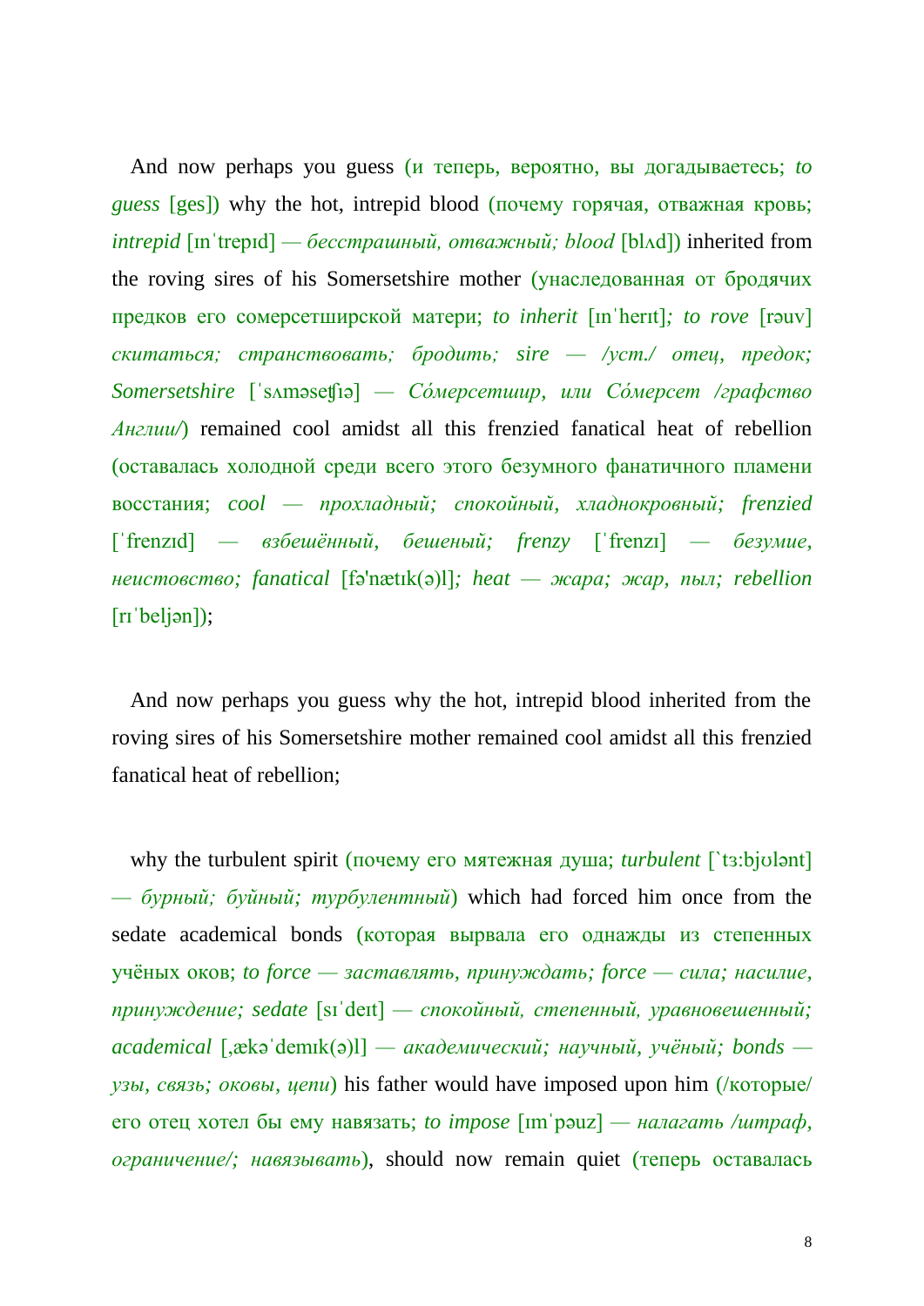And now perhaps you guess (и теперь, вероятно, вы догадываетесь; *to guess* [ges]) why the hot, intrepid blood (почему горячая, отважная кровь; *intrepid* [ɪnˈtrepɪd] — *бесстрашный, отважный; blood* [blʌd]) inherited from the roving sires of his Somersetshire mother (унаследованная от бродячих предков его сомерсетширской матери; *to inherit* [ɪnˈherɪt]*; to rove* [rəuv] *скитаться; странствовать; бродить; sire — /уст./ отец, предок; Somersetshire* [ˈsʌməseʧɪə] *— Со́мерсетшир, или Со́мерсет /графство Англии/*) remained cool amidst all this frenzied fanatical heat of rebellion (оставалась холодной среди всего этого безумного фанатичного пламени восстания; *cool — прохладный; спокойный, хладнокровный; frenzied* [ˈfrenzɪd] *— взбешённый, бешеный; frenzy* [ˈfrenzɪ] *— безумие, неистовство; fanatical* [fə'nætɪk(ə)l]*; heat — жара; жар, пыл; rebellion* [rɪˈbeljən]);

And now perhaps you guess why the hot, intrepid blood inherited from the roving sires of his Somersetshire mother remained cool amidst all this frenzied fanatical heat of rebellion;

why the turbulent spirit (почему его мятежная душа; *turbulent* [`tɜ:bjʊlənt] *— бурный; буйный; турбулентный*) which had forced him once from the sedate academical bonds (которая вырвала его однажды из степенных учёных оков; *to force — заставлять, принуждать; force — сила; насилие, принуждение; sedate* [sɪˈdeɪt] *— спокойный, степенный, уравновешенный; academical* [ˌækəˈdemɪk(ə)l] *— академический; научный, учёный; bonds — узы, связь; оковы, цепи*) his father would have imposed upon him (/которые/ его отец хотел бы ему навязать; *to impose* [ɪmˈpəuz] *— налагать /штраф, ограничение/; навязывать*), should now remain quiet (теперь оставалась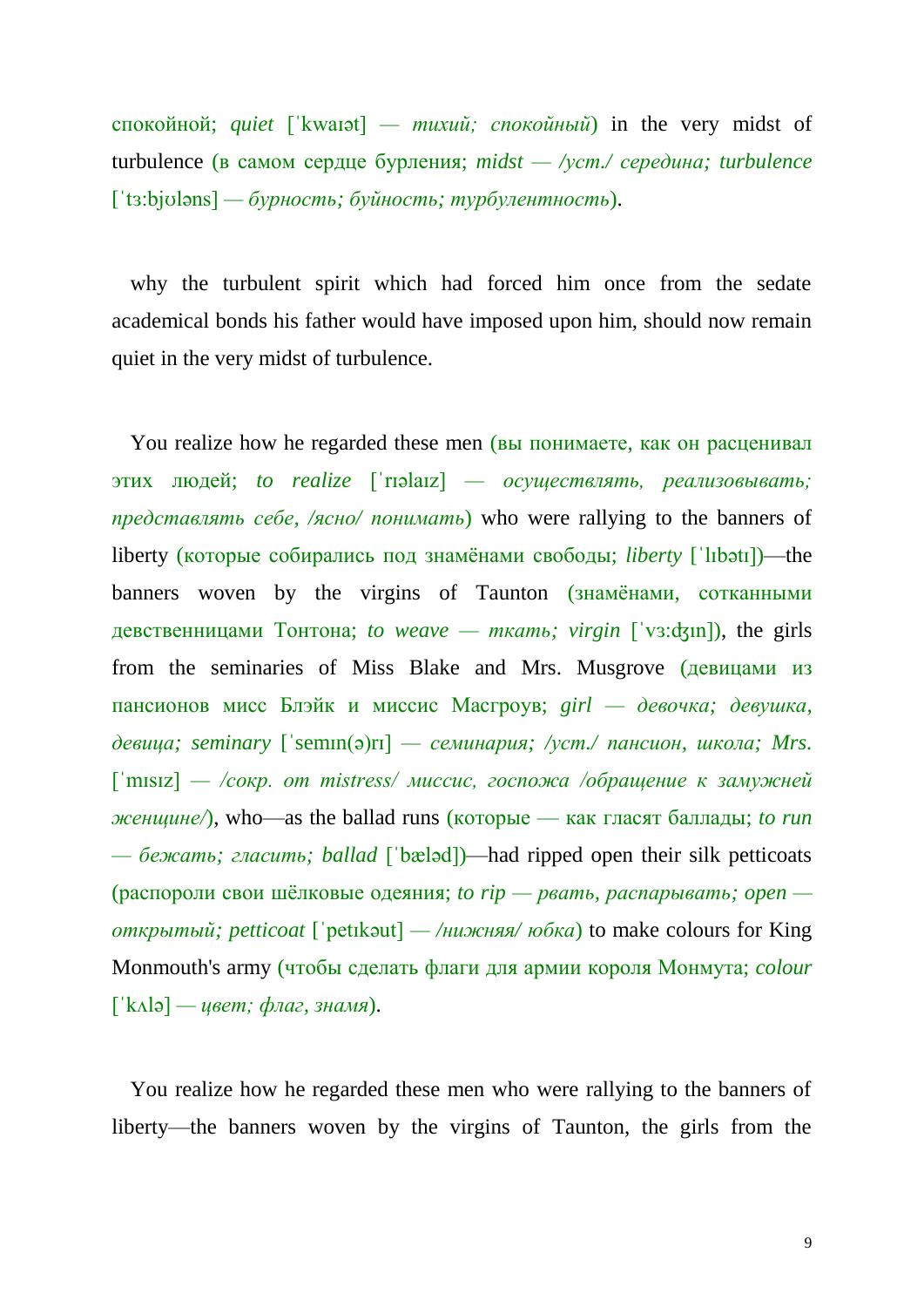спокойной; *quiet* [ˈkwaɪət] — *тихий; спокойный*) in the very midst of turbulence (в самом сердце бурления; *midst — /уст./ середина; turbulence* [ˈtɜ:bjʊləns] — *бурность; буйность; турбулентность*).

why the turbulent spirit which had forced him once from the sedate academical bonds his father would have imposed upon him, should now remain quiet in the very midst of turbulence.

You realize how he regarded these men (вы понимаете, как он расценивал этих людей; *to realize* [ˈrɪəlaɪz] — *осуществлять, реализовывать; представлять себе, /ясно/ понимать*) who were rallying to the banners of liberty (которые собирались под знамёнами свободы; *liberty* [ˈlɪbətɪ])—the banners woven by the virgins of Taunton (знамёнами, сотканными девственницами Тонтона; *to weave — ткать; virgin* [ˈvɜ:ʤɪn]), the girls from the seminaries of Miss Blake and Mrs. Musgrove (девицами из пансионов мисс Блэйк и миссис Масгроув; *girl — девочка; девушка, девица; seminary* [ˈsemɪn(ə)rɪ] — *семинария; /уст./ пансион, школа; Mrs.* [ˈmɪsɪz] — */сокр. от mistress/ миссис, госпожа /обращение к замужней женщине/*), who—as the ballad runs (которые — как гласят баллады; *to run — бежать; гласить; ballad* [ˈbæləd])—had ripped open their silk petticoats (распороли свои шёлковые одеяния; *to rip — рвать, распарывать; open — открытый; petticoat* [ˈpetɪkəut] — */нижняя/ юбка*) to make colours for King Monmouth's army (чтобы сделать флаги для армии короля Монмута; *colour* [ˈkʌlə] — *цвет; флаг, знамя*).

You realize how he regarded these men who were rallying to the banners of liberty—the banners woven by the virgins of Taunton, the girls from the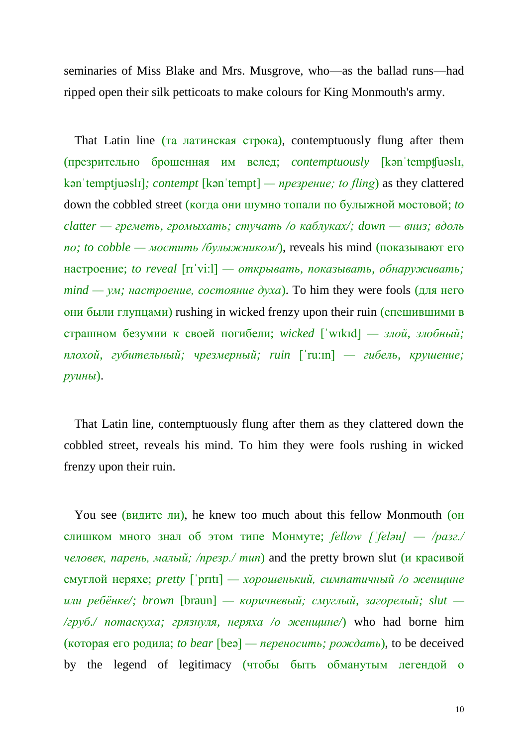seminaries of Miss Blake and Mrs. Musgrove, who—as the ballad runs—had ripped open their silk petticoats to make colours for King Monmouth's army.

That Latin line (та латинская строка), contemptuously flung after them (презрительно брошенная им вслед; *contemptuously* [kənˈtempʧuəslɪ, kənˈtemptjuəslɪ]; *contempt* [kənˈtempt] — *презрение; to fling*) as they clattered down the cobbled street (когда они шумно топали по булыжной мостовой; *to clatter — греметь, громыхать; стучать /о каблуках/; down — вниз; вдоль по; to cobble — мостить /булыжником/*), reveals his mind (показывают его настроение; *to reveal* [rɪˈvi:l] — *открывать, показывать, обнаруживать; mind — ум; настроение, состояние духа*). To him they were fools (для него они были глупцами) rushing in wicked frenzy upon their ruin (спешившими в страшном безумии к своей погибели; *wicked* [ˈwɪkɪd] — *злой, злобный; плохой, губительный; чрезмерный; ruin* [ˈru:ɪn] — *гибель, крушение; руины*).

That Latin line, contemptuously flung after them as they clattered down the cobbled street, reveals his mind. To him they were fools rushing in wicked frenzy upon their ruin.

You see (видите ли), he knew too much about this fellow Monmouth (он слишком много знал об этом типе Монмуте; *fellow [ˈfeləu] — /разг./ человек, парень, малый; /презр./ тип*) and the pretty brown slut (и красивой смуглой неряхе; *pretty* [ˈprɪtɪ] — *хорошенький, симпатичный /о женщине или ребёнке/; brown* [braun] — *коричневый; смуглый, загорелый; slut — /груб./ потаскуха; грязнуля, неряха /о женщине/*) who had borne him (которая его родила; *to bear* [beə] — *переносить; рождать*), to be deceived by the legend of legitimacy (чтобы быть обманутым легендой о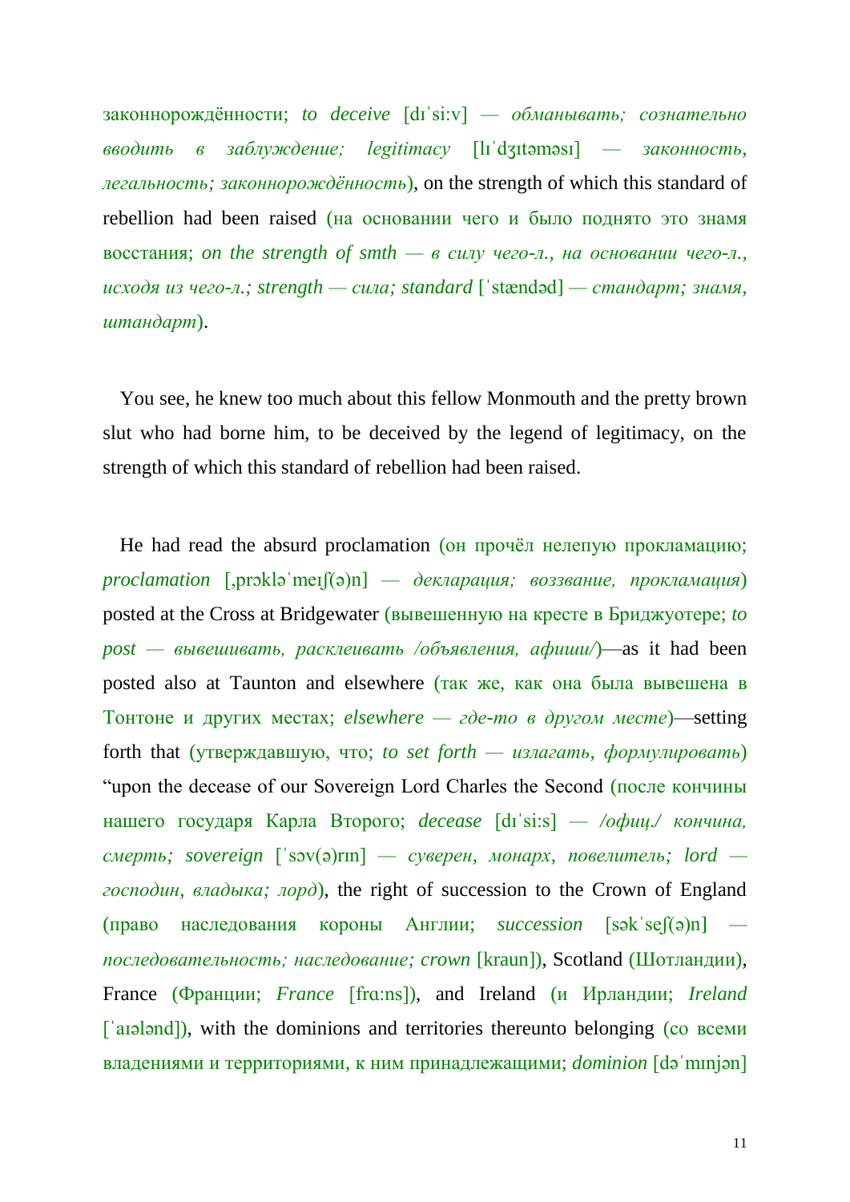законнорождённости; *to deceive* [dɪˈsi:v] — *обманывать; сознательно вводить в заблуждение; legitimacy* [lɪˈdʒɪtəməsɪ] — *законность, легальность; законнорождённость*), on the strength of which this standard of rebellion had been raised (на основании чего и было поднято это знамя восстания; *on the strength of smth — в силу чего-л., на основании чего-л., исходя из чего-л.; strength — сила; standard* [ˈstændəd] — *стандарт; знамя, штандарт*).

You see, he knew too much about this fellow Monmouth and the pretty brown slut who had borne him, to be deceived by the legend of legitimacy, on the strength of which this standard of rebellion had been raised.

He had read the absurd proclamation (он прочёл нелепую прокламацию; *proclamation* [ˌprɔkləˈmeɪʃ(ə)n] — *декларация; воззвание, прокламация*) posted at the Cross at Bridgewater (вывешенную на кресте в Бриджуотере; *to post — вывешивать, расклеивать /объявления, афиши/*)—as it had been posted also at Taunton and elsewhere (так же, как она была вывешена в Тонтоне и других местах; *elsewhere — где-то в другом месте*)—setting forth that (утверждавшую, что; *to set forth — излагать, формулировать*) “upon the decease of our Sovereign Lord Charles the Second (после кончины нашего государя Карла Второго; *decease* [dɪˈsi:s] — */офиц./ кончина, смерть; sovereign* [ˈsɔv(ə)rɪn] — *суверен, монарх, повелитель; lord — господин, владыка; лорд*), the right of succession to the Crown of England (право наследования короны Англии; *succession* [səkˈseʃ(ə)n] — *последовательность; наследование; crown* [kraun]), Scotland (Шотландии), France (Франции; *France* [frɑ:ns]), and Ireland (и Ирландии; *Ireland* [ˈaɪələnd]), with the dominions and territories thereunto belonging (со всеми владениями и территориями, к ним принадлежащими; *dominion* [dəˈmɪnjən]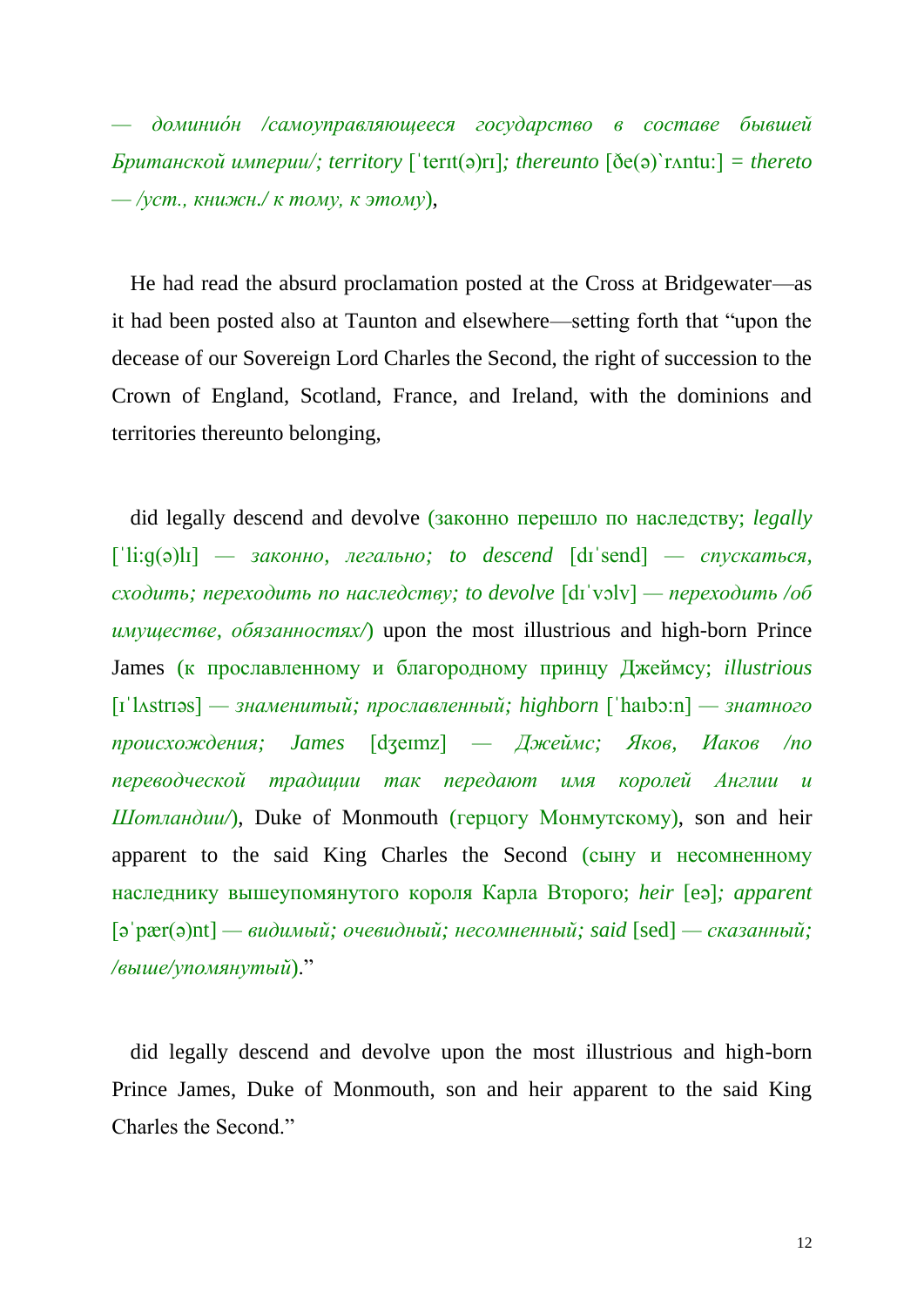*— доминио́н /самоуправляющееся государство в составе бывшей Британской империи/; territory* [ˈterɪt(ə)rɪ]*; thereunto* [ðe(ə)ˋrʌntu:] = *thereto — /уст., книжн./ к тому, к этому*),

He had read the absurd proclamation posted at the Cross at Bridgewater—as it had been posted also at Taunton and elsewhere—setting forth that "upon the decease of our Sovereign Lord Charles the Second, the right of succession to the Crown of England, Scotland, France, and Ireland, with the dominions and territories thereunto belonging,

did legally descend and devolve (законно перешло по наследству; *legally* [ˈli:g(ə)lɪ] *— законно, легально; to descend* [dɪˈsend] *— спускаться, сходить; переходить по наследству; to devolve* [dɪˈvɔlv] *— переходить /об имуществе, обязанностях/*) upon the most illustrious and high-born Prince James (к прославленному и благородному принцу Джеймсу; *illustrious* [ɪˈlʌstrɪəs] *— знаменитый; прославленный; highborn* [ˈhaɪbɔ:n] *— знатного происхождения; James* [dʒeɪmz] *— Джеймс; Яков, Иаков /по переводческой традиции так передают имя королей Англии и Шотландии/*), Duke of Monmouth (герцогу Монмутскому), son and heir apparent to the said King Charles the Second (сыну и несомненному наследнику вышеупомянутого короля Карла Второго; *heir* [eə]*; apparent* [əˈpær(ə)nt] *— видимый; очевидный; несомненный; said* [sed] *— сказанный; /выше/упомянутый*)."

did legally descend and devolve upon the most illustrious and high-born Prince James, Duke of Monmouth, son and heir apparent to the said King Charles the Second."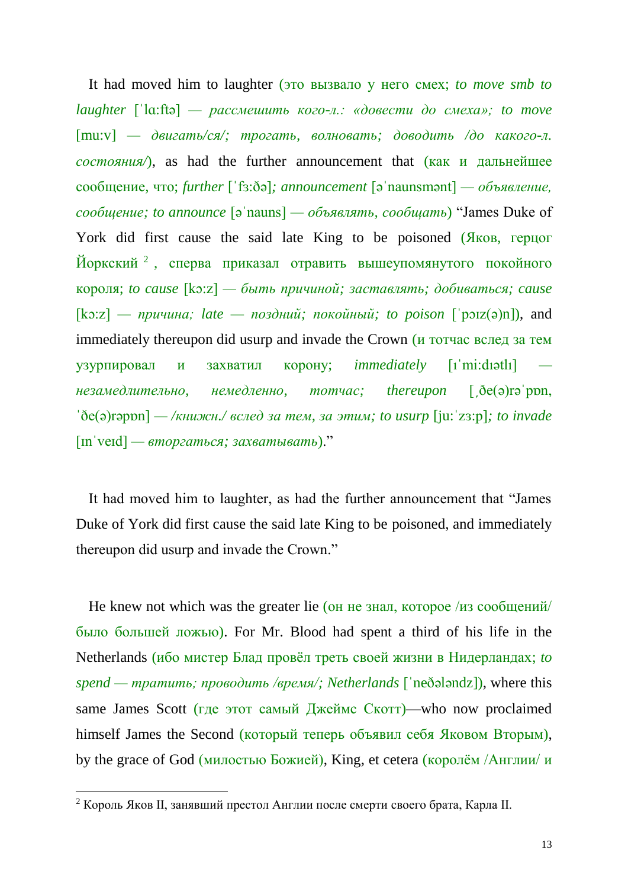It had moved him to laughter (это вызвало у него смех; *to move smb to laughter* [ˈlɑ:ftə] — *рассмешить кого-л.: «довести до смеха»; to move* [mu:v] — *двигать/ся/; трогать, волновать; доводить /до какого-л. состояния/*), as had the further announcement that (как и дальнейшее сообщение, что; *further* [ˈfɜ:ðə]*; announcement* [əˈnaunsmənt] — *объявление, сообщение; to announce* [əˈnauns] — *объявлять, сообщать*) "James Duke of York did first cause the said late King to be poisoned (Яков, герцог Йоркский [2], сперва приказал отравить вышеупомянутого покойного короля; *to cause* [kɔ:z] — *быть причиной; заставлять; добиваться; cause* [kɔ:z] — *причина; late — поздний; покойный; to poison* [ˈpɔɪz(ə)n]), and immediately thereupon did usurp and invade the Crown (и тотчас вслед за тем узурпировал и захватил корону; *immediately* [ɪˈmi:dɪətlɪ] — *незамедлительно, немедленно, тотчас; thereupon* [ˌðe(ə)rəˈpɒn, ˈðe(ə)rəpɒn] — */книжн./ вслед за тем, за этим; to usurp* [ju:ˈzɜ:p]*; to invade* [ɪnˈveɪd] — *вторгаться; захватывать*)."

It had moved him to laughter, as had the further announcement that "James Duke of York did first cause the said late King to be poisoned, and immediately thereupon did usurp and invade the Crown."

He knew not which was the greater lie (он не знал, которое /из сообщений/ было большей ложью). For Mr. Blood had spent a third of his life in the Netherlands (ибо мистер Блад провёл треть своей жизни в Нидерландах; *to spend — тратить; проводить /время/; Netherlands* [ˈneðələndz]), where this same James Scott (где этот самый Джеймс Скотт)—who now proclaimed himself James the Second (который теперь объявил себя Яковом Вторым), by the grace of God (милостью Божией), King, et cetera (королём /Англии/ и

[2] Король Яков II, занявший престол Англии после смерти своего брата, Карла II.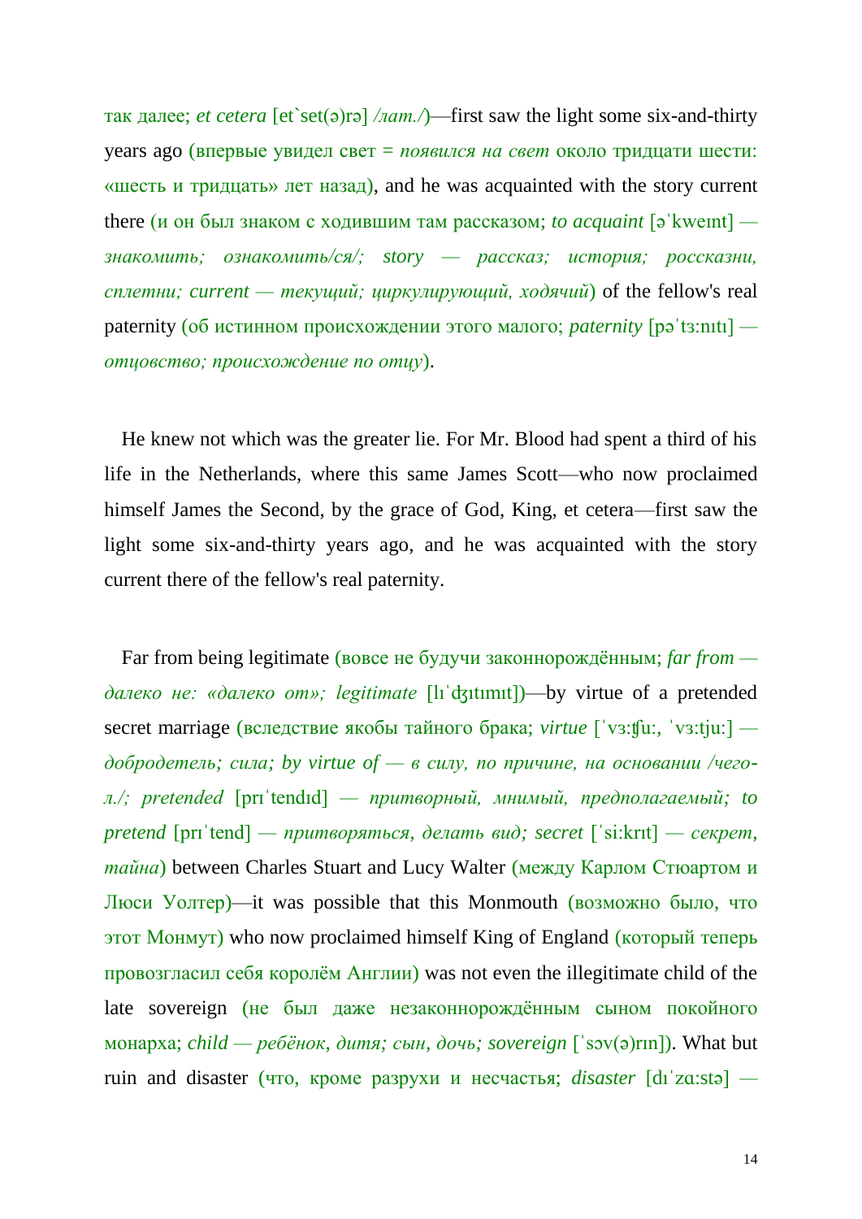так далее; *et cetera* [et`set(ə)rə] */лат./*)—first saw the light some six-and-thirty years ago (впервые увидел свет = *появился на свет* около тридцати шести: «шесть и тридцать» лет назад), and he was acquainted with the story current there (и он был знаком с ходившим там рассказом; *to acquaint* [əˈkweɪnt] — *знакомить; ознакомить/ся/; story — рассказ; история; россказни, сплетни; current — текущий; циркулирующий, ходячий*) of the fellow's real paternity (об истинном происхождении этого малого; *paternity* [pəˈtɜ:nɪtɪ] — *отцовство; происхождение по отцу*).

He knew not which was the greater lie. For Mr. Blood had spent a third of his life in the Netherlands, where this same James Scott—who now proclaimed himself James the Second, by the grace of God, King, et cetera—first saw the light some six-and-thirty years ago, and he was acquainted with the story current there of the fellow's real paternity.

Far from being legitimate (вовсе не будучи законнорождённым; *far from — далеко не: «далеко от»; legitimate* [lɪˈʤɪtɪmɪt])—by virtue of a pretended secret marriage (вследствие якобы тайного брака; *virtue* [ˈvɜ:ʧu:, ˈvɜ:tju:] — *добродетель; сила; by virtue of — в силу, по причине, на основании /чего-л./; pretended* [prɪˈtendɪd] — *притворный, мнимый, предполагаемый; to pretend* [prɪˈtend] — *притворяться, делать вид; secret* [ˈsi:krɪt] — *секрет, тайна*) between Charles Stuart and Lucy Walter (между Карлом Стюартом и Люси Уолтер)—it was possible that this Monmouth (возможно было, что этот Монмут) who now proclaimed himself King of England (который теперь провозгласил себя королём Англии) was not even the illegitimate child of the late sovereign (не был даже незаконнорождённым сыном покойного монарха; *child — ребёнок, дитя; сын, дочь; sovereign* [ˈsɔv(ə)rɪn]). What but ruin and disaster (что, кроме разрухи и несчастья; *disaster* [dɪˈzɑ:stə] —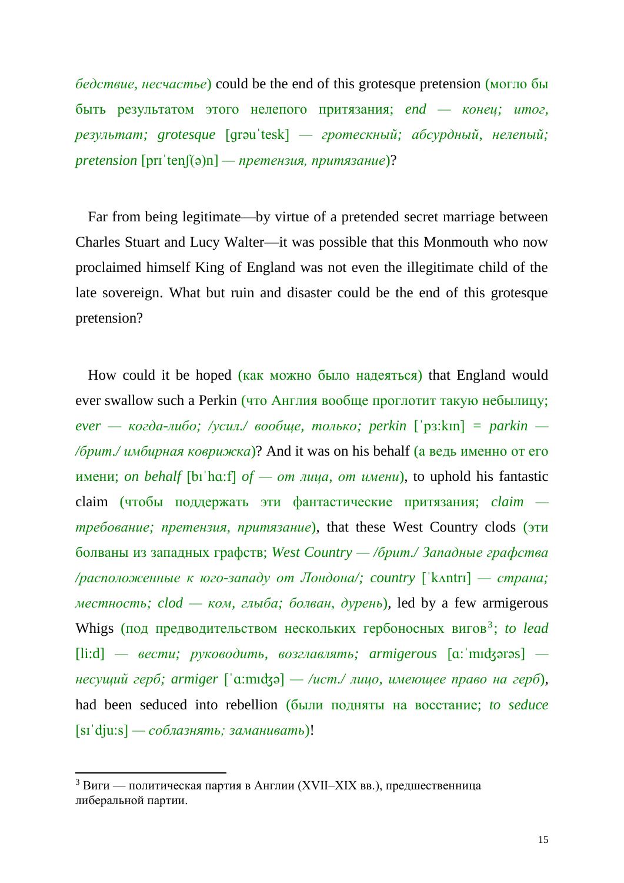*бедствие, несчастье*) could be the end of this grotesque pretension (могло бы быть результатом этого нелепого притязания; *end — конец; итог, результат; grotesque* [grəuˈtesk] — *гротескный; абсурдный, нелепый; pretension* [prɪˈtenʃ(ə)n] — *претензия, притязание*)?

Far from being legitimate—by virtue of a pretended secret marriage between Charles Stuart and Lucy Walter—it was possible that this Monmouth who now proclaimed himself King of England was not even the illegitimate child of the late sovereign. What but ruin and disaster could be the end of this grotesque pretension?

How could it be hoped (как можно было надеяться) that England would ever swallow such a Perkin (что Англия вообще проглотит такую небылицу; *ever — когда-либо; /усил./ вообще, только; perkin* [ˈpɜ:kɪn] = *parkin — /брит./ имбирная коврижка*)? And it was on his behalf (а ведь именно от его имени; *on behalf* [bɪˈhɑ:f] *of — от лица, от имени*), to uphold his fantastic claim (чтобы поддержать эти фантастические притязания; *claim — требование; претензия, притязание*), that these West Country clods (эти болваны из западных графств; *West Country — /брит./ Западные графства /расположенные к юго-западу от Лондона/; country* [ˈkʌntrɪ] — *страна; местность; clod — ком, глыба; болван, дурень*), led by a few armigerous Whigs (под предводительством нескольких гербоносных вигов[3]; *to lead* [li:d] — *вести; руководить, возглавлять; armigerous* [ɑ:ˈmɪʤərəs] — *несущий герб; armiger* [ˈɑ:mɪʤə] — */ист./ лицо, имеющее право на герб*), had been seduced into rebellion (были подняты на восстание; *to seduce* [sɪˈdju:s] — *соблазнять; заманивать*)!

[3] Виги — политическая партия в Англии (XVII–XIX вв.), предшественница либеральной партии.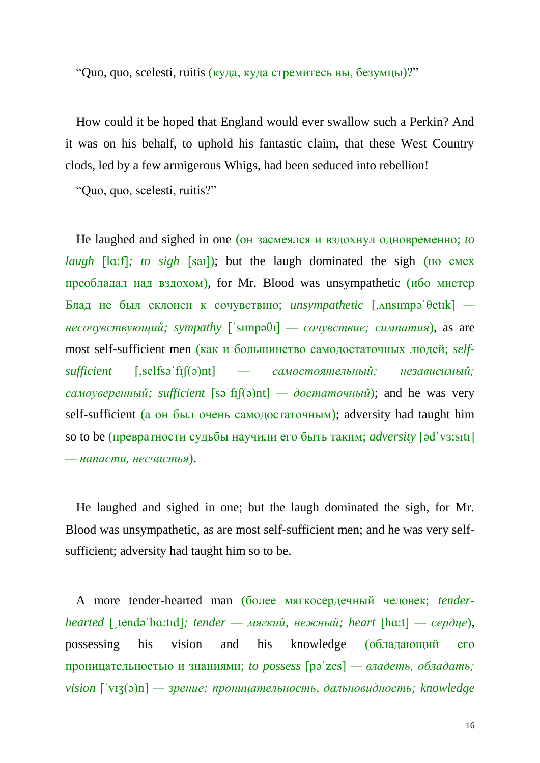"Quo, quo, scelesti, ruitis (куда, куда стремитесь вы, безумцы)?"

How could it be hoped that England would ever swallow such a Perkin? And it was on his behalf, to uphold his fantastic claim, that these West Country clods, led by a few armigerous Whigs, had been seduced into rebellion!

"Quo, quo, scelesti, ruitis?"

He laughed and sighed in one (он засмеялся и вздохнул одновременно; *to laugh* [lɑ:f]*; to sigh* [saɪ]); but the laugh dominated the sigh (но смех преобладал над вздохом), for Mr. Blood was unsympathetic (ибо мистер Блад не был склонен к сочувствию; *unsympathetic* [ˌʌnsɪmpəˈθetɪk] *— несочувствующий; sympathy* [ˈsɪmpəθɪ] *— сочувствие; симпатия*), as are most self-sufficient men (как и большинство самодостаточных людей; *self-sufficient* [ˌselfsəˈfɪʃ(ə)nt] *— самостоятельный; независимый; самоуверенный; sufficient* [səˈfɪʃ(ə)nt] *— достаточный*); and he was very self-sufficient (а он был очень самодостаточным); adversity had taught him so to be (превратности судьбы научили его быть таким; *adversity* [ədˈvɜ:sɪtɪ] *— напасти, несчастья*).

He laughed and sighed in one; but the laugh dominated the sigh, for Mr. Blood was unsympathetic, as are most self-sufficient men; and he was very self-sufficient; adversity had taught him so to be.

A more tender-hearted man (более мягкосердечный человек; *tender-hearted* [ˌtendəˈhɑ:tɪd]*; tender — мягкий, нежный; heart* [hɑ:t] *— сердце*), possessing his vision and his knowledge (обладающий его проницательностью и знаниями; *to possess* [pəˈzes] *— владеть, обладать; vision* [ˈvɪʒ(ə)n] *— зрение; проницательность, дальновидность; knowledge*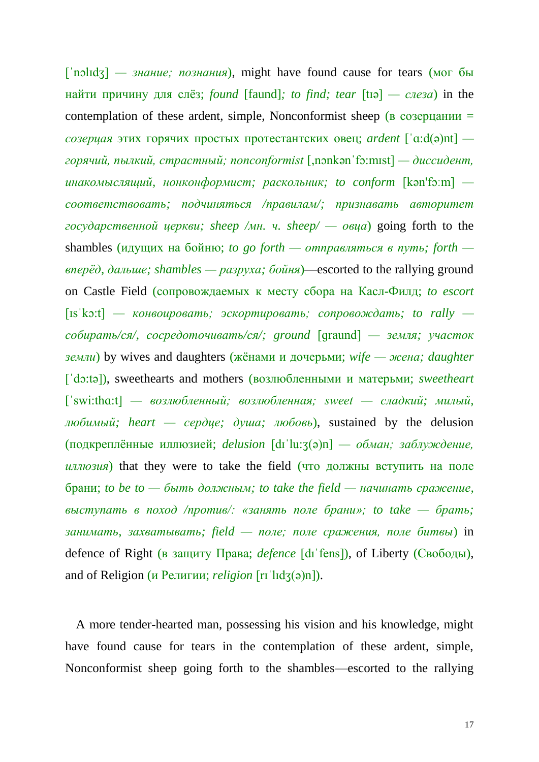[ˈnɔlɪdʒ] — *знание; познания*), might have found cause for tears (мог бы найти причину для слёз; *found* [faund]; *to find; tear* [tɪə] — *слеза*) in the contemplation of these ardent, simple, Nonconformist sheep (в созерцании = *созерцая* этих горячих простых протестантских овец; *ardent* [ˈɑ:d(ə)nt] — *горячий, пылкий, страстный; nonconformist* [ˌnɔnkənˈfɔ:mɪst] — *диссидент, инакомыслящий, нонконформист; раскольник; to conform* [kən'fɔ:m] — *соответствовать; подчиняться /правилам/; признавать авторитет государственной церкви; sheep /мн. ч. sheep/ — овца*) going forth to the shambles (идущих на бойню; *to go forth — отправляться в путь; forth — вперёд, дальше; shambles — разруха; бойня*)—escorted to the rallying ground on Castle Field (сопровождаемых к месту сбора на Касл-Филд; *to escort* [ɪsˈkɔ:t] — *конвоировать; эскортировать; сопровождать; to rally — собирать/ся/, сосредоточивать/ся/; ground* [graund] — *земля; участок земли*) by wives and daughters (жёнами и дочерьми; *wife — жена; daughter* [ˈdɔ:tə]), sweethearts and mothers (возлюбленными и матерьми; *sweetheart* [ˈswi:thɑ:t] — *возлюбленный; возлюбленная; sweet — сладкий; милый, любимый; heart — сердце; душа; любовь*), sustained by the delusion (подкреплённые иллюзией; *delusion* [dɪˈlu:ʒ(ə)n] — *обман; заблуждение, иллюзия*) that they were to take the field (что должны вступить на поле брани; *to be to — быть должным; to take the field — начинать сражение, выступать в поход /против/: «занять поле брани»; to take — брать; занимать, захватывать; field — поле; поле сражения, поле битвы*) in defence of Right (в защиту Права; *defence* [dɪˈfens]), of Liberty (Свободы), and of Religion (и Религии; *religion* [rɪˈlɪdʒ(ə)n]).

A more tender-hearted man, possessing his vision and his knowledge, might have found cause for tears in the contemplation of these ardent, simple, Nonconformist sheep going forth to the shambles—escorted to the rallying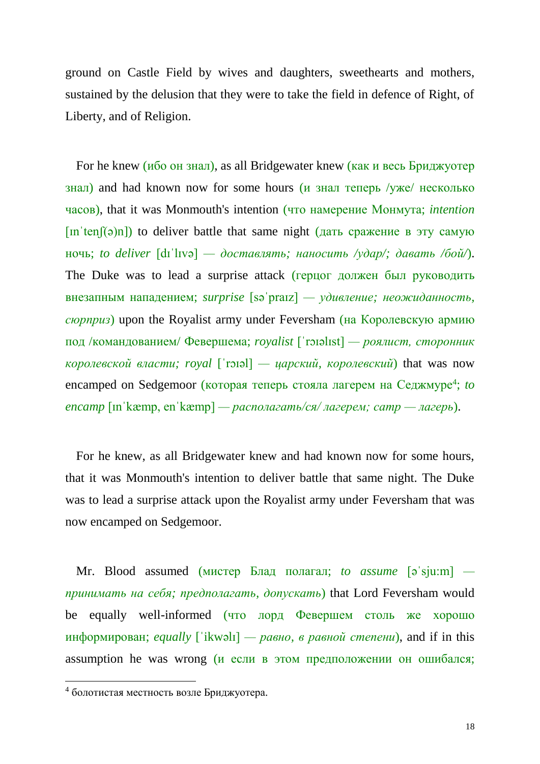ground on Castle Field by wives and daughters, sweethearts and mothers, sustained by the delusion that they were to take the field in defence of Right, of Liberty, and of Religion.

For he knew (ибо он знал), as all Bridgewater knew (как и весь Бриджуотер знал) and had known now for some hours (и знал теперь /уже/ несколько часов), that it was Monmouth's intention (что намерение Монмута; *intention* [ɪnˈtenʃ(ə)n]) to deliver battle that same night (дать сражение в эту самую ночь; *to deliver* [dɪˈlɪvə] — *доставлять; наносить /удар/; давать /бой/*). The Duke was to lead a surprise attack (герцог должен был руководить внезапным нападением; *surprise* [səˈpraɪz] — *удивление; неожиданность, сюрприз*) upon the Royalist army under Feversham (на Королевскую армию под /командованием/ Февершема; *royalist* [ˈrɔɪəlɪst] — *роялист, сторонник королевской власти; royal* [ˈrɔɪəl] — *царский, королевский*) that was now encamped on Sedgemoor (которая теперь стояла лагерем на Седжмуре[4]; *to encamp* [ɪnˈkæmp, enˈkæmp] — *располагать/ся/ лагерем; camp — лагерь*).

For he knew, as all Bridgewater knew and had known now for some hours, that it was Monmouth's intention to deliver battle that same night. The Duke was to lead a surprise attack upon the Royalist army under Feversham that was now encamped on Sedgemoor.

Mr. Blood assumed (мистер Блад полагал; *to assume* [əˈsjuːm] — *принимать на себя; предполагать, допускать*) that Lord Feversham would be equally well-informed (что лорд Февершем столь же хорошо информирован; *equally* [ˈikwəlɪ] — *равно, в равной степени*), and if in this assumption he was wrong (и если в этом предположении он ошибался;

[4] болотистая местность возле Бриджуотера.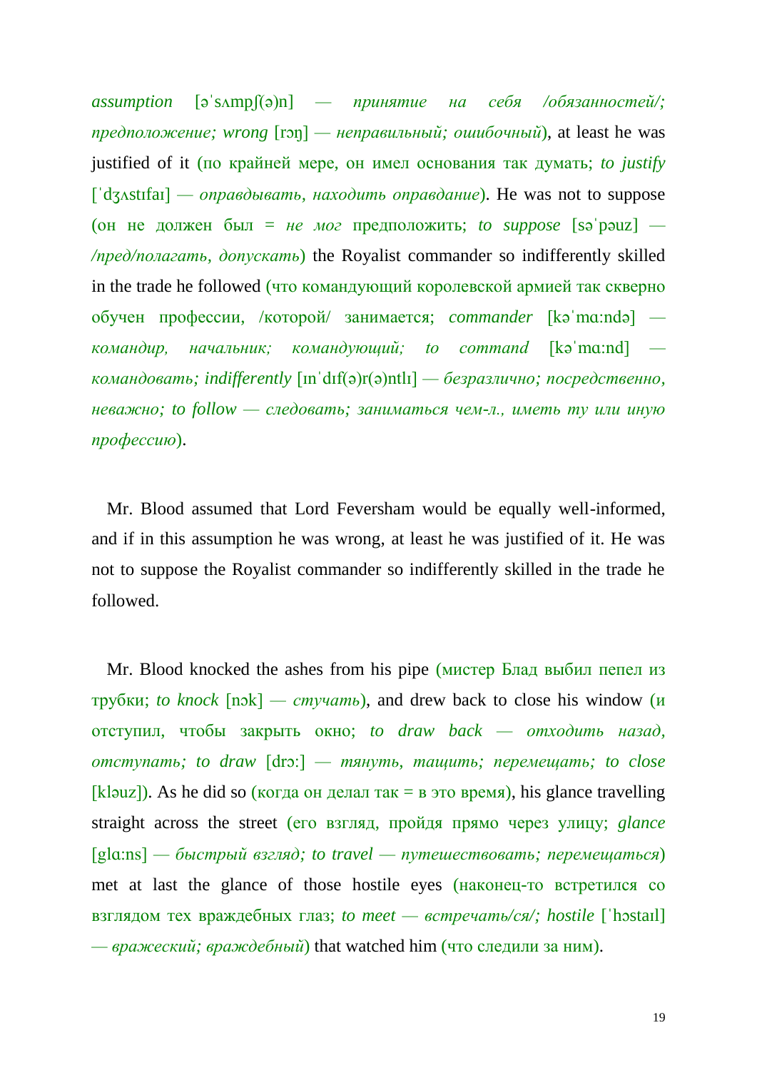*assumption* [əˈsʌmpʃ(ə)n] — *принятие на себя /обязанностей/; предположение; wrong* [rɔŋ] — *неправильный; ошибочный*), at least he was justified of it (по крайней мере, он имел основания так думать; *to justify* [ˈdʒʌstɪfaɪ] — *оправдывать, находить оправдание*). He was not to suppose (он не должен был = *не мог* предположить; *to suppose* [səˈpəuz] — */пред/полагать, допускать*) the Royalist commander so indifferently skilled in the trade he followed (что командующий королевской армией так скверно обучен профессии, /которой/ занимается; *commander* [kəˈmɑ:ndə] — *командир, начальник; командующий; to command* [kəˈmɑ:nd] — *командовать; indifferently* [ɪnˈdɪf(ə)r(ə)ntlɪ] — *безразлично; посредственно, неважно; to follow — следовать; заниматься чем-л., иметь ту или иную профессию*).

Mr. Blood assumed that Lord Feversham would be equally well-informed, and if in this assumption he was wrong, at least he was justified of it. He was not to suppose the Royalist commander so indifferently skilled in the trade he followed.

Mr. Blood knocked the ashes from his pipe (мистер Блад выбил пепел из трубки; *to knock* [nɔk] — *стучать*), and drew back to close his window (и отступил, чтобы закрыть окно; *to draw back — отходить назад, отступать; to draw* [drɔ:] — *тянуть, тащить; перемещать; to close* [kləuz]). As he did so (когда он делал так = в это время), his glance travelling straight across the street (его взгляд, пройдя прямо через улицу; *glance* [glɑ:ns] — *быстрый взгляд; to travel — путешествовать; перемещаться*) met at last the glance of those hostile eyes (наконец-то встретился со взглядом тех враждебных глаз; *to meet — встречать/ся/; hostile* [ˈhɔstaɪl] — *вражеский; враждебный*) that watched him (что следили за ним).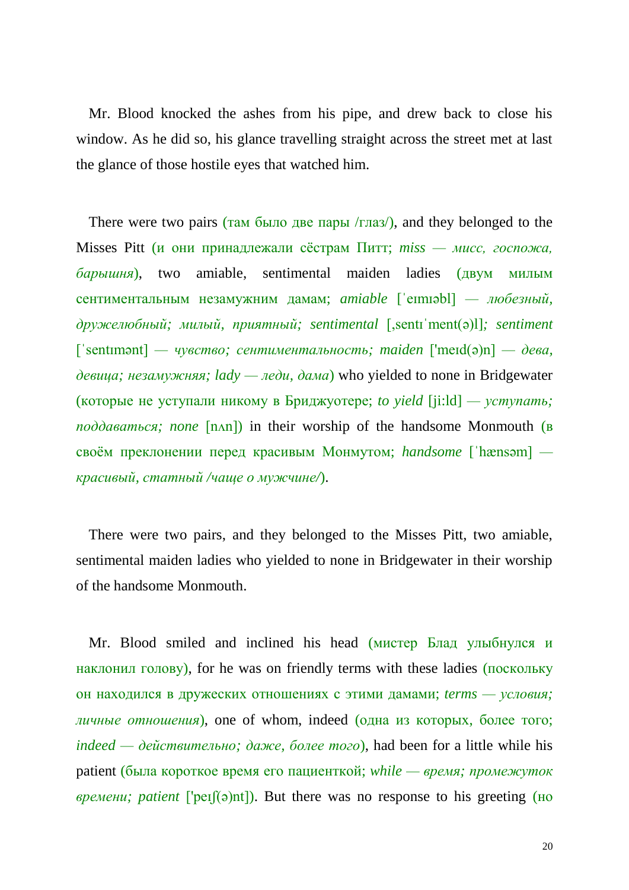Mr. Blood knocked the ashes from his pipe, and drew back to close his window. As he did so, his glance travelling straight across the street met at last the glance of those hostile eyes that watched him.

There were two pairs (там было две пары /глаз/), and they belonged to the Misses Pitt (и они принадлежали сёстрам Питт; *miss — мисс, госпожа, барышня*), two amiable, sentimental maiden ladies (двум милым сентиментальным незамужним дамам; *amiable* [ˈeɪmɪəbl] *— любезный, дружелюбный; милый, приятный; sentimental* [ˌsentɪˈment(ə)l]*; sentiment* [ˈsentɪmənt] *— чувство; сентиментальность; maiden* ['meɪd(ə)n] *— дева, девица; незамужняя; lady — леди, дама*) who yielded to none in Bridgewater (которые не уступали никому в Бриджуотере; *to yield* [ji:ld] *— уступать; поддаваться; none* [nʌn]) in their worship of the handsome Monmouth (в своём преклонении перед красивым Монмутом; *handsome* [ˈhænsəm] *— красивый, статный /чаще о мужчине/*).

There were two pairs, and they belonged to the Misses Pitt, two amiable, sentimental maiden ladies who yielded to none in Bridgewater in their worship of the handsome Monmouth.

Mr. Blood smiled and inclined his head (мистер Блад улыбнулся и наклонил голову), for he was on friendly terms with these ladies (поскольку он находился в дружеских отношениях с этими дамами; *terms — условия; личные отношения*), one of whom, indeed (одна из которых, более того; *indeed — действительно; даже, более того*), had been for a little while his patient (была короткое время его пациенткой; *while — время; промежуток времени; patient* ['peɪʃ(ə)nt]). But there was no response to his greeting (но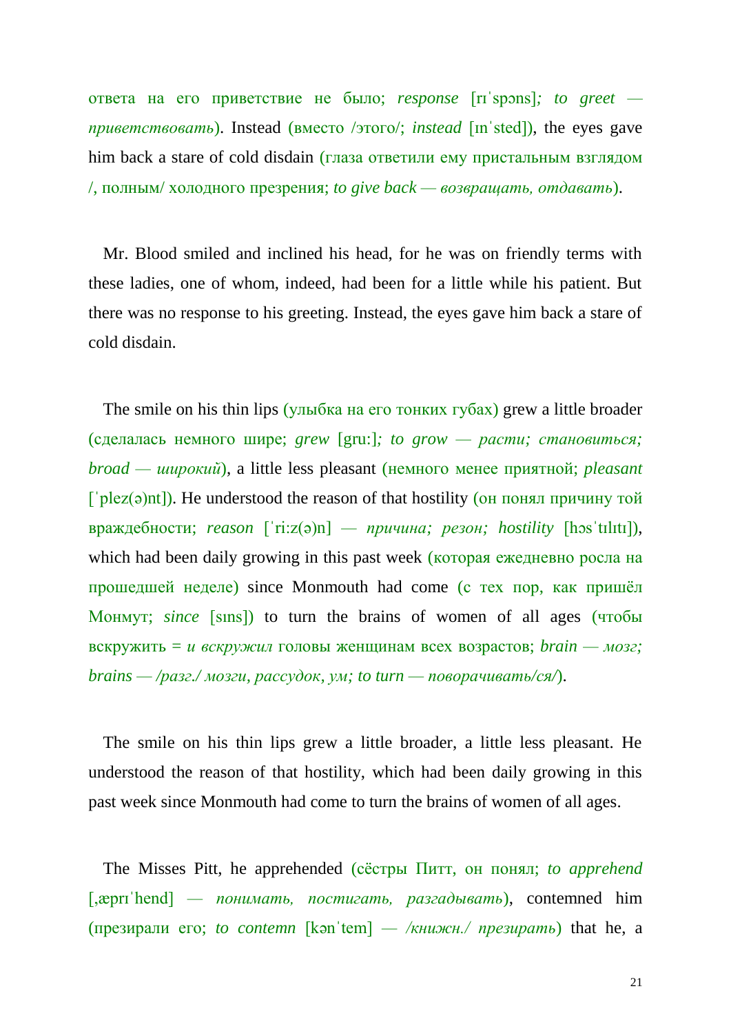ответа на его приветствие не было; *response* [rɪˈspɔns]*; to greet — приветствовать*). Instead (вместо /этого/; *instead* [ɪnˈsted]), the eyes gave him back a stare of cold disdain (глаза ответили ему пристальным взглядом /, полным/ холодного презрения; *to give back — возвращать, отдавать*).

Mr. Blood smiled and inclined his head, for he was on friendly terms with these ladies, one of whom, indeed, had been for a little while his patient. But there was no response to his greeting. Instead, the eyes gave him back a stare of cold disdain.

The smile on his thin lips (улыбка на его тонких губах) grew a little broader (сделалась немного шире; *grew* [gru:]; *to grow — расти; становиться; broad — широкий*), a little less pleasant (немного менее приятной; *pleasant* [ˈplez(ə)nt]). He understood the reason of that hostility (он понял причину той враждебности; *reason* [ˈri:z(ə)n] *— причина; резон; hostility* [hɔsˈtɪlɪtɪ]), which had been daily growing in this past week (которая ежедневно росла на прошедшей неделе) since Monmouth had come (с тех пор, как пришёл Монмут; *since* [sɪns]) to turn the brains of women of all ages (чтобы вскружить = *и вскружил* головы женщинам всех возрастов; *brain — мозг; brains — /разг./ мозги, рассудок, ум; to turn — поворачивать/ся/*).

The smile on his thin lips grew a little broader, a little less pleasant. He understood the reason of that hostility, which had been daily growing in this past week since Monmouth had come to turn the brains of women of all ages.

The Misses Pitt, he apprehended (сёстры Питт, он понял; *to apprehend* [ˌæprɪˈhend] *— понимать, постигать, разгадывать*), contemned him (презирали его; *to contemn* [kənˈtem] *— /книжн./ презирать*) that he, a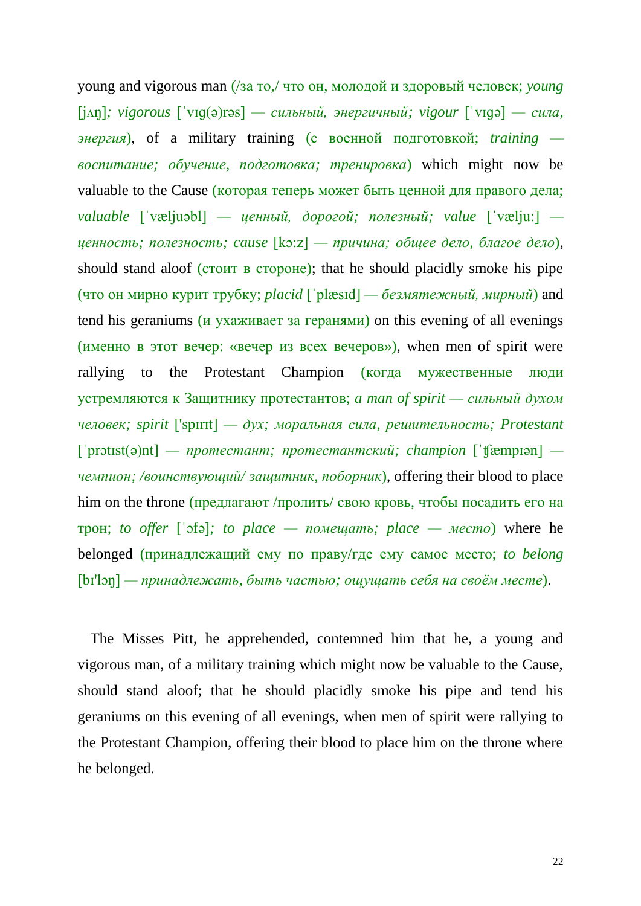young and vigorous man (/за то,/ что он, молодой и здоровый человек; *young* [jʌŋ]; *vigorous* [ˈvɪg(ə)rəs] — *сильный, энергичный; vigour* [ˈvɪgə] — *сила, энергия*), of a military training (с военной подготовкой; *training* — *воспитание; обучение, подготовка; тренировка*) which might now be valuable to the Cause (которая теперь может быть ценной для правого дела; *valuable* [ˈvæljuəbl] — *ценный, дорогой; полезный; value* [ˈvælju:] — *ценность; полезность; cause* [kɔ:z] — *причина; общее дело, благое дело*), should stand aloof (стоит в стороне); that he should placidly smoke his pipe (что он мирно курит трубку; *placid* [ˈplæsɪd] — *безмятежный, мирный*) and tend his geraniums (и ухаживает за геранями) on this evening of all evenings (именно в этот вечер: «вечер из всех вечеров»), when men of spirit were rallying to the Protestant Champion (когда мужественные люди устремляются к Защитнику протестантов; *a man of spirit* — *сильный духом человек; spirit* ['spɪrɪt] — *дух; моральная сила, решительность; Protestant* [ˈprɔtɪst(ə)nt] — *протестант; протестантский; champion* [ˈʧæmpɪən] — *чемпион; /воинствующий/ защитник, поборник*), offering their blood to place him on the throne (предлагают /пролить/ свою кровь, чтобы посадить его на трон; *to offer* [ˈɔfə]; *to place* — *помещать; place* — *место*) where he belonged (принадлежащий ему по праву/где ему самое место; *to belong* [bɪ'lɔŋ] — *принадлежать, быть частью; ощущать себя на своём месте*).

The Misses Pitt, he apprehended, contemned him that he, a young and vigorous man, of a military training which might now be valuable to the Cause, should stand aloof; that he should placidly smoke his pipe and tend his geraniums on this evening of all evenings, when men of spirit were rallying to the Protestant Champion, offering their blood to place him on the throne where he belonged.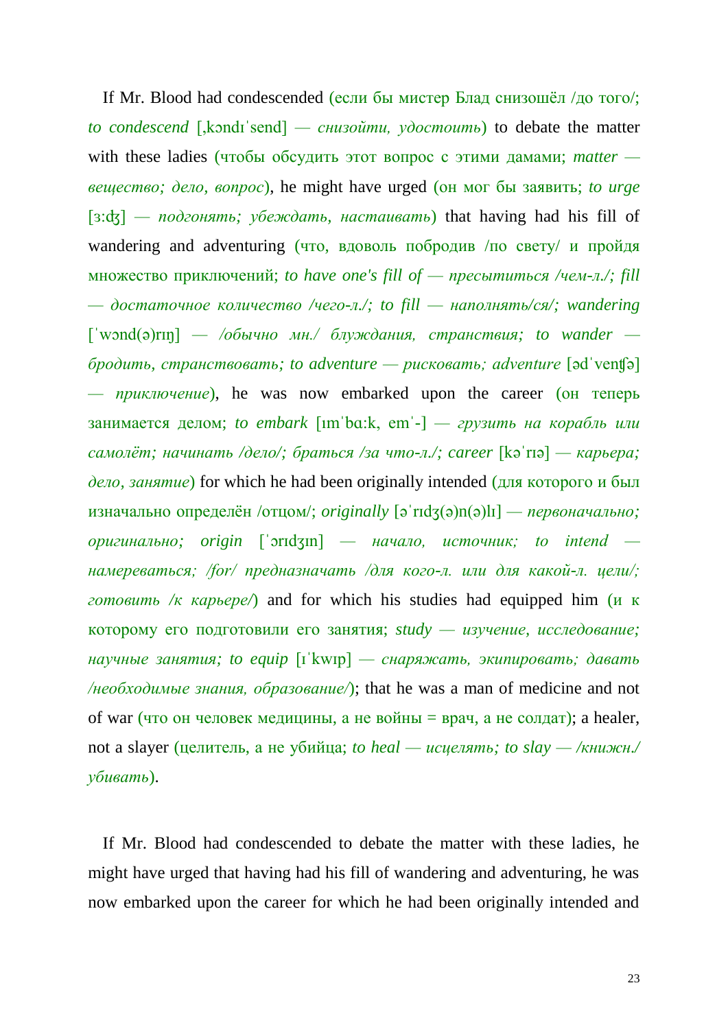If Mr. Blood had condescended (если бы мистер Блад снизошёл /до того/; *to condescend* [ˌkɔndɪˈsend] — *снизойти, удостоить*) to debate the matter with these ladies (чтобы обсудить этот вопрос с этими дамами; *matter* — *вещество; дело, вопрос*), he might have urged (он мог бы заявить; *to urge* [ɜ:ʤ] — *подгонять; убеждать, настаивать*) that having had his fill of wandering and adventuring (что, вдоволь побродив /по свету/ и пройдя множество приключений; *to have one's fill of* — *пресытиться /чем-л./; fill* — *достаточное количество /чего-л./; to fill* — *наполнять/ся/; wandering* [ˈwɔnd(ə)rɪŋ] — */обычно мн./ блуждания, странствия; to wander* — *бродить, странствовать; to adventure* — *рисковать; adventure* [ədˈvenʧə] — *приключение*), he was now embarked upon the career (он теперь занимается делом; *to embark* [ɪmˈbɑ:k, emˈ-] — *грузить на корабль или самолёт; начинать /дело/; браться /за что-л./; career* [kəˈrɪə] — *карьера; дело, занятие*) for which he had been originally intended (для которого и был изначально определён /отцом/; *originally* [əˈrɪdʒ(ə)n(ə)lɪ] — *первоначально; оригинально; origin* [ˈɔrɪdʒɪn] — *начало, источник; to intend* — *намереваться; /for/ предназначать /для кого-л. или для какой-л. цели/; готовить /к карьере/*) and for which his studies had equipped him (и к которому его подготовили его занятия; *study* — *изучение, исследование; научные занятия; to equip* [ɪˈkwɪp] — *снаряжать, экипировать; давать /необходимые знания, образование/*); that he was a man of medicine and not of war (что он человек медицины, а не войны = врач, а не солдат); a healer, not a slayer (целитель, а не убийца; *to heal* — *исцелять; to slay* — */книжн./ убивать*).

If Mr. Blood had condescended to debate the matter with these ladies, he might have urged that having had his fill of wandering and adventuring, he was now embarked upon the career for which he had been originally intended and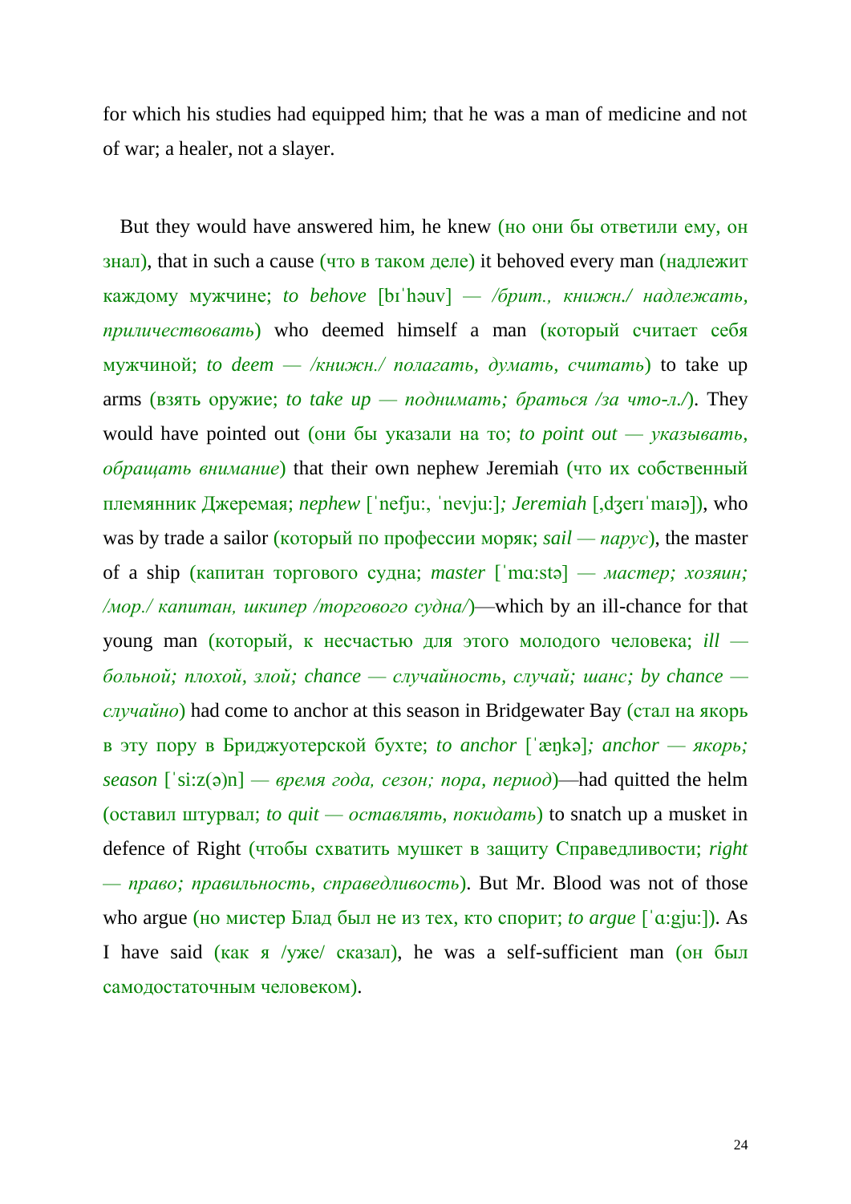for which his studies had equipped him; that he was a man of medicine and not of war; a healer, not a slayer.

But they would have answered him, he knew (но они бы ответили ему, он знал), that in such a cause (что в таком деле) it behoved every man (надлежит каждому мужчине; *to behove* [bɪˈhəuv] *— /брит., книжн./ надлежать, приличествовать*) who deemed himself a man (который считает себя мужчиной; *to deem — /книжн./ полагать, думать, считать*) to take up arms (взять оружие; *to take up — поднимать; браться /за что-л./*). They would have pointed out (они бы указали на то; *to point out — указывать, обращать внимание*) that their own nephew Jeremiah (что их собственный племянник Джеремая; *nephew* [ˈnefju:, ˈnevju:]*; Jeremiah* [,dʒerɪˈmaɪə]), who was by trade a sailor (который по профессии моряк; *sail — парус*), the master of a ship (капитан торгового судна; *master* [ˈmɑ:stə] *— мастер; хозяин; /мор./ капитан, шкипер /торгового судна/*)—which by an ill-chance for that young man (который, к несчастью для этого молодого человека; *ill — больной; плохой, злой; chance — случайность, случай; шанс; by chance — случайно*) had come to anchor at this season in Bridgewater Bay (стал на якорь в эту пору в Бриджуотерской бухте; *to anchor* [ˈæŋkə]*; anchor — якорь; season* [ˈsi:z(ə)n] *— время года, сезон; пора, период*)—had quitted the helm (оставил штурвал; *to quit — оставлять, покидать*) to snatch up a musket in defence of Right (чтобы схватить мушкет в защиту Справедливости; *right — право; правильность, справедливость*). But Mr. Blood was not of those who argue (но мистер Блад был не из тех, кто спорит; *to argue* [ˈɑ:gju:]). As I have said (как я /уже/ сказал), he was a self-sufficient man (он был самодостаточным человеком).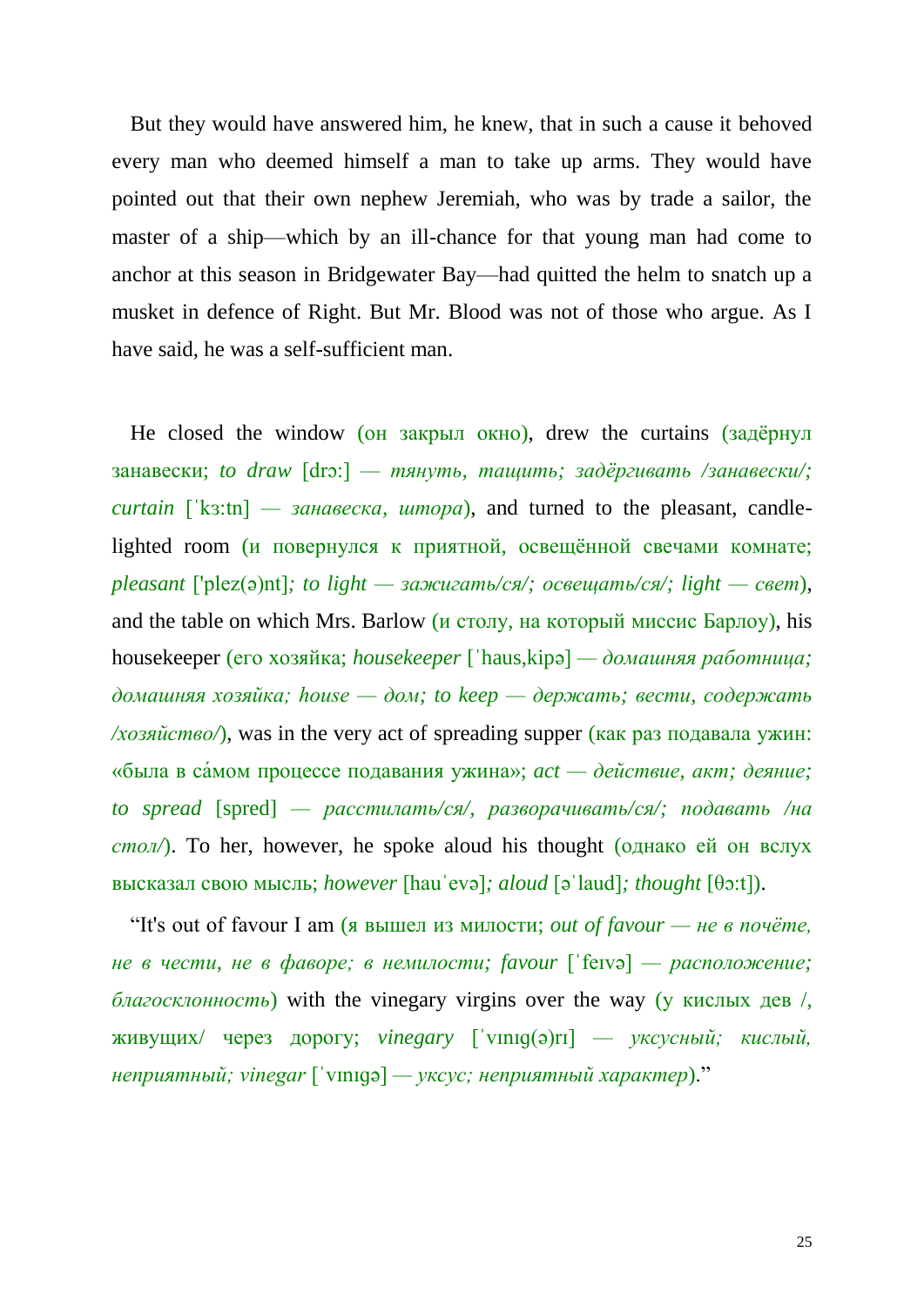But they would have answered him, he knew, that in such a cause it behoved every man who deemed himself a man to take up arms. They would have pointed out that their own nephew Jeremiah, who was by trade a sailor, the master of a ship—which by an ill-chance for that young man had come to anchor at this season in Bridgewater Bay—had quitted the helm to snatch up a musket in defence of Right. But Mr. Blood was not of those who argue. As I have said, he was a self-sufficient man.

He closed the window (он закрыл окно), drew the curtains (задёрнул занавески; *to draw* [drɔ:] — *тянуть, тащить; задёргивать /занавески/; curtain* [ˈkɜ:tn] — *занавеска, штора*), and turned to the pleasant, candle-lighted room (и повернулся к приятной, освещённой свечами комнате; *pleasant* ['plez(ə)nt]*; to light — зажигать/ся/; освещать/ся/; light — свет*), and the table on which Mrs. Barlow (и столу, на который миссис Барлоу), his housekeeper (его хозяйка; *housekeeper* [ˈhaus,kipə] — *домашняя работница; домашняя хозяйка; house — дом; to keep — держать; вести, содержать /хозяйство/*), was in the very act of spreading supper (как раз подавала ужин: «была в са́мом процессе подавания ужина»; *act — действие, акт; деяние; to spread* [spred] — *расстилать/ся/, разворачивать/ся/; подавать /на стол/*). To her, however, he spoke aloud his thought (однако ей он вслух высказал свою мысль; *however* [hauˈevə]*; aloud* [əˈlaud]*; thought* [θɔ:t]).

"It's out of favour I am (я вышел из милости; *out of favour — не в почёте, не в чести, не в фаворе; в немилости; favour* [ˈfeɪvə] — *расположение; благосклонность*) with the vinegary virgins over the way (у кислых дев /, живущих/ через дорогу; *vinegary* [ˈvɪnɪg(ə)rɪ] — *уксусный; кислый, неприятный; vinegar* [ˈvɪnɪgə] — *уксус; неприятный характер*)."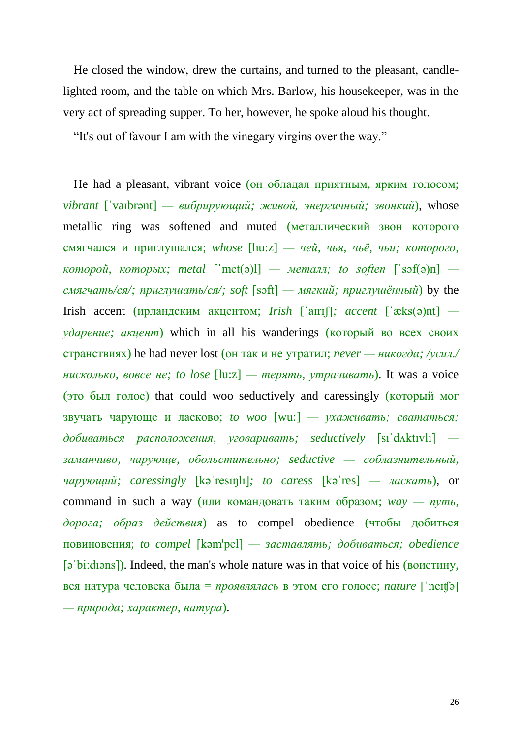He closed the window, drew the curtains, and turned to the pleasant, candle-lighted room, and the table on which Mrs. Barlow, his housekeeper, was in the very act of spreading supper. To her, however, he spoke aloud his thought.

“It's out of favour I am with the vinegary virgins over the way.”

He had a pleasant, vibrant voice (он обладал приятным, ярким голосом; *vibrant* [ˈvaıbrənt] — *вибрирующий; живой, энергичный; звонкий*), whose metallic ring was softened and muted (металлический звон которого смягчался и приглушался; *whose* [hu:z] — *чей, чья, чьё, чьи; которого, которой, которых; metal* [ˈmet(ə)l] — *металл; to soften* [ˈsɔf(ə)n] — *смягчать/ся/; приглушать/ся/; soft* [sɔft] — *мягкий; приглушённый*) by the Irish accent (ирландским акцентом; *Irish* [ˈaırıʃ]*; accent* [ˈæks(ə)nt] — *ударение; акцент*) which in all his wanderings (который во всех своих странствиях) he had never lost (он так и не утратил; *never — никогда; /усил./ нисколько, вовсе не; to lose* [lu:z] — *терять, утрачивать*). It was a voice (это был голос) that could woo seductively and caressingly (который мог звучать чарующе и ласково; *to woo* [wu:] — *ухаживать; свататься; добиваться расположения, уговаривать; seductively* [sıˈdʌktıvlı] — *заманчиво, чарующе, обольстительно; seductive — соблазнительный, чарующий; caressingly* [kəˈresıŋlı]*; to caress* [kəˈres] — *ласкать*), or command in such a way (или командовать таким образом; *way — путь, дорога; образ действия*) as to compel obedience (чтобы добиться повиновения; *to compel* [kəm'pel] — *заставлять; добиваться; obedience* [əˈbi:dıəns]). Indeed, the man's whole nature was in that voice of his (воистину, вся натура человека была = *проявлялась* в этом его голосе; *nature* [ˈneıʧə] — *природа; характер, натура*).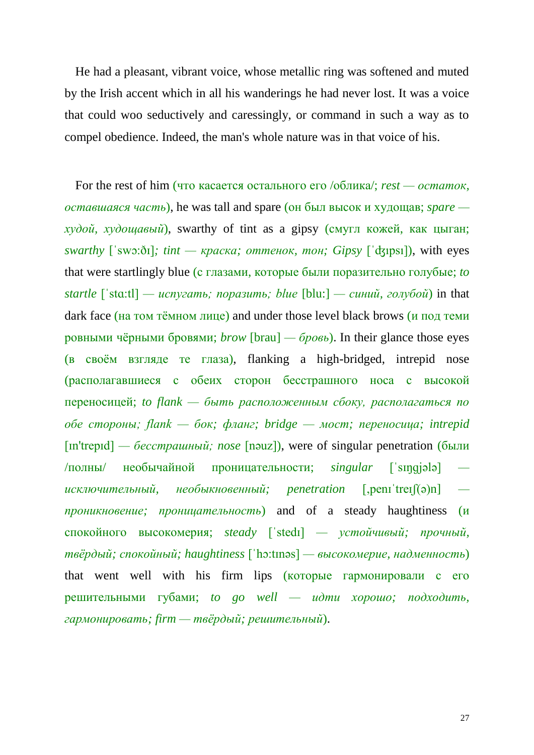He had a pleasant, vibrant voice, whose metallic ring was softened and muted by the Irish accent which in all his wanderings he had never lost. It was a voice that could woo seductively and caressingly, or command in such a way as to compel obedience. Indeed, the man's whole nature was in that voice of his.

For the rest of him (что касается остального его /облика/; *rest — остаток, оставшаяся часть*), he was tall and spare (он был высок и худощав; *spare — худой, худощавый*), swarthy of tint as a gipsy (смугл кожей, как цыган; *swarthy* [ˈswɔːðɪ]; *tint — краска; оттенок, тон; Gipsy* [ˈʤɪpsɪ]), with eyes that were startlingly blue (с глазами, которые были поразительно голубые; *to startle* [ˈstɑːtl] *— испугать; поразить; blue* [bluː] *— синий, голубой*) in that dark face (на том тёмном лице) and under those level black brows (и под теми ровными чёрными бровями; *brow* [brau] *— бровь*). In their glance those eyes (в своём взгляде те глаза), flanking a high-bridged, intrepid nose (располагавшиеся с обеих сторон бесстрашного носа с высокой переносицей; *to flank — быть расположенным сбоку, располагаться по обе стороны; flank — бок; фланг; bridge — мост; переносица; intrepid* [ɪn'trepɪd] *— бесстрашный; nose* [nəuz]), were of singular penetration (были /полны/ необычайной проницательности; *singular* [ˈsɪŋgjələ] *— исключительный, необыкновенный; penetration* [ˌpenɪˈtreɪʃ(ə)n] *— проникновение; проницательность*) and of a steady haughtiness (и спокойного высокомерия; *steady* [ˈstedɪ] *— устойчивый; прочный, твёрдый; спокойный; haughtiness* [ˈhɔːtɪnəs] *— высокомерие, надменность*) that went well with his firm lips (которые гармонировали с его решительными губами; *to go well — идти хорошо; подходить, гармонировать; firm — твёрдый; решительный*).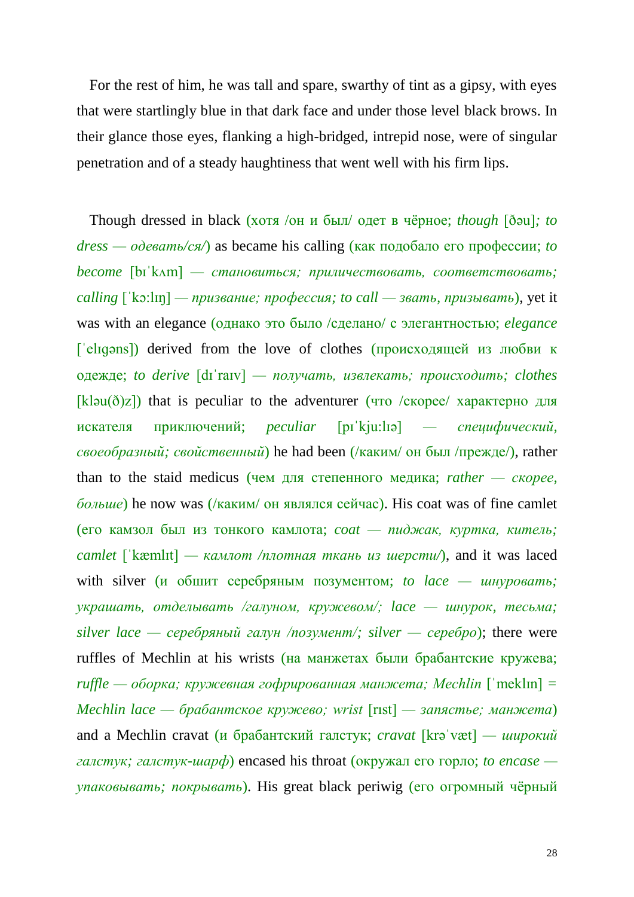For the rest of him, he was tall and spare, swarthy of tint as a gipsy, with eyes that were startlingly blue in that dark face and under those level black brows. In their glance those eyes, flanking a high-bridged, intrepid nose, were of singular penetration and of a steady haughtiness that went well with his firm lips.

Though dressed in black (хотя /он и был/ одет в чёрное; *though* [ðəu]*; to dress — одевать/ся/*) as became his calling (как подобало его профессии; *to become* [bɪˈkʌm] *— становиться; приличествовать, соответствовать; calling* [ˈkɔ:lɪŋ] *— призвание; профессия; to call — звать, призывать*), yet it was with an elegance (однако это было /сделано/ с элегантностью; *elegance* [ˈelɪgəns]) derived from the love of clothes (происходящей из любви к одежде; *to derive* [dɪˈraɪv] *— получать, извлекать; происходить; clothes* [kləu(ð)z]) that is peculiar to the adventurer (что /скорее/ характерно для искателя приключений; *peculiar* [pɪˈkju:lɪə] *— специфический, своеобразный; свойственный*) he had been (/каким/ он был /прежде/), rather than to the staid medicus (чем для степенного медика; *rather — скорее, больше*) he now was (/каким/ он являлся сейчас). His coat was of fine camlet (его камзол был из тонкого камлота; *coat — пиджак, куртка, китель; camlet* [ˈkæmlɪt] *— камлот /плотная ткань из шерсти/*), and it was laced with silver (и обшит серебряным позументом; *to lace — шнуровать; украшать, отделывать /галуном, кружевом/; lace — шнурок, тесьма; silver lace — серебряный галун /позумент/; silver — серебро*); there were ruffles of Mechlin at his wrists (на манжетах были брабантские кружева; *ruffle — оборка; кружевная гофрированная манжета; Mechlin* [ˈmeklɪn] = *Mechlin lace — брабантское кружево; wrist* [rɪst] *— запястье; манжета*) and a Mechlin cravat (и брабантский галстук; *cravat* [krəˈvæt] *— широкий галстук; галстук-шарф*) encased his throat (окружал его горло; *to encase — упаковывать; покрывать*). His great black periwig (его огромный чёрный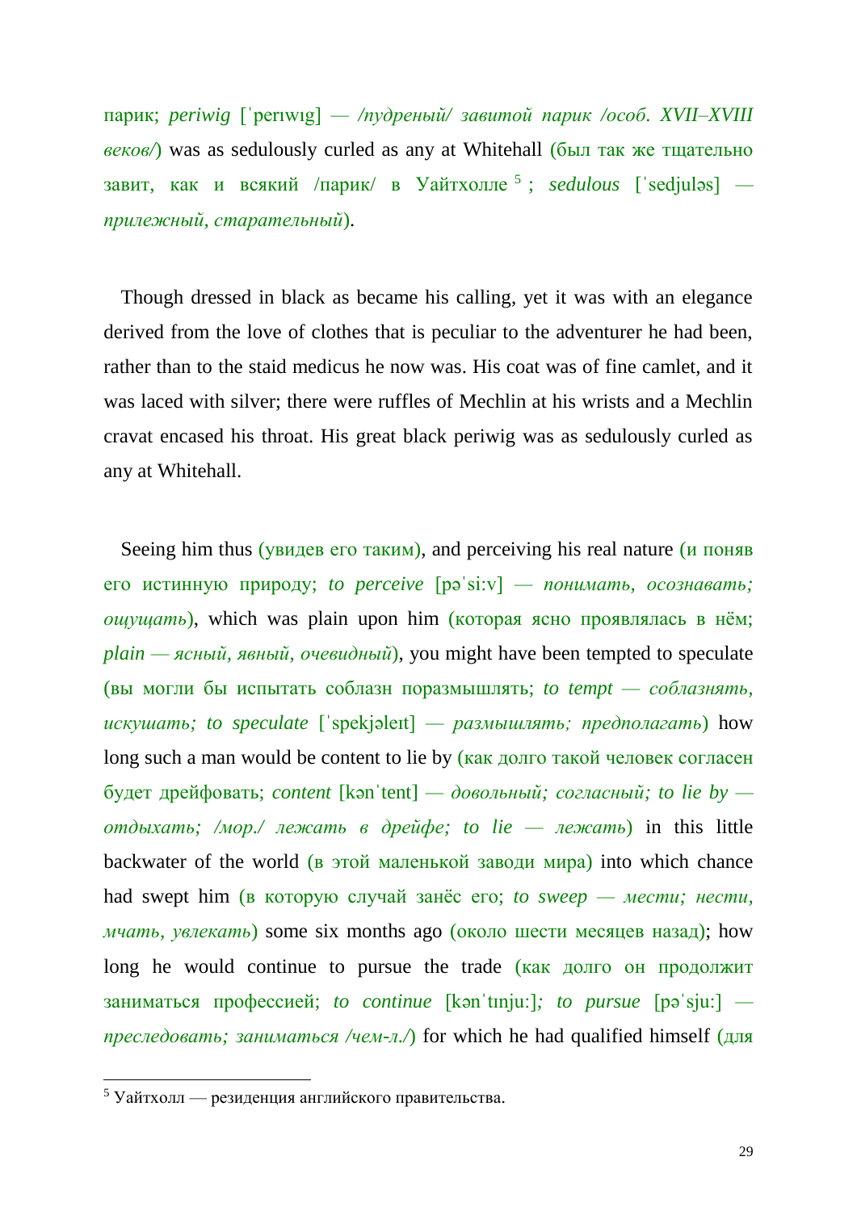парик; *periwig* [ˈperɪwɪg] — */пудреный/ завитой парик /особ. XVII–XVIII веков/*) was as sedulously curled as any at Whitehall (был так же тщательно завит, как и всякий /парик/ в Уайтхолле [5]; *sedulous* [ˈsedjuləs] — *прилежный, старательный*).

Though dressed in black as became his calling, yet it was with an elegance derived from the love of clothes that is peculiar to the adventurer he had been, rather than to the staid medicus he now was. His coat was of fine camlet, and it was laced with silver; there were ruffles of Mechlin at his wrists and a Mechlin cravat encased his throat. His great black periwig was as sedulously curled as any at Whitehall.

Seeing him thus (увидев его таким), and perceiving his real nature (и поняв его истинную природу; *to perceive* [pəˈsi:v] — *понимать, осознавать; ощущать*), which was plain upon him (которая ясно проявлялась в нём; *plain — ясный, явный, очевидный*), you might have been tempted to speculate (вы могли бы испытать соблазн поразмышлять; *to tempt — соблазнять, искушать; to speculate* [ˈspekjəleɪt] — *размышлять; предполагать*) how long such a man would be content to lie by (как долго такой человек согласен будет дрейфовать; *content* [kənˈtent] — *довольный; согласный; to lie by — отдыхать; /мор./ лежать в дрейфе; to lie — лежать*) in this little backwater of the world (в этой маленькой заводи мира) into which chance had swept him (в которую случай занёс его; *to sweep — мести; нести, мчать, увлекать*) some six months ago (около шести месяцев назад); how long he would continue to pursue the trade (как долго он продолжит заниматься профессией; *to continue* [kənˈtɪnju:]; *to pursue* [pəˈsju:] — *преследовать; заниматься /чем-л./*) for which he had qualified himself (для

[5] Уайтхолл — резиденция английского правительства.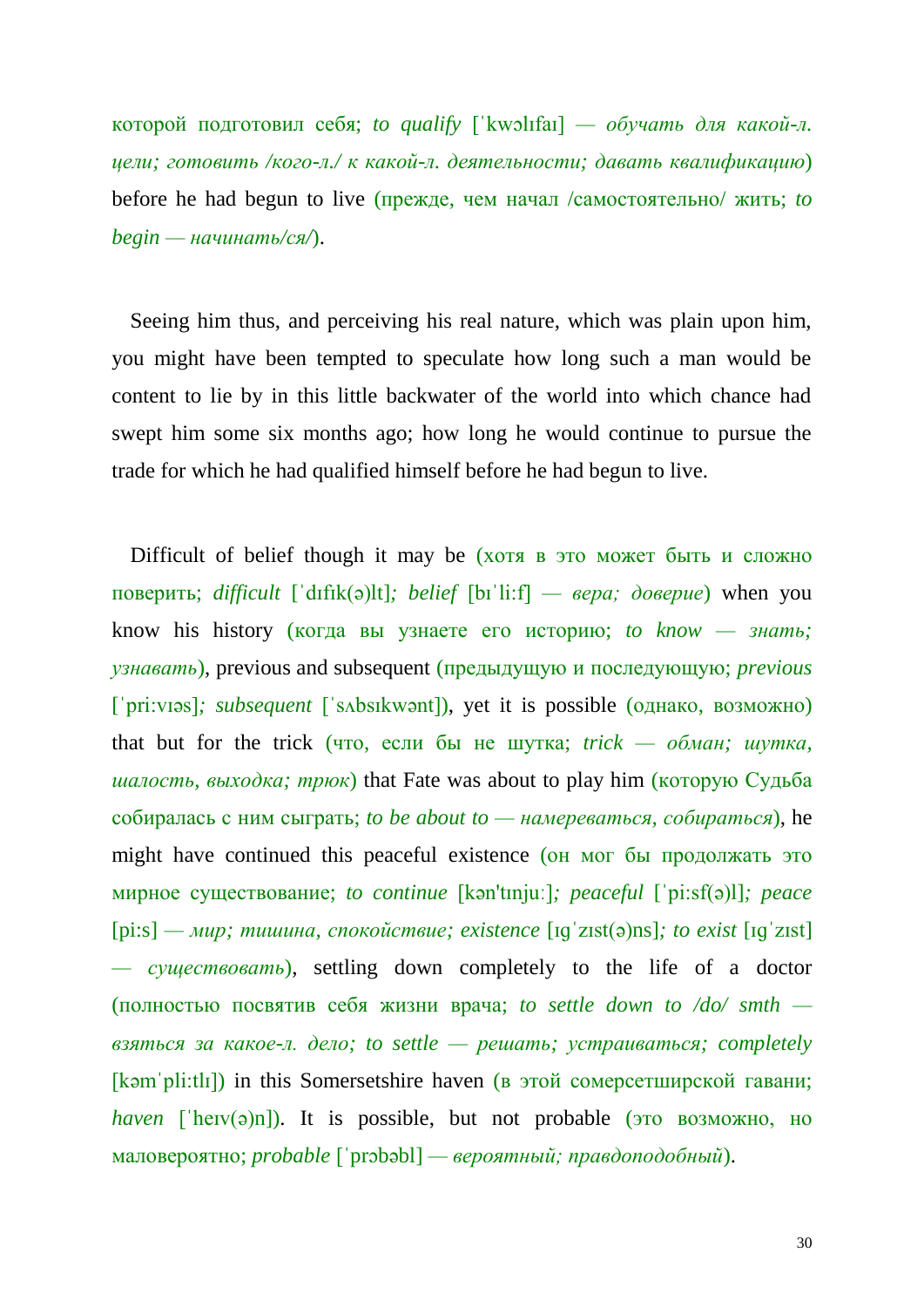которой подготовил себя; *to qualify* [ˈkwɔlɪfaɪ] — *обучать для какой-л. цели; готовить /кого-л./ к какой-л. деятельности; давать квалификацию*) before he had begun to live (прежде, чем начал /самостоятельно/ жить; *to begin — начинать/ся/*).

Seeing him thus, and perceiving his real nature, which was plain upon him, you might have been tempted to speculate how long such a man would be content to lie by in this little backwater of the world into which chance had swept him some six months ago; how long he would continue to pursue the trade for which he had qualified himself before he had begun to live.

Difficult of belief though it may be (хотя в это может быть и сложно поверить; *difficult* [ˈdɪfɪk(ə)lt]*; belief* [bɪˈli:f] — *вера; доверие*) when you know his history (когда вы узнаете его историю; *to know — знать; узнавать*), previous and subsequent (предыдущую и последующую; *previous* [ˈpri:vɪəs]*; subsequent* [ˈsʌbsɪkwənt]), yet it is possible (однако, возможно) that but for the trick (что, если бы не шутка; *trick — обман; шутка, шалость, выходка; трюк*) that Fate was about to play him (которую Судьба собиралась с ним сыграть; *to be about to — намереваться, собираться*), he might have continued this peaceful existence (он мог бы продолжать это мирное существование; *to continue* [kən'tɪnjuː]*; peaceful* [ˈpi:sf(ə)l]*; peace* [pi:s] — *мир; тишина, спокойствие; existence* [ɪgˈzɪst(ə)ns]*; to exist* [ɪgˈzɪst] — *существовать*), settling down completely to the life of a doctor (полностью посвятив себя жизни врача; *to settle down to /do/ smth — взяться за какое-л. дело; to settle — решать; устраиваться; completely* [kəmˈpli:tlɪ]) in this Somersetshire haven (в этой сомерсетширской гавани; *haven* [ˈheɪv(ə)n]). It is possible, but not probable (это возможно, но маловероятно; *probable* [ˈprɔbəbl] — *вероятный; правдоподобный*).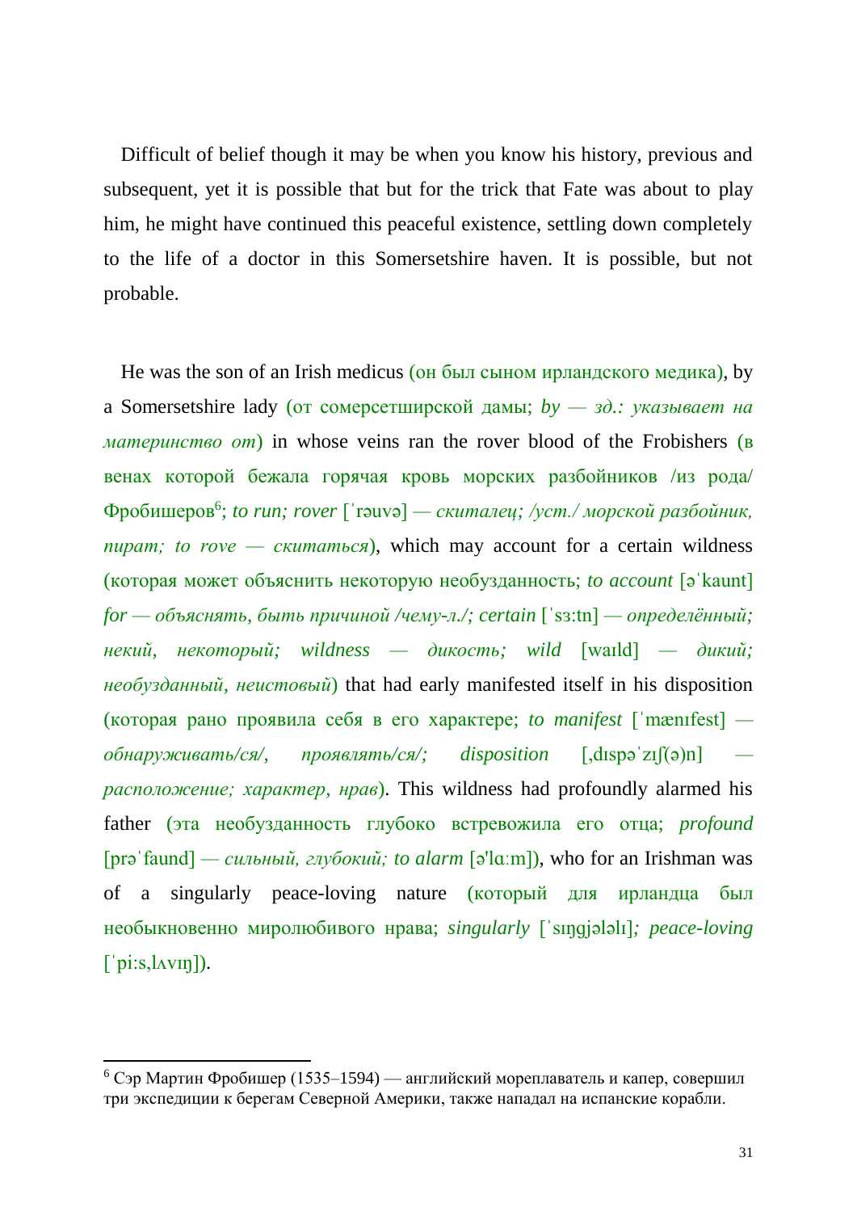Difficult of belief though it may be when you know his history, previous and subsequent, yet it is possible that but for the trick that Fate was about to play him, he might have continued this peaceful existence, settling down completely to the life of a doctor in this Somersetshire haven. It is possible, but not probable.

He was the son of an Irish medicus (он был сыном ирландского медика), by a Somersetshire lady (от сомерсетширской дамы; *by — зд.: указывает на материнство от*) in whose veins ran the rover blood of the Frobishers (в венах которой бежала горячая кровь морских разбойников /из рода/ Фробишеров[6]; *to run; rover* [ˈrəuvə] *— скиталец; /уст./ морской разбойник, пират; to rove — скитаться*), which may account for a certain wildness (которая может объяснить некоторую необузданность; *to account* [əˈkaunt] *for — объяснять, быть причиной /чему-л./; certain* [ˈsɜːtn] *— определённый; некий, некоторый; wildness — дикость; wild* [waɪld] *— дикий; необузданный, неистовый*) that had early manifested itself in his disposition (которая рано проявила себя в его характере; *to manifest* [ˈmænɪfest] *— обнаруживать/ся/, проявлять/ся/; disposition* [ˌdɪspəˈzɪʃ(ə)n] *— расположение; характер, нрав*). This wildness had profoundly alarmed his father (эта необузданность глубоко встревожила его отца; *profound* [prəˈfaund] *— сильный, глубокий; to alarm* [əˈlɑːm]), who for an Irishman was of a singularly peace-loving nature (который для ирландца был необыкновенно миролюбивого нрава; *singularly* [ˈsɪŋgjələlɪ]*; peace-loving* [ˈpiːsˌlʌvɪŋ]).

---

[6] Сэр Мартин Фробишер (1535–1594) — английский мореплаватель и капер, совершил три экспедиции к берегам Северной Америки, также нападал на испанские корабли.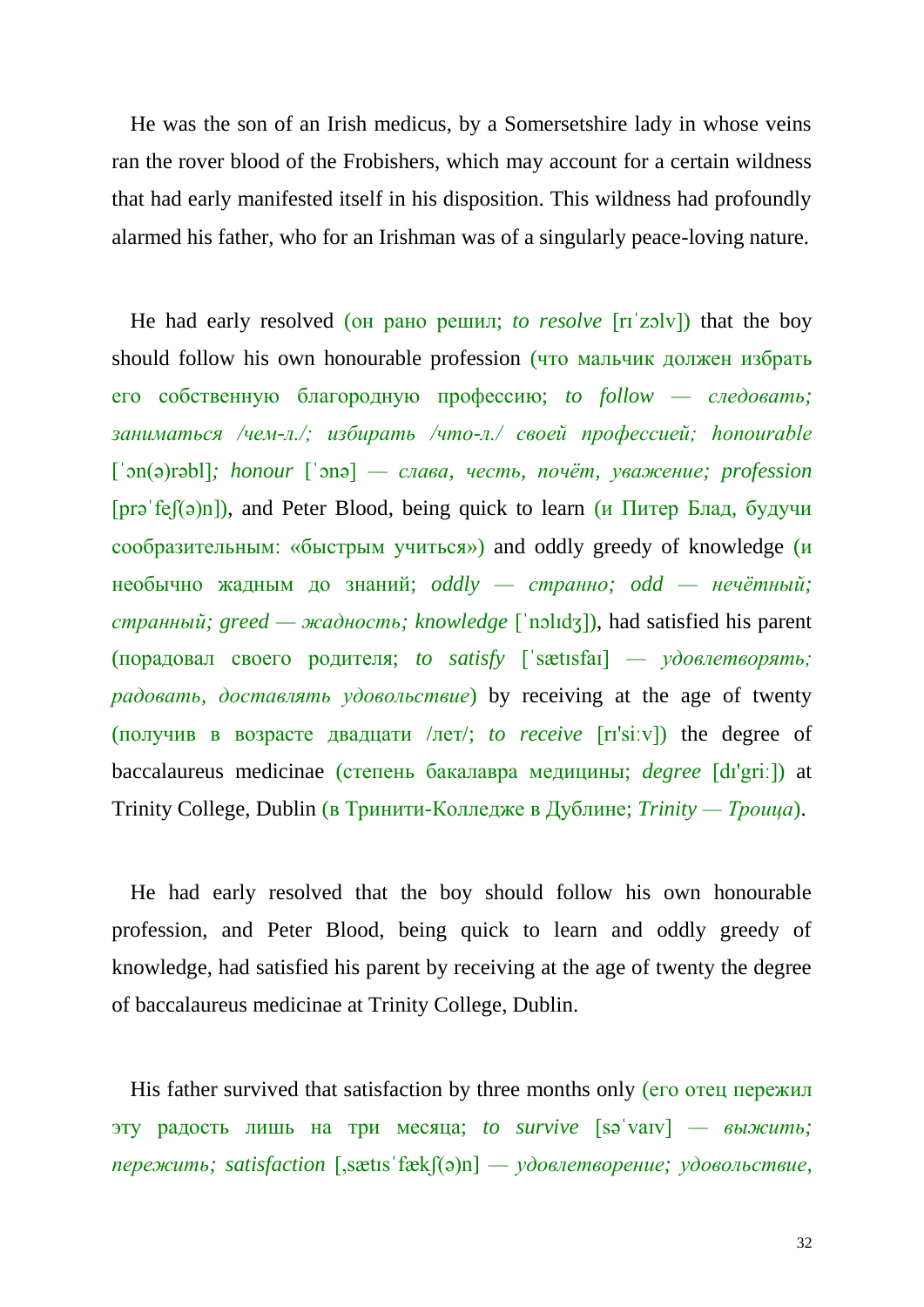He was the son of an Irish medicus, by a Somersetshire lady in whose veins ran the rover blood of the Frobishers, which may account for a certain wildness that had early manifested itself in his disposition. This wildness had profoundly alarmed his father, who for an Irishman was of a singularly peace-loving nature.

He had early resolved (он рано решил; *to resolve* [rɪˈzɔlv]) that the boy should follow his own honourable profession (что мальчик должен избрать его собственную благородную профессию; *to follow — следовать; заниматься /чем-л./; избирать /что-л./ своей профессией; honourable* [ˈɔn(ə)rəbl]*; honour* [ˈɔnə] *— слава, честь, почёт, уважение; profession* [prəˈfeʃ(ə)n]), and Peter Blood, being quick to learn (и Питер Блад, будучи сообразительным: «быстрым учиться») and oddly greedy of knowledge (и необычно жадным до знаний; *oddly — странно; odd — нечётный; странный; greed — жадность; knowledge* [ˈnɔlɪdʒ]), had satisfied his parent (порадовал своего родителя; *to satisfy* [ˈsætɪsfaɪ] *— удовлетворять; радовать, доставлять удовольствие*) by receiving at the age of twenty (получив в возрасте двадцати /лет/; *to receive* [rɪ'siːv]) the degree of baccalaureus medicinae (степень бакалавра медицины; *degree* [dɪ'griː]) at Trinity College, Dublin (в Тринити-Колледже в Дублине; *Trinity — Троица*).

He had early resolved that the boy should follow his own honourable profession, and Peter Blood, being quick to learn and oddly greedy of knowledge, had satisfied his parent by receiving at the age of twenty the degree of baccalaureus medicinae at Trinity College, Dublin.

His father survived that satisfaction by three months only (его отец пережил эту радость лишь на три месяца; *to survive* [səˈvaɪv] *— выжить; пережить; satisfaction* [ˌsætɪsˈfækʃ(ə)n] *— удовлетворение; удовольствие,*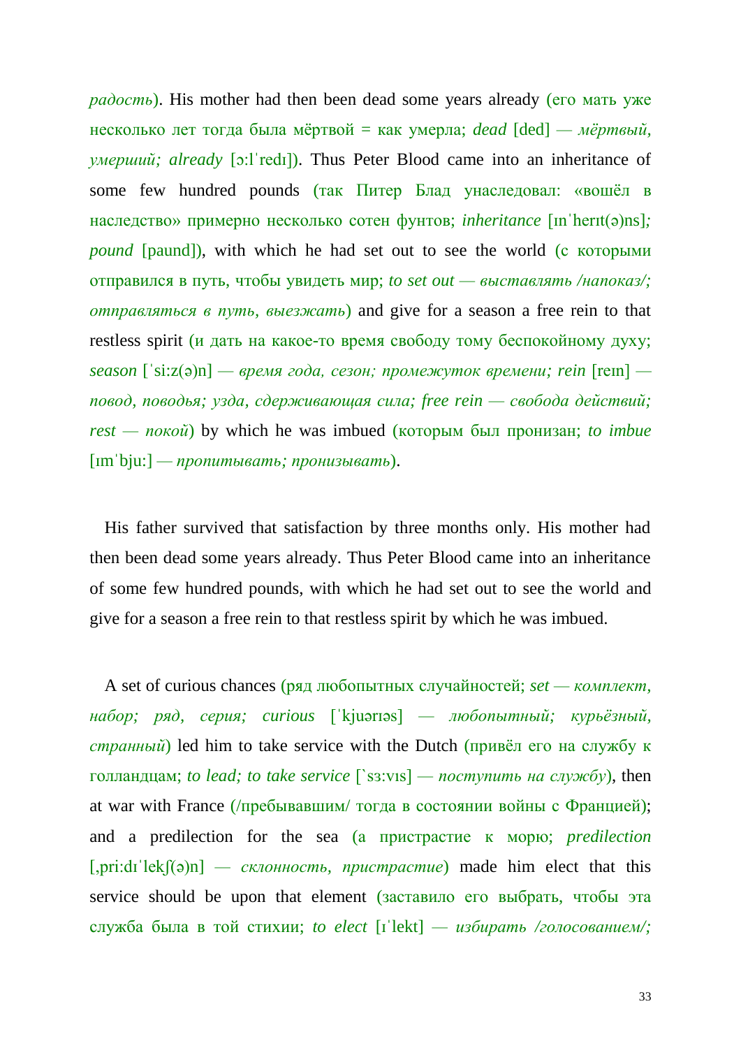*радость*). His mother had then been dead some years already (его мать уже несколько лет тогда была мёртвой = как умерла; *dead* [ded] — *мёртвый, умерший; already* [ɔ:lˈredɪ]). Thus Peter Blood came into an inheritance of some few hundred pounds (так Питер Блад унаследовал: «вошёл в наследство» примерно несколько сотен фунтов; *inheritance* [ɪnˈherɪt(ə)ns]; *pound* [paund]), with which he had set out to see the world (с которыми отправился в путь, чтобы увидеть мир; *to set out — выставлять /напоказ/; отправляться в путь, выезжать*) and give for a season a free rein to that restless spirit (и дать на какое-то время свободу тому беспокойному духу; *season* [ˈsi:z(ə)n] — *время года, сезон; промежуток времени; rein* [reɪn] — *повод, поводья; узда, сдерживающая сила; free rein — свобода действий; rest — покой*) by which he was imbued (которым был пронизан; *to imbue* [ɪmˈbju:] — *пропитывать; пронизывать*).

His father survived that satisfaction by three months only. His mother had then been dead some years already. Thus Peter Blood came into an inheritance of some few hundred pounds, with which he had set out to see the world and give for a season a free rein to that restless spirit by which he was imbued.

A set of curious chances (ряд любопытных случайностей; *set — комплект, набор; ряд, серия; curious* [ˈkjuərɪəs] — *любопытный; курьёзный, странный*) led him to take service with the Dutch (привёл его на службу к голландцам; *to lead; to take service* [ˋsɜ:vɪs] — *поступить на службу*), then at war with France (/пребывавшим/ тогда в состоянии войны с Францией); and a predilection for the sea (а пристрастие к морю; *predilection* [ˌpri:dɪˈlekʃ(ə)n] — *склонность, пристрастие*) made him elect that this service should be upon that element (заставило его выбрать, чтобы эта служба была в той стихии; *to elect* [ɪˈlekt] — *избирать /голосованием/;*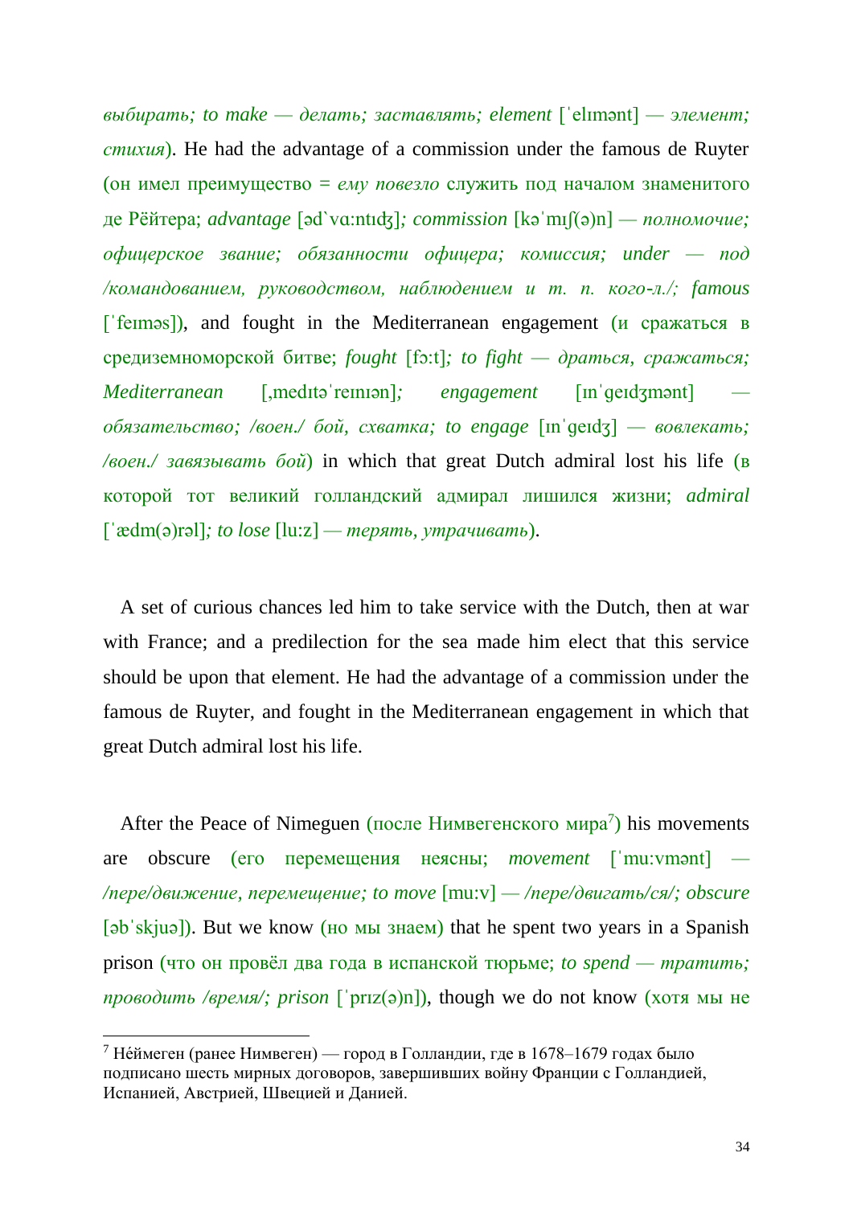*выбирать; to make — делать; заставлять; element* [ˈelɪmənt] *— элемент; стихия*). He had the advantage of a commission under the famous de Ruyter (он имел преимущество = *ему повезло* служить под началом знаменитого де Рёйтера; *advantage* [əd`vɑ:ntɪʤ]*; commission* [kəˈmɪʃ(ə)n] *— полномочие; офицерское звание; обязанности офицера; комиссия; under — под /командованием, руководством, наблюдением и т. п. кого-л./; famous* [ˈfeɪməs]), and fought in the Mediterranean engagement (и сражаться в средиземноморской битве; *fought* [fɔ:t]*; to fight — драться, сражаться; Mediterranean* [ˌmedɪtəˈreɪnɪən]*; engagement* [ɪnˈgeɪdʒmənt] *— обязательство; /воен./ бой, схватка; to engage* [ɪnˈgeɪdʒ] *— вовлекать; /воен./ завязывать бой*) in which that great Dutch admiral lost his life (в которой тот великий голландский адмирал лишился жизни; *admiral* [ˈædm(ə)rəl]*; to lose* [lu:z] *— терять, утрачивать*).

A set of curious chances led him to take service with the Dutch, then at war with France; and a predilection for the sea made him elect that this service should be upon that element. He had the advantage of a commission under the famous de Ruyter, and fought in the Mediterranean engagement in which that great Dutch admiral lost his life.

After the Peace of Nimeguen (после Нимвегенского мира[7]) his movements are obscure (его перемещения неясны; *movement* [ˈmu:vmənt] *— /пере/движение, перемещение; to move* [mu:v] *— /пере/двигать/ся/; obscure* [əbˈskjuə]). But we know (но мы знаем) that he spent two years in a Spanish prison (что он провёл два года в испанской тюрьме; *to spend — тратить; проводить /время/; prison* [ˈprɪz(ə)n]), though we do not know (хотя мы не

[7] Нéймеген (ранее Нимвеген) — город в Голландии, где в 1678–1679 годах было подписано шесть мирных договоров, завершивших войну Франции с Голландией, Испанией, Австрией, Швецией и Данией.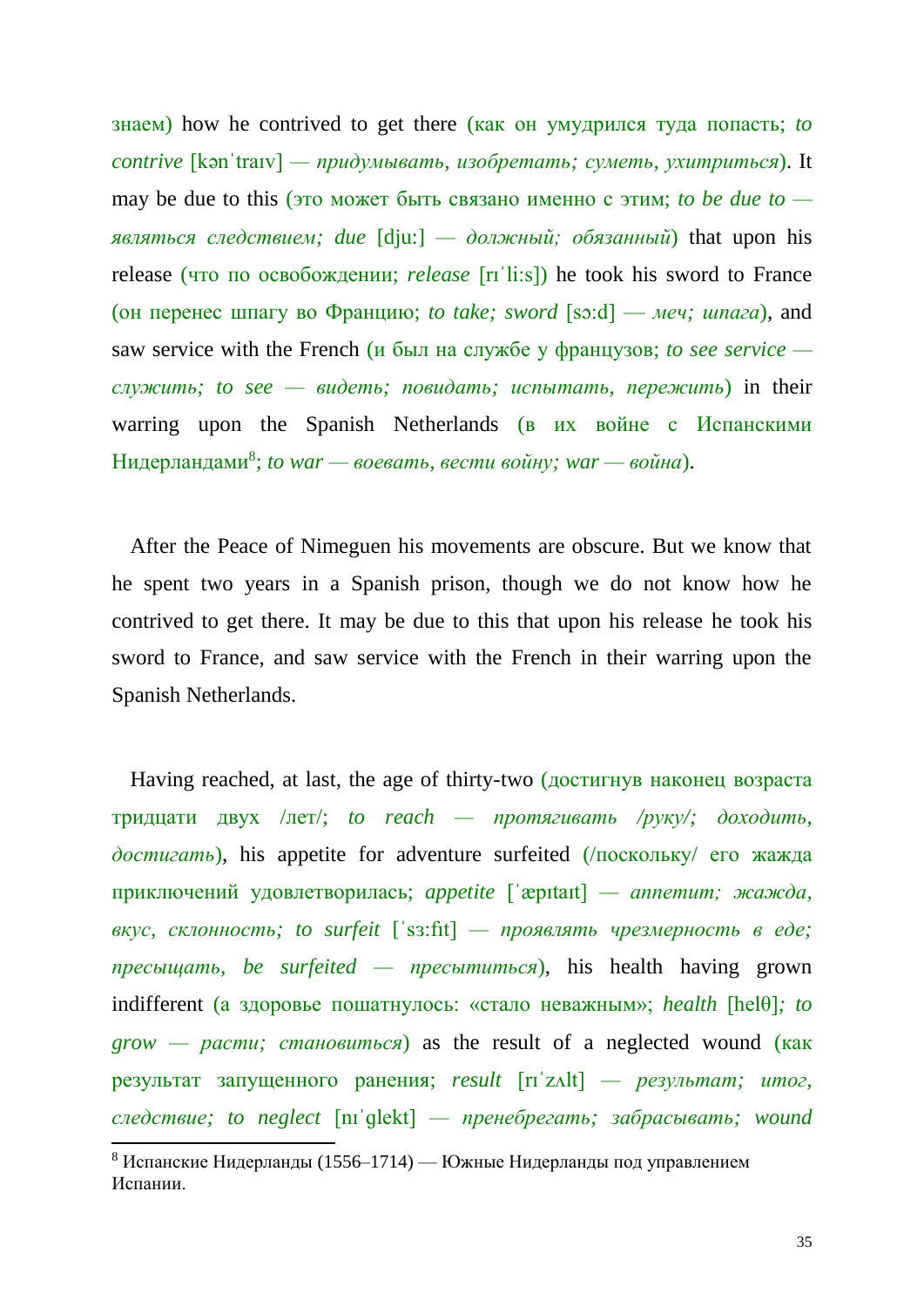знаем) how he contrived to get there (как он умудрился туда попасть; *to contrive* [kənˈtraɪv] — *придумывать, изобретать; суметь, ухитриться*). It may be due to this (это может быть связано именно с этим; *to be due to — являться следствием; due* [dju:] — *должный; обязанный*) that upon his release (что по освобождении; *release* [rɪˈli:s]) he took his sword to France (он перенес шпагу во Францию; *to take; sword* [sɔ:d] — *меч; шпага*), and saw service with the French (и был на службе у французов; *to see service — служить; to see — видеть; повидать; испытать, пережить*) in their warring upon the Spanish Netherlands (в их войне с Испанскими Нидерландами[8]; *to war — воевать, вести войну; war — война*).

After the Peace of Nimeguen his movements are obscure. But we know that he spent two years in a Spanish prison, though we do not know how he contrived to get there. It may be due to this that upon his release he took his sword to France, and saw service with the French in their warring upon the Spanish Netherlands.

Having reached, at last, the age of thirty-two (достигнув наконец возраста тридцати двух /лет/; *to reach — протягивать /руку/; доходить, достигать*), his appetite for adventure surfeited (/поскольку/ его жажда приключений удовлетворилась; *appetite* [ˈæpɪtaɪt] — *аппетит; жажда, вкус, склонность; to surfeit* [ˈsɜ:fɪt] — *проявлять чрезмерность в еде; пресыщать, be surfeited — пресытиться*), his health having grown indifferent (а здоровье пошатнулось: «стало неважным»; *health* [helθ]*; to grow — расти; становиться*) as the result of a neglected wound (как результат запущенного ранения; *result* [rɪˈzʌlt] — *результат; итог, следствие; to neglect* [nɪˈglekt] — *пренебрегать; забрасывать; wound*

[8] Испанские Нидерланды (1556–1714) — Южные Нидерланды под управлением Испании.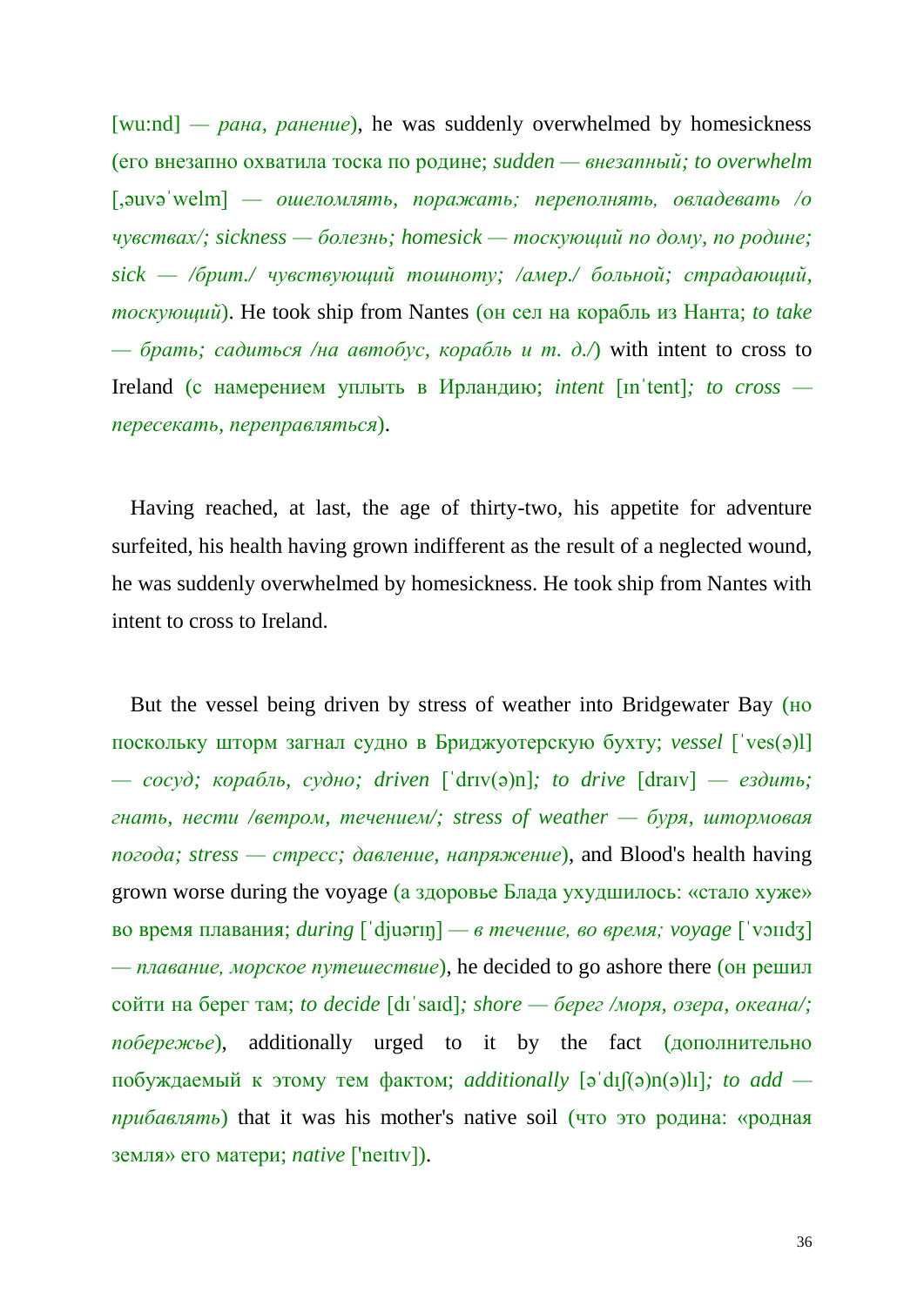[wu:nd] — *рана, ранение*), he was suddenly overwhelmed by homesickness (его внезапно охватила тоска по родине; *sudden — внезапный; to overwhelm* [,əuvəˈwelm] — *ошеломлять, поражать; переполнять, овладевать /о чувствах/; sickness — болезнь; homesick — тоскующий по дому, по родине; sick — /брит./ чувствующий тошноту; /амер./ больной; страдающий, тоскующий*). He took ship from Nantes (он сел на корабль из Нанта; *to take — брать; садиться /на автобус, корабль и т. д./*) with intent to cross to Ireland (с намерением уплыть в Ирландию; *intent* [ɪnˈtent]*; to cross — пересекать, переправляться*).

Having reached, at last, the age of thirty-two, his appetite for adventure surfeited, his health having grown indifferent as the result of a neglected wound, he was suddenly overwhelmed by homesickness. He took ship from Nantes with intent to cross to Ireland.

But the vessel being driven by stress of weather into Bridgewater Bay (но поскольку шторм загнал судно в Бриджуотерскую бухту; *vessel* [ˈves(ə)l] — *сосуд; корабль, судно; driven* [ˈdrɪv(ə)n]*; to drive* [draɪv] — *ездить; гнать, нести /ветром, течением/; stress of weather — буря, штормовая погода; stress — стресс; давление, напряжение*), and Blood's health having grown worse during the voyage (а здоровье Блада ухудшилось: «стало хуже» во время плавания; *during* [ˈdjuərɪŋ] — *в течение, во время; voyage* [ˈvɔɪɪdʒ] — *плавание, морское путешествие*), he decided to go ashore there (он решил сойти на берег там; *to decide* [dɪˈsaɪd]*; shore — берег /моря, озера, океана/; побережье*), additionally urged to it by the fact (дополнительно побуждаемый к этому тем фактом; *additionally* [əˈdɪʃ(ə)n(ə)lɪ]*; to add — прибавлять*) that it was his mother's native soil (что это родина: «родная земля» его матери; *native* [ˈneɪtɪv]).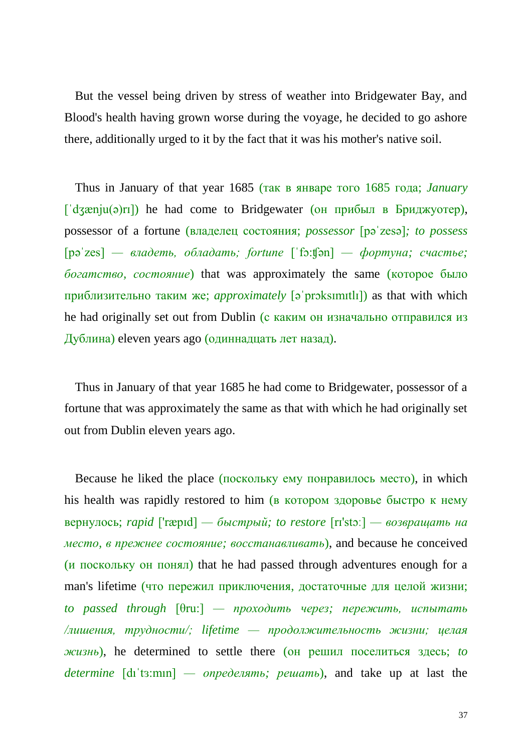But the vessel being driven by stress of weather into Bridgewater Bay, and Blood's health having grown worse during the voyage, he decided to go ashore there, additionally urged to it by the fact that it was his mother's native soil.

Thus in January of that year 1685 (так в январе того 1685 года; *January* [ˈdʒænju(ə)rɪ]) he had come to Bridgewater (он прибыл в Бриджуотер), possessor of a fortune (владелец состояния; *possessor* [pəˈzesə]*; to possess* [pəˈzes] *— владеть, обладать; fortune* [ˈfɔːʧən] *— фортуна; счастье; богатство, состояние*) that was approximately the same (которое было приблизительно таким же; *approximately* [əˈprɔksɪmɪtlɪ]) as that with which he had originally set out from Dublin (с каким он изначально отправился из Дублина) eleven years ago (одиннадцать лет назад).

Thus in January of that year 1685 he had come to Bridgewater, possessor of a fortune that was approximately the same as that with which he had originally set out from Dublin eleven years ago.

Because he liked the place (поскольку ему понравилось место), in which his health was rapidly restored to him (в котором здоровье быстро к нему вернулось; *rapid* ['ræpɪd] *— быстрый; to restore* [rɪ'stɔː] *— возвращать на место, в прежнее состояние; восстанавливать*), and because he conceived (и поскольку он понял) that he had passed through adventures enough for a man's lifetime (что пережил приключения, достаточные для целой жизни; *to passed through* [θruː] *— проходить через; пережить, испытать /лишения, трудности/; lifetime — продолжительность жизни; целая жизнь*), he determined to settle there (он решил поселиться здесь; *to determine* [dɪˈtɜːmɪn] *— определять; решать*), and take up at last the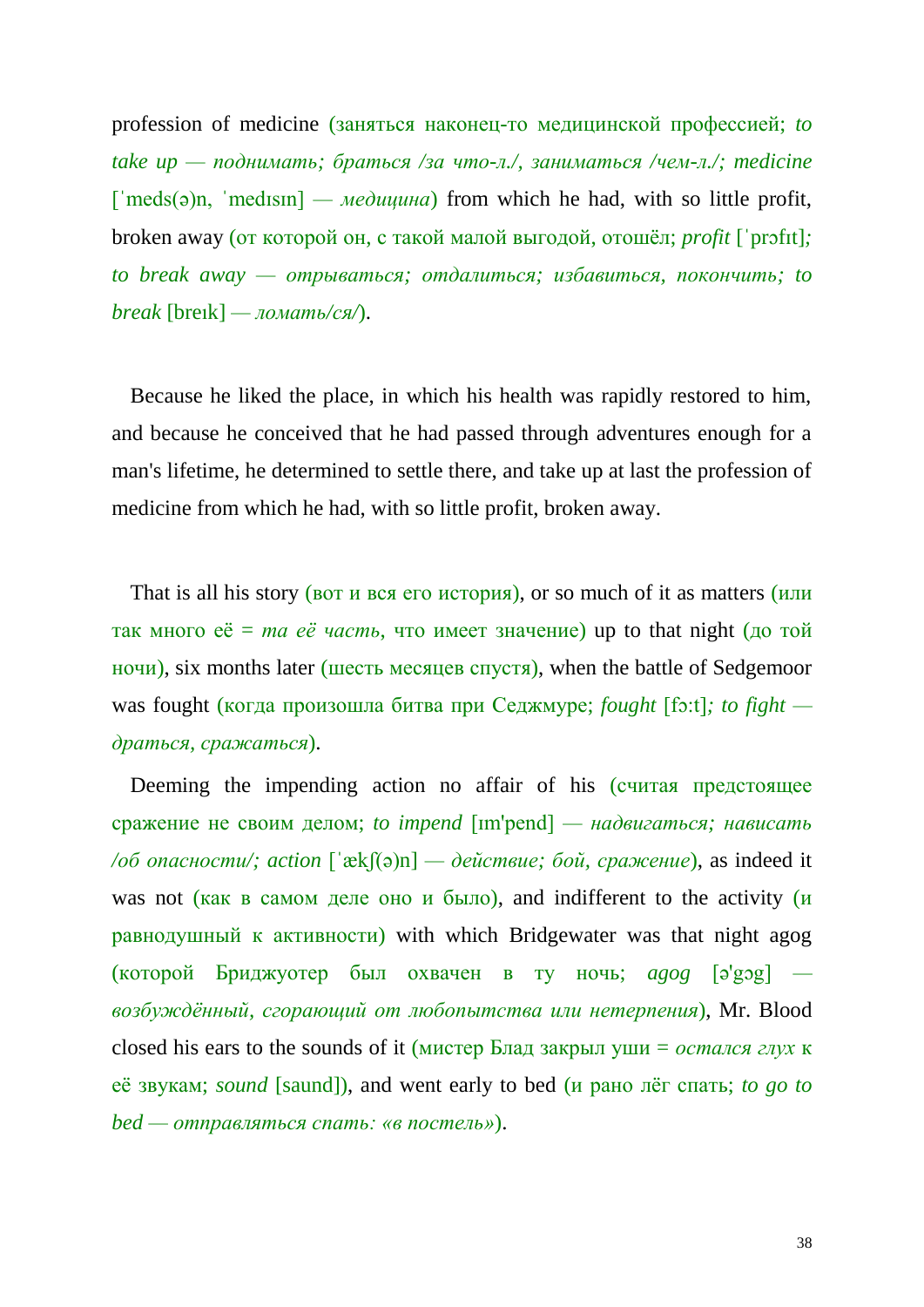profession of medicine (заняться наконец-то медицинской профессией; *to take up — поднимать; браться /за что-л./, заниматься /чем-л./; medicine* [ˈmeds(ə)n, ˈmedɪsɪn] — *медицина*) from which he had, with so little profit, broken away (от которой он, с такой малой выгодой, отошёл; *profit* [ˈprɔfɪt]*; to break away — отрываться; отдалиться; избавиться, покончить; to break* [breɪk] — *ломать/ся/*).

Because he liked the place, in which his health was rapidly restored to him, and because he conceived that he had passed through adventures enough for a man's lifetime, he determined to settle there, and take up at last the profession of medicine from which he had, with so little profit, broken away.

That is all his story (вот и вся его история), or so much of it as matters (или так много её = *та её часть*, что имеет значение) up to that night (до той ночи), six months later (шесть месяцев спустя), when the battle of Sedgemoor was fought (когда произошла битва при Седжмуре; *fought* [fɔ:t]*; to fight — драться, сражаться*).

Deeming the impending action no affair of his (считая предстоящее сражение не своим делом; *to impend* [ɪm'pend] — *надвигаться; нависать /об опасности/; action* [ˈækʃ(ə)n] — *действие; бой, сражение*), as indeed it was not (как в самом деле оно и было), and indifferent to the activity (и равнодушный к активности) with which Bridgewater was that night agog (которой Бриджуотер был охвачен в ту ночь; *agog* [ə'gɔg] — *возбуждённый, сгорающий от любопытства или нетерпения*), Mr. Blood closed his ears to the sounds of it (мистер Блад закрыл уши = *остался глух* к её звукам; *sound* [saund]), and went early to bed (и рано лёг спать; *to go to bed — отправляться спать: «в постель»*).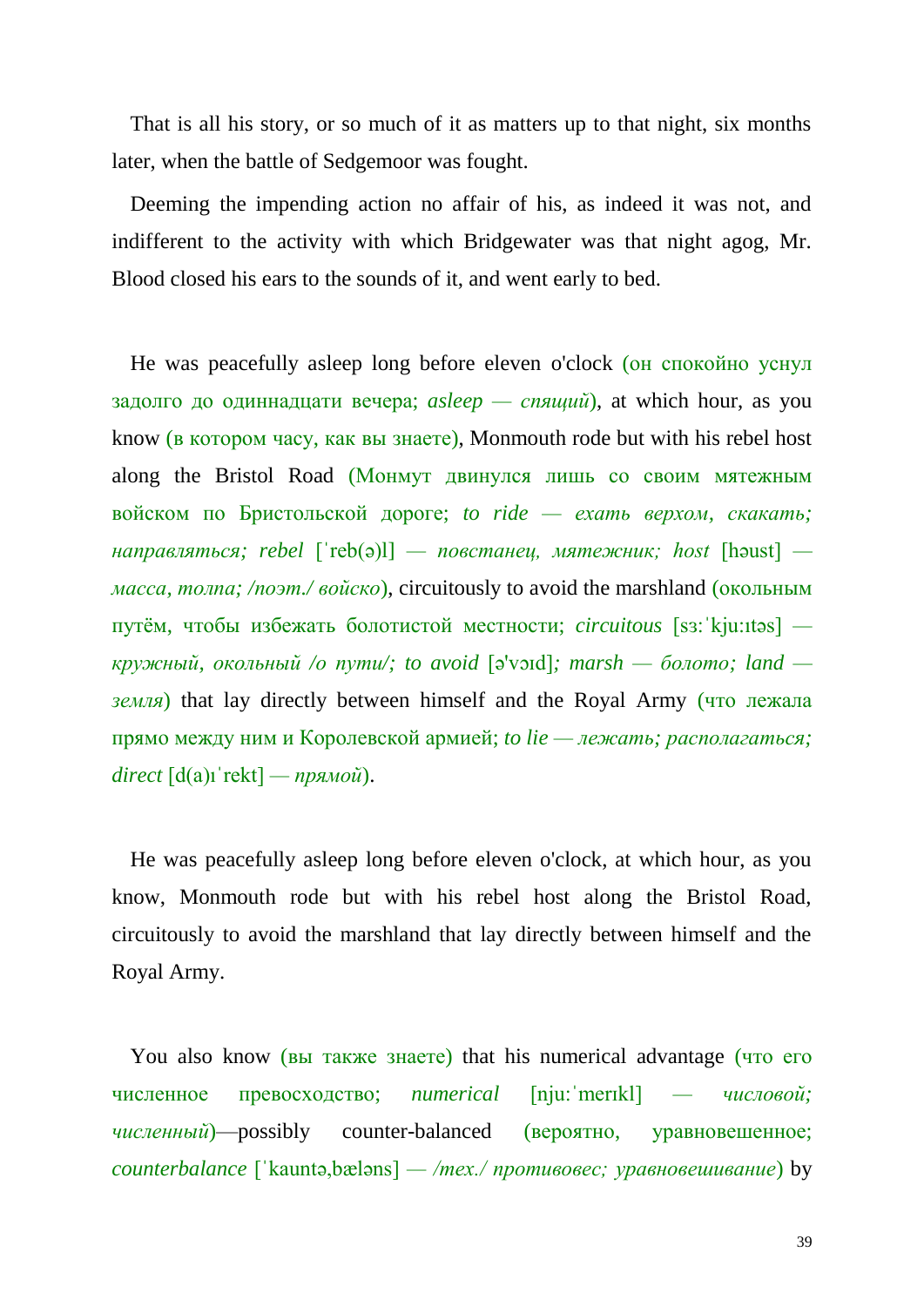That is all his story, or so much of it as matters up to that night, six months later, when the battle of Sedgemoor was fought.

Deeming the impending action no affair of his, as indeed it was not, and indifferent to the activity with which Bridgewater was that night agog, Mr. Blood closed his ears to the sounds of it, and went early to bed.

He was peacefully asleep long before eleven o'clock (он спокойно уснул задолго до одиннадцати вечера; *asleep — спящий*), at which hour, as you know (в котором часу, как вы знаете), Monmouth rode but with his rebel host along the Bristol Road (Монмут двинулся лишь со своим мятежным войском по Бристольской дороге; *to ride — ехать верхом, скакать; направляться; rebel* [ˈreb(ə)l] *— повстанец, мятежник; host* [həust] *— масса, толпа; /поэт./ войско*), circuitously to avoid the marshland (окольным путём, чтобы избежать болотистой местности; *circuitous* [sɜːˈkjuːɪtəs] *— кружный, окольный /о пути/; to avoid* [ə'vɔɪd]*; marsh — болото; land — земля*) that lay directly between himself and the Royal Army (что лежала прямо между ним и Королевской армией; *to lie — лежать; располагаться; direct* [d(a)ɪˈrekt] *— прямой*).

He was peacefully asleep long before eleven o'clock, at which hour, as you know, Monmouth rode but with his rebel host along the Bristol Road, circuitously to avoid the marshland that lay directly between himself and the Royal Army.

You also know (вы также знаете) that his numerical advantage (что его численное превосходство; *numerical* [njuːˈmerɪkl] *— числовой; численный*)—possibly counter-balanced (вероятно, уравновешенное; *counterbalance* [ˈkauntəˌbæləns] *— /тех./ противовес; уравновешивание*) by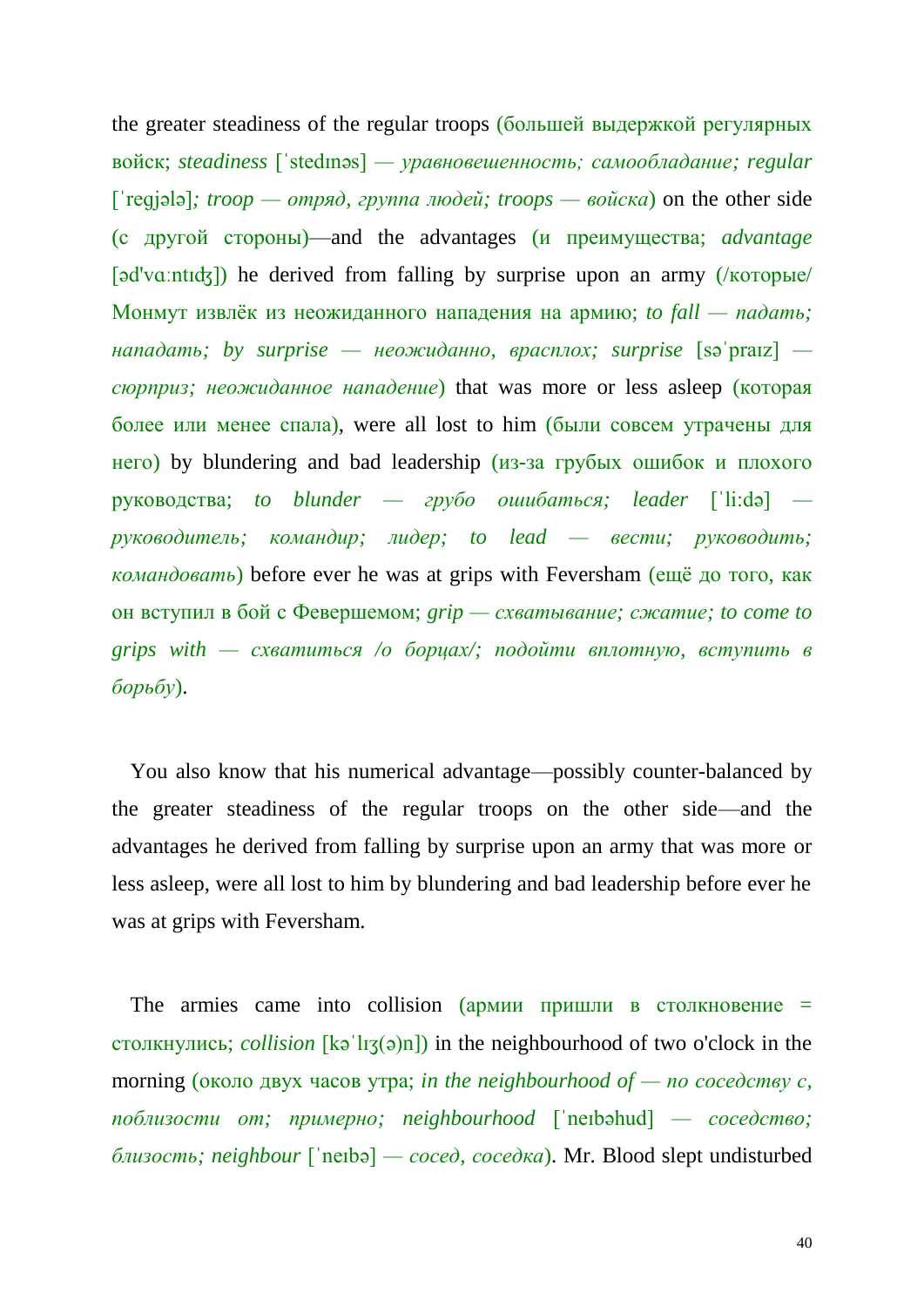the greater steadiness of the regular troops (большей выдержкой регулярных войск; *steadiness* [ˈstedɪnəs] — *уравновешенность; самообладание; regular* [ˈregjələ]*; troop — отряд, группа людей; troops — войска*) on the other side (с другой стороны)—and the advantages (и преимущества; *advantage* [əd'vɑːntɪʤ]) he derived from falling by surprise upon an army (/которые/ Монмут извлёк из неожиданного нападения на армию; *to fall — падать; нападать; by surprise — неожиданно, врасплох; surprise* [səˈpraɪz] *— сюрприз; неожиданное нападение*) that was more or less asleep (которая более или менее спала), were all lost to him (были совсем утрачены для него) by blundering and bad leadership (из-за грубых ошибок и плохого руководства; *to blunder — грубо ошибаться; leader* [ˈliːdə] *— руководитель; командир; лидер; to lead — вести; руководить; командовать*) before ever he was at grips with Feversham (ещё до того, как он вступил в бой с Февершемом; *grip — схватывание; сжатие; to come to grips with — схватиться /о борцах/; подойти вплотную, вступить в борьбу*).

You also know that his numerical advantage—possibly counter-balanced by the greater steadiness of the regular troops on the other side—and the advantages he derived from falling by surprise upon an army that was more or less asleep, were all lost to him by blundering and bad leadership before ever he was at grips with Feversham.

The armies came into collision (армии пришли в столкновение = столкнулись; *collision* [kəˈlɪʒ(ə)n]) in the neighbourhood of two o'clock in the morning (около двух часов утра; *in the neighbourhood of — по соседству с, поблизости от; примерно; neighbourhood* [ˈneɪbəhud] *— соседство; близость; neighbour* [ˈneɪbə] *— сосед, соседка*). Mr. Blood slept undisturbed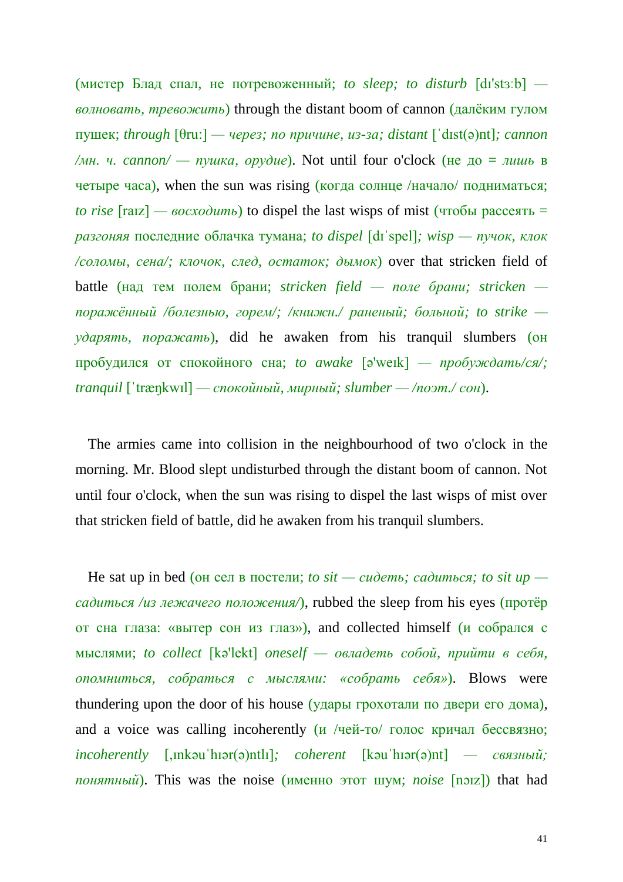(мистер Блад спал, не потревоженный; *to sleep; to disturb* [dɪ'stɜ:b] — *волновать, тревожить*) through the distant boom of cannon (далёким гулом пушек; *through* [θru:] — *через; по причине, из-за; distant* [ˈdɪst(ə)nt]*; cannon /мн. ч. cannon/ — пушка, орудие*). Not until four o'clock (не до = *лишь* в четыре часа), when the sun was rising (когда солнце /начало/ подниматься; *to rise* [raɪz] — *восходить*) to dispel the last wisps of mist (чтобы рассеять = *разгоняя* последние облачка тумана; *to dispel* [dɪˈspel]*; wisp — пучок, клок /соломы, сена/; клочок, след, остаток; дымок*) over that stricken field of battle (над тем полем брани; *stricken field — поле брани; stricken — поражённый /болезнью, горем/; /книжн./ раненый; больной; to strike — ударять, поражать*), did he awaken from his tranquil slumbers (он пробудился от спокойного сна; *to awake* [ə'weɪk] — *пробуждать/ся/; tranquil* [ˈtræŋkwɪl] — *спокойный, мирный; slumber — /поэт./ сон*).

The armies came into collision in the neighbourhood of two o'clock in the morning. Mr. Blood slept undisturbed through the distant boom of cannon. Not until four o'clock, when the sun was rising to dispel the last wisps of mist over that stricken field of battle, did he awaken from his tranquil slumbers.

He sat up in bed (он сел в постели; *to sit — сидеть; садиться; to sit up — садиться /из лежачего положения/*), rubbed the sleep from his eyes (протёр от сна глаза: «вытер сон из глаз»), and collected himself (и собрался с мыслями; *to collect* [kə'lekt] *oneself — овладеть собой, прийти в себя, опомниться, собраться с мыслями: «собрать себя»*). Blows were thundering upon the door of his house (удары грохотали по двери его дома), and a voice was calling incoherently (и /чей-то/ голос кричал бессвязно; *incoherently* [ˌɪnkəuˈhɪər(ə)ntlɪ]*; coherent* [kəuˈhɪər(ə)nt] — *связный; понятный*). This was the noise (именно этот шум; *noise* [nɔɪz]) that had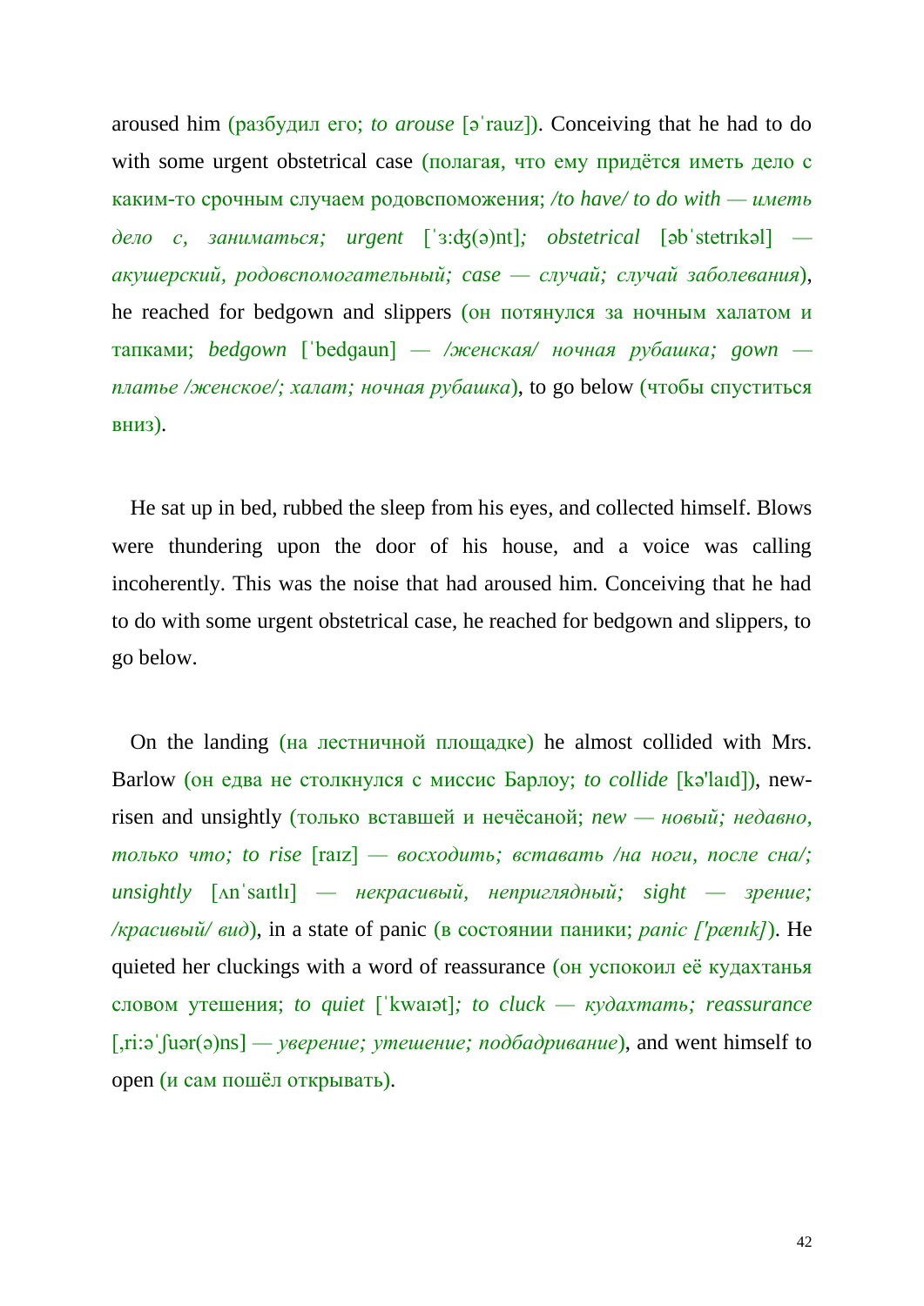aroused him (разбудил его; *to arouse* [əˈrauz]). Conceiving that he had to do with some urgent obstetrical case (полагая, что ему придётся иметь дело с каким-то срочным случаем родовспоможения; */to have/ to do with — иметь дело с, заниматься; urgent* [ˈɜːʤ(ə)nt]*; obstetrical* [əbˈstetrɪkəl] *— акушерский, родовспомогательный; case — случай; случай заболевания*), he reached for bedgown and slippers (он потянулся за ночным халатом и тапками; *bedgown* [ˈbedgaun] *— /женская/ ночная рубашка; gown — платье /женское/; халат; ночная рубашка*), to go below (чтобы спуститься вниз).

He sat up in bed, rubbed the sleep from his eyes, and collected himself. Blows were thundering upon the door of his house, and a voice was calling incoherently. This was the noise that had aroused him. Conceiving that he had to do with some urgent obstetrical case, he reached for bedgown and slippers, to go below.

On the landing (на лестничной площадке) he almost collided with Mrs. Barlow (он едва не столкнулся с миссис Барлоу; *to collide* [kə'laɪd]), new-risen and unsightly (только вставшей и нечёсаной; *new — новый; недавно, только что; to rise* [raɪz] *— восходить; вставать /на ноги, после сна/; unsightly* [ʌnˈsaɪtlɪ] *— некрасивый, неприглядный; sight — зрение; /красивый/ вид*), in a state of panic (в состоянии паники; *panic ['pænɪk]*). He quieted her cluckings with a word of reassurance (он успокоил её кудахтанья словом утешения; *to quiet* [ˈkwaɪət]*; to cluck — кудахтать; reassurance* [ˌriːəˈʃuər(ə)ns] *— уверение; утешение; подбадривание*), and went himself to open (и сам пошёл открывать).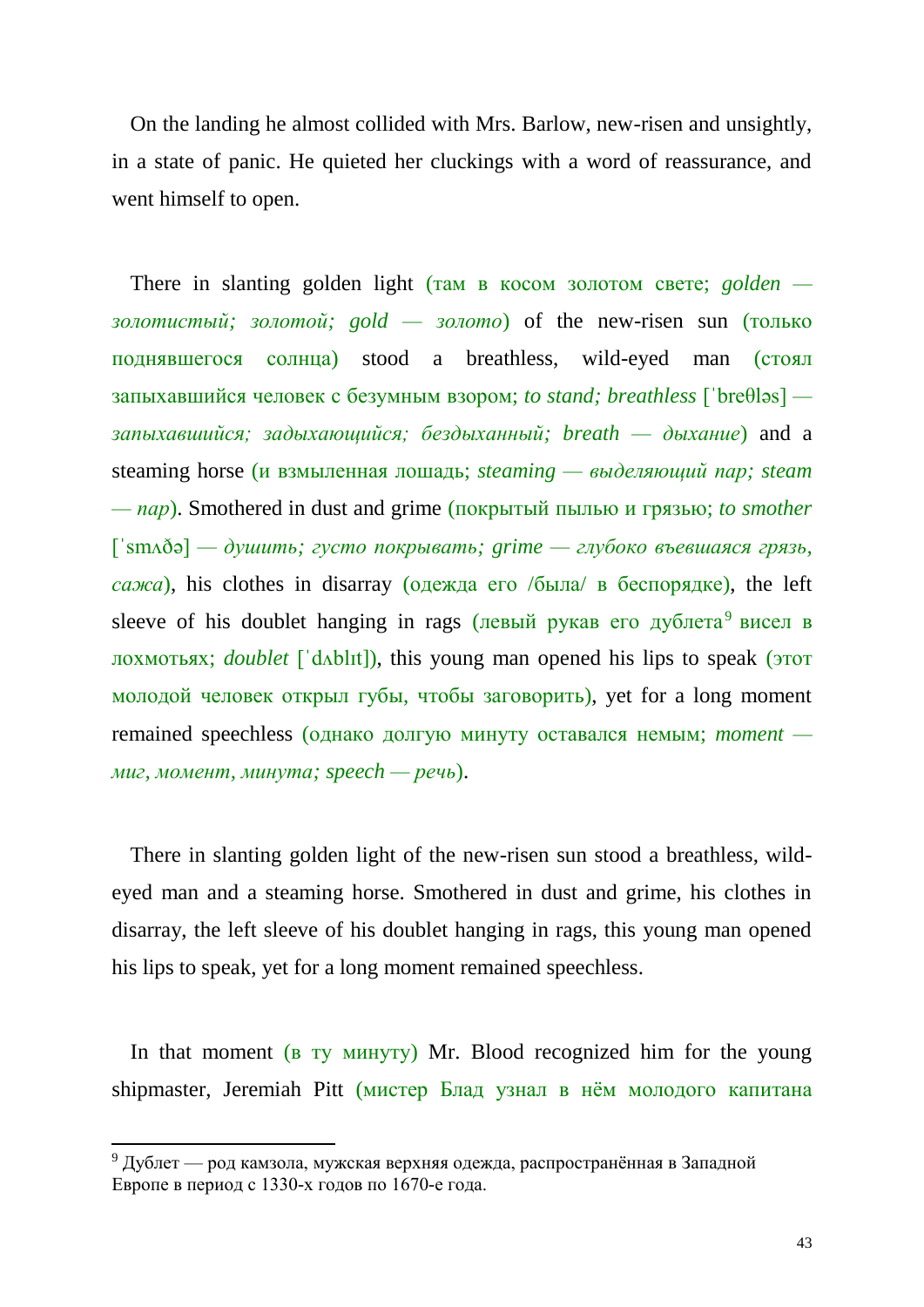On the landing he almost collided with Mrs. Barlow, new-risen and unsightly, in a state of panic. He quieted her cluckings with a word of reassurance, and went himself to open.

There in slanting golden light (там в косом золотом свете; *golden — золотистый; золотой; gold — золото*) of the new-risen sun (только поднявшегося солнца) stood a breathless, wild-eyed man (стоял запыхавшийся человек с безумным взором; *to stand; breathless* [ˈbreθləs] *— запыхавшийся; задыхающийся; бездыханный; breath — дыхание*) and a steaming horse (и взмыленная лошадь; *steaming — выделяющий пар; steam — пар*). Smothered in dust and grime (покрытый пылью и грязью; *to smother* [ˈsmʌðə] *— душить; густо покрывать; grime — глубоко въевшаяся грязь, сажа*), his clothes in disarray (одежда его /была/ в беспорядке), the left sleeve of his doublet hanging in rags (левый рукав его дублета[9] висел в лохмотьях; *doublet* [ˈdʌblɪt]), this young man opened his lips to speak (этот молодой человек открыл губы, чтобы заговорить), yet for a long moment remained speechless (однако долгую минуту оставался немым; *moment — миг, момент, минута; speech — речь*).

There in slanting golden light of the new-risen sun stood a breathless, wild-eyed man and a steaming horse. Smothered in dust and grime, his clothes in disarray, the left sleeve of his doublet hanging in rags, this young man opened his lips to speak, yet for a long moment remained speechless.

In that moment (в ту минуту) Mr. Blood recognized him for the young shipmaster, Jeremiah Pitt (мистер Блад узнал в нём молодого капитана

[9] Дублет — род камзола, мужская верхняя одежда, распространённая в Западной Европе в период с 1330-х годов по 1670-е года.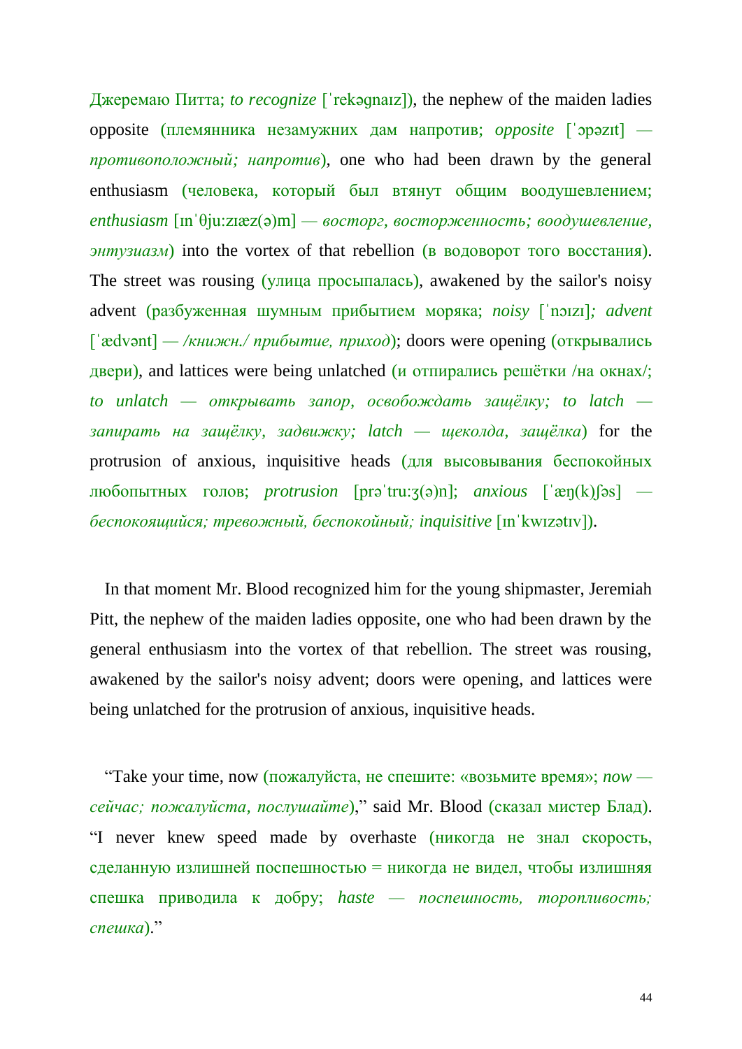Джеремаю Питта; *to recognize* [ˈrekəgnaɪz]), the nephew of the maiden ladies opposite (племянника незамужних дам напротив; *opposite* [ˈɔpəzɪt] — *противоположный; напротив*), one who had been drawn by the general enthusiasm (человека, который был втянут общим воодушевлением; *enthusiasm* [ɪnˈθju:zɪæz(ə)m] — *восторг, восторженность; воодушевление, энтузиазм*) into the vortex of that rebellion (в водоворот того восстания). The street was rousing (улица просыпалась), awakened by the sailor's noisy advent (разбуженная шумным прибытием моряка; *noisy* [ˈnɔɪzɪ]; *advent* [ˈædvənt] — */книжн./ прибытие, приход*); doors were opening (открывались двери), and lattices were being unlatched (и отпирались решётки /на окнах/; *to unlatch — открывать запор, освобождать защёлку; to latch — запирать на защёлку, задвижку; latch — щеколда, защёлка*) for the protrusion of anxious, inquisitive heads (для высовывания беспокойных любопытных голов; *protrusion* [prəˈtru:ʒ(ə)n]; *anxious* [ˈæŋ(k)ʃəs] — *беспокоящийся; тревожный, беспокойный; inquisitive* [ɪnˈkwɪzətɪv]).

In that moment Mr. Blood recognized him for the young shipmaster, Jeremiah Pitt, the nephew of the maiden ladies opposite, one who had been drawn by the general enthusiasm into the vortex of that rebellion. The street was rousing, awakened by the sailor's noisy advent; doors were opening, and lattices were being unlatched for the protrusion of anxious, inquisitive heads.

"Take your time, now (пожалуйста, не спешите: «возьмите время»; *now — сейчас; пожалуйста, послушайте*)," said Mr. Blood (сказал мистер Блад). "I never knew speed made by overhaste (никогда не знал скорость, сделанную излишней поспешностью = никогда не видел, чтобы излишняя спешка приводила к добру; *haste — поспешность, торопливость; спешка*)."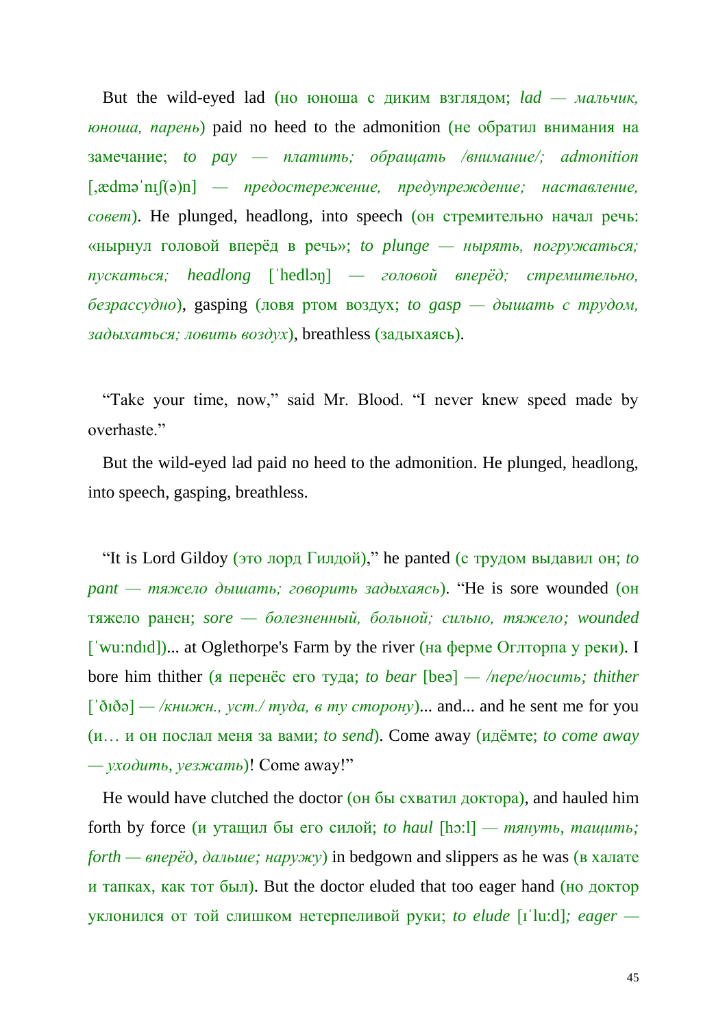But the wild-eyed lad (но юноша с диким взглядом; *lad — мальчик, юноша, парень*) paid no heed to the admonition (не обратил внимания на замечание; *to pay — платить; обращать /внимание/; admonition* [ˌædməˈnɪʃ(ə)n] *— предостережение, предупреждение; наставление, совет*). He plunged, headlong, into speech (он стремительно начал речь: «нырнул головой вперёд в речь»; *to plunge — нырять, погружаться; пускаться; headlong* [ˈhedlɔŋ] *— головой вперёд; стремительно, безрассудно*), gasping (ловя ртом воздух; *to gasp — дышать с трудом, задыхаться; ловить воздух*), breathless (задыхаясь).

"Take your time, now," said Mr. Blood. "I never knew speed made by overhaste."

But the wild-eyed lad paid no heed to the admonition. He plunged, headlong, into speech, gasping, breathless.

"It is Lord Gildoy (это лорд Гилдой)," he panted (с трудом выдавил он; *to pant — тяжело дышать; говорить задыхаясь*). "He is sore wounded (он тяжело ранен; *sore — болезненный, больной; сильно, тяжело; wounded* [ˈwu:ndɪd])... at Oglethorpe's Farm by the river (на ферме Оглторпа у реки). I bore him thither (я перенёс его туда; *to bear* [beə] *— /пере/носить; thither* [ˈðɪðə] *— /книжн., уст./ туда, в ту сторону*)... and... and he sent me for you (и… и он послал меня за вами; *to send*). Come away (идёмте; *to come away — уходить, уезжать*)! Come away!"

He would have clutched the doctor (он бы схватил доктора), and hauled him forth by force (и утащил бы его силой; *to haul* [hɔ:l] *— тянуть, тащить; forth — вперёд, дальше; наружу*) in bedgown and slippers as he was (в халате и тапках, как тот был). But the doctor eluded that too eager hand (но доктор уклонился от той слишком нетерпеливой руки; *to elude* [ɪˈlu:d]*; eager —*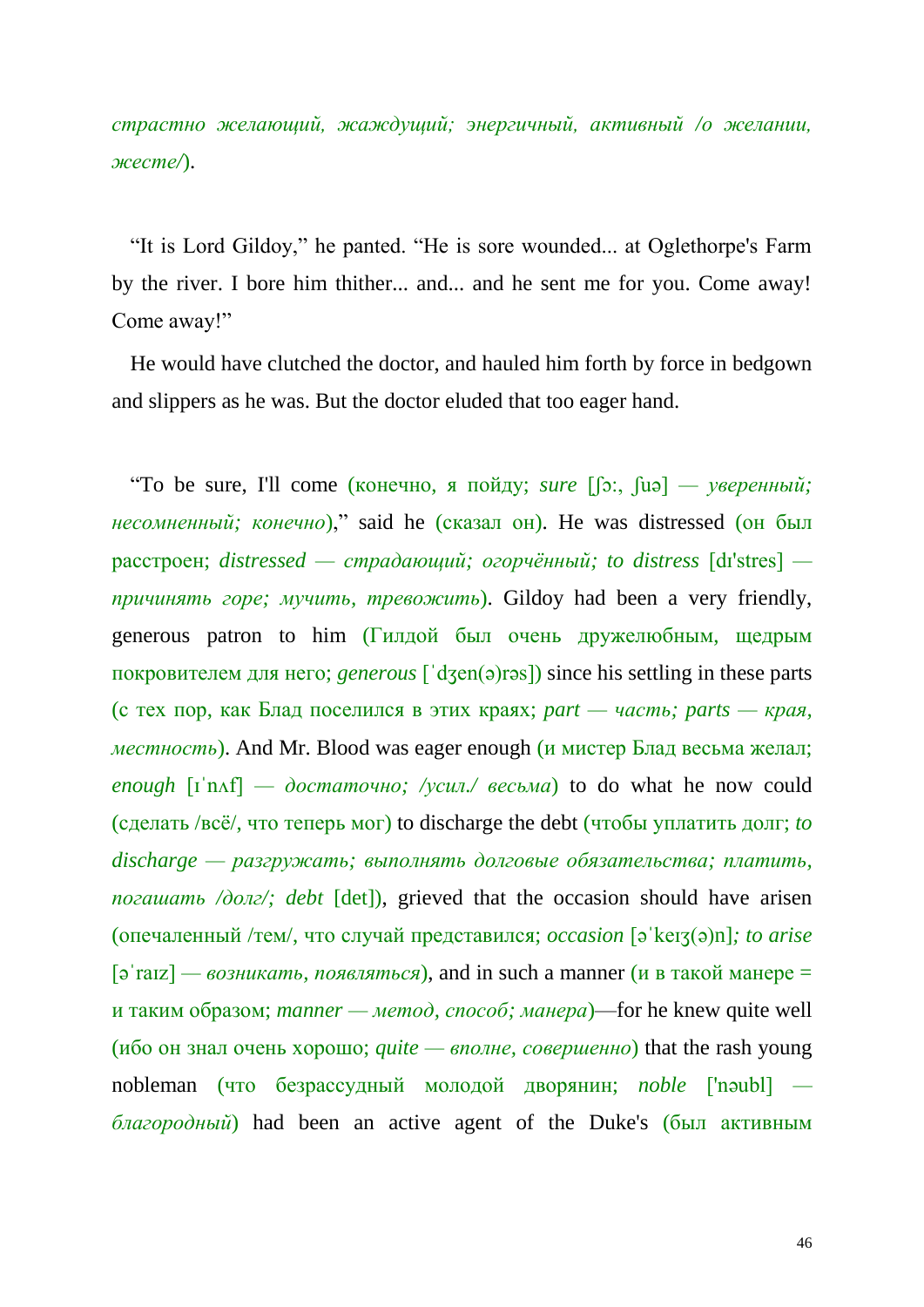*страстно желающий, жаждущий; энергичный, активный /о желании, жесте/*).

“It is Lord Gildoy,” he panted. “He is sore wounded... at Oglethorpe's Farm by the river. I bore him thither... and... and he sent me for you. Come away! Come away!”

He would have clutched the doctor, and hauled him forth by force in bedgown and slippers as he was. But the doctor eluded that too eager hand.

“To be sure, I'll come (конечно, я пойду; *sure* [ʃɔ:, ʃuə] — *уверенный; несомненный; конечно*),” said he (сказал он). He was distressed (он был расстроен; *distressed — страдающий; огорчённый; to distress* [dɪ'stres] — *причинять горе; мучить, тревожить*). Gildoy had been a very friendly, generous patron to him (Гилдой был очень дружелюбным, щедрым покровителем для него; *generous* [ˈdʒen(ə)rəs]) since his settling in these parts (с тех пор, как Блад поселился в этих краях; *part — часть; parts — края, местность*). And Mr. Blood was eager enough (и мистер Блад весьма желал; *enough* [ɪˈnʌf] — *достаточно; /усил./ весьма*) to do what he now could (сделать /всё/, что теперь мог) to discharge the debt (чтобы уплатить долг; *to discharge — разгружать; выполнять долговые обязательства; платить, погашать /долг/; debt* [det]), grieved that the occasion should have arisen (опечаленный /тем/, что случай представился; *occasion* [əˈkeɪʒ(ə)n]*; to arise* [əˈraɪz] — *возникать, появляться*), and in such a manner (и в такой манере = и таким образом; *manner — метод, способ; манера*)—for he knew quite well (ибо он знал очень хорошо; *quite — вполне, совершенно*) that the rash young nobleman (что безрассудный молодой дворянин; *noble* ['nəubl] — *благородный*) had been an active agent of the Duke's (был активным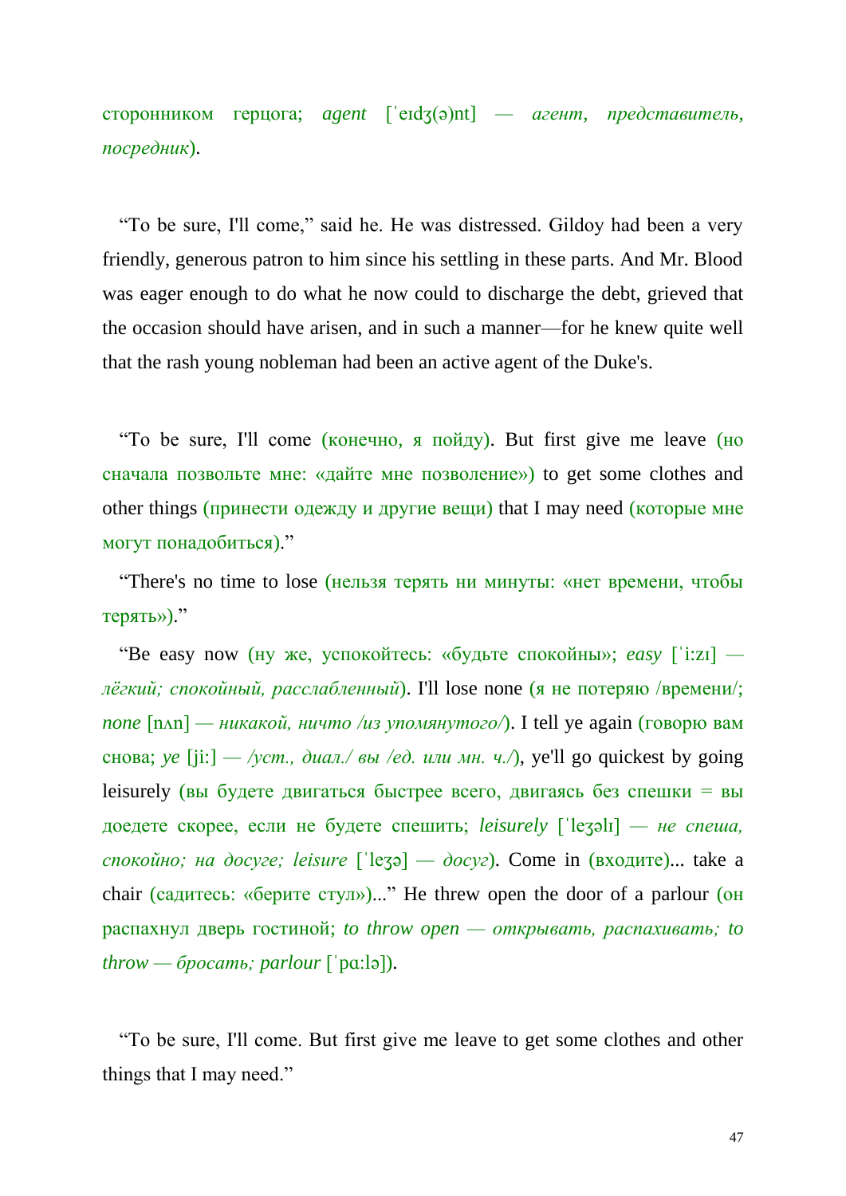сторонником герцога; *agent* [ˈeɪdʒ(ə)nt] — *агент, представитель, посредник*).

"To be sure, I'll come," said he. He was distressed. Gildoy had been a very friendly, generous patron to him since his settling in these parts. And Mr. Blood was eager enough to do what he now could to discharge the debt, grieved that the occasion should have arisen, and in such a manner—for he knew quite well that the rash young nobleman had been an active agent of the Duke's.

"To be sure, I'll come (конечно, я пойду). But first give me leave (но сначала позвольте мне: «дайте мне позволение») to get some clothes and other things (принести одежду и другие вещи) that I may need (которые мне могут понадобиться)."

"There's no time to lose (нельзя терять ни минуты: «нет времени, чтобы терять»)."

"Be easy now (ну же, успокойтесь: «будьте спокойны»; *easy* [ˈiːzɪ] — *лёгкий; спокойный, расслабленный*). I'll lose none (я не потеряю /времени/; *none* [nʌn] — *никакой, ничто /из упомянутого/*). I tell ye again (говорю вам снова; *ye* [jiː] — */уст., диал./ вы /ед. или мн. ч./*), ye'll go quickest by going leisurely (вы будете двигаться быстрее всего, двигаясь без спешки = вы доедете скорее, если не будете спешить; *leisurely* [ˈleʒəlɪ] — *не спеша, спокойно; на досуге; leisure* [ˈleʒə] — *досуг*). Come in (входите)... take a chair (садитесь: «берите стул»)..." He threw open the door of a parlour (он распахнул дверь гостиной; *to throw open — открывать, распахивать; to throw — бросать; parlour* [ˈpɑːlə]).

"To be sure, I'll come. But first give me leave to get some clothes and other things that I may need."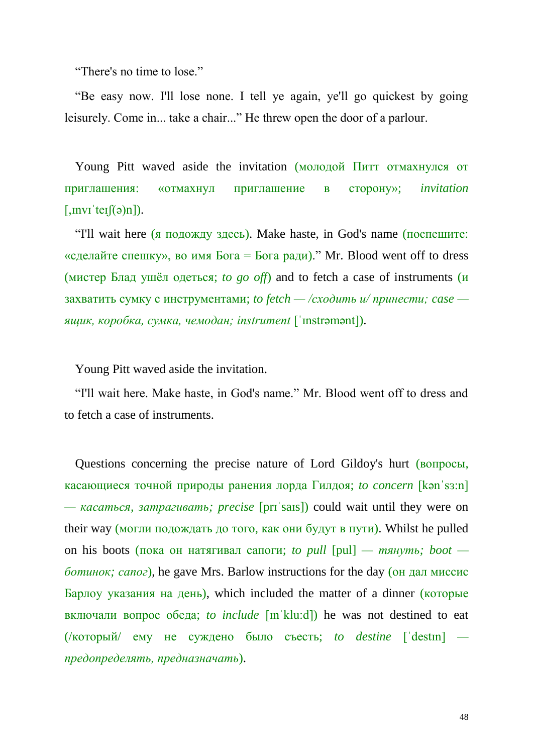“There's no time to lose.”

“Be easy now. I'll lose none. I tell ye again, ye'll go quickest by going leisurely. Come in... take a chair...” He threw open the door of a parlour.

Young Pitt waved aside the invitation (молодой Питт отмахнулся от приглашения: «отмахнул приглашение в сторону»; *invitation* [ˌɪnvɪˈteɪʃ(ə)n]).

“I'll wait here (я подожду здесь). Make haste, in God's name (поспешите: «сделайте спешку», во имя Бога = Бога ради).” Mr. Blood went off to dress (мистер Блад ушёл одеться; *to go off*) and to fetch a case of instruments (и захватить сумку с инструментами; *to fetch — /сходить и/ принести; case — ящик, коробка, сумка, чемодан; instrument* [ˈɪnstrəmənt]).

Young Pitt waved aside the invitation.

“I'll wait here. Make haste, in God's name.” Mr. Blood went off to dress and to fetch a case of instruments.

Questions concerning the precise nature of Lord Gildoy's hurt (вопросы, касающиеся точной природы ранения лорда Гилдоя; *to concern* [kənˈsɜːn] *— касаться, затрагивать; precise* [prɪˈsaɪs]) could wait until they were on their way (могли подождать до того, как они будут в пути). Whilst he pulled on his boots (пока он натягивал сапоги; *to pull* [pul] *— тянуть; boot — ботинок; сапог*), he gave Mrs. Barlow instructions for the day (он дал миссис Барлоу указания на день), which included the matter of a dinner (которые включали вопрос обеда; *to include* [ɪnˈkluːd]) he was not destined to eat (/который/ ему не суждено было съесть; *to destine* [ˈdestɪn] *— предопределять, предназначать*).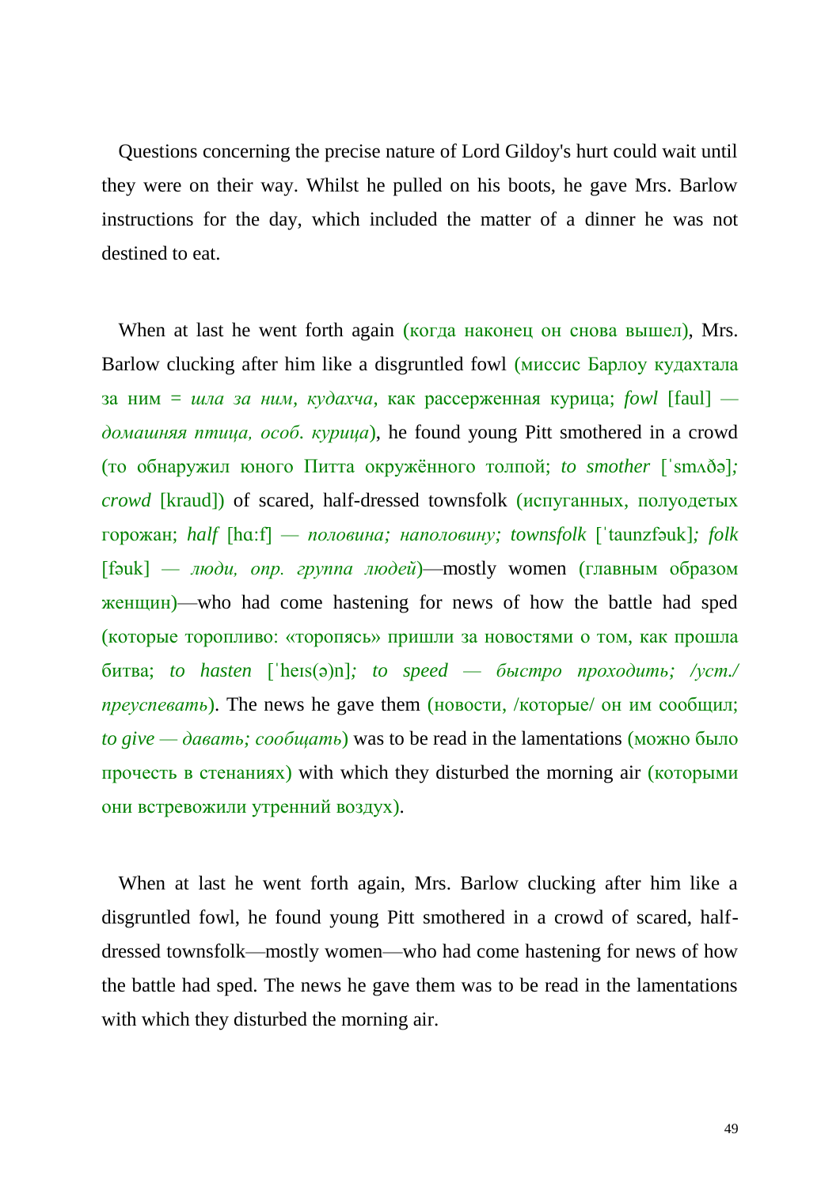Questions concerning the precise nature of Lord Gildoy's hurt could wait until they were on their way. Whilst he pulled on his boots, he gave Mrs. Barlow instructions for the day, which included the matter of a dinner he was not destined to eat.

When at last he went forth again (когда наконец он снова вышел), Mrs. Barlow clucking after him like a disgruntled fowl (миссис Барлоу кудахтала за ним = *шла за ним, кудахча*, как рассерженная курица; *fowl* [faul] — *домашняя птица, особ. курица*), he found young Pitt smothered in a crowd (то обнаружил юного Питта окружённого толпой; *to smother* [ˈsmʌðə]*; crowd* [kraud]) of scared, half-dressed townsfolk (испуганных, полуодетых горожан; *half* [hɑ:f] — *половина; наполовину; townsfolk* [ˈtaunzfəuk]*; folk* [fəuk] — *люди, опр. группа людей*)—mostly women (главным образом женщин)—who had come hastening for news of how the battle had sped (которые торопливо: «торопясь» пришли за новостями о том, как прошла битва; *to hasten* [ˈheɪs(ə)n]*; to speed — быстро проходить; /уст./ преуспевать*). The news he gave them (новости, /которые/ он им сообщил; *to give — давать; сообщать*) was to be read in the lamentations (можно было прочесть в стенаниях) with which they disturbed the morning air (которыми они встревожили утренний воздух).

When at last he went forth again, Mrs. Barlow clucking after him like a disgruntled fowl, he found young Pitt smothered in a crowd of scared, half-dressed townsfolk—mostly women—who had come hastening for news of how the battle had sped. The news he gave them was to be read in the lamentations with which they disturbed the morning air.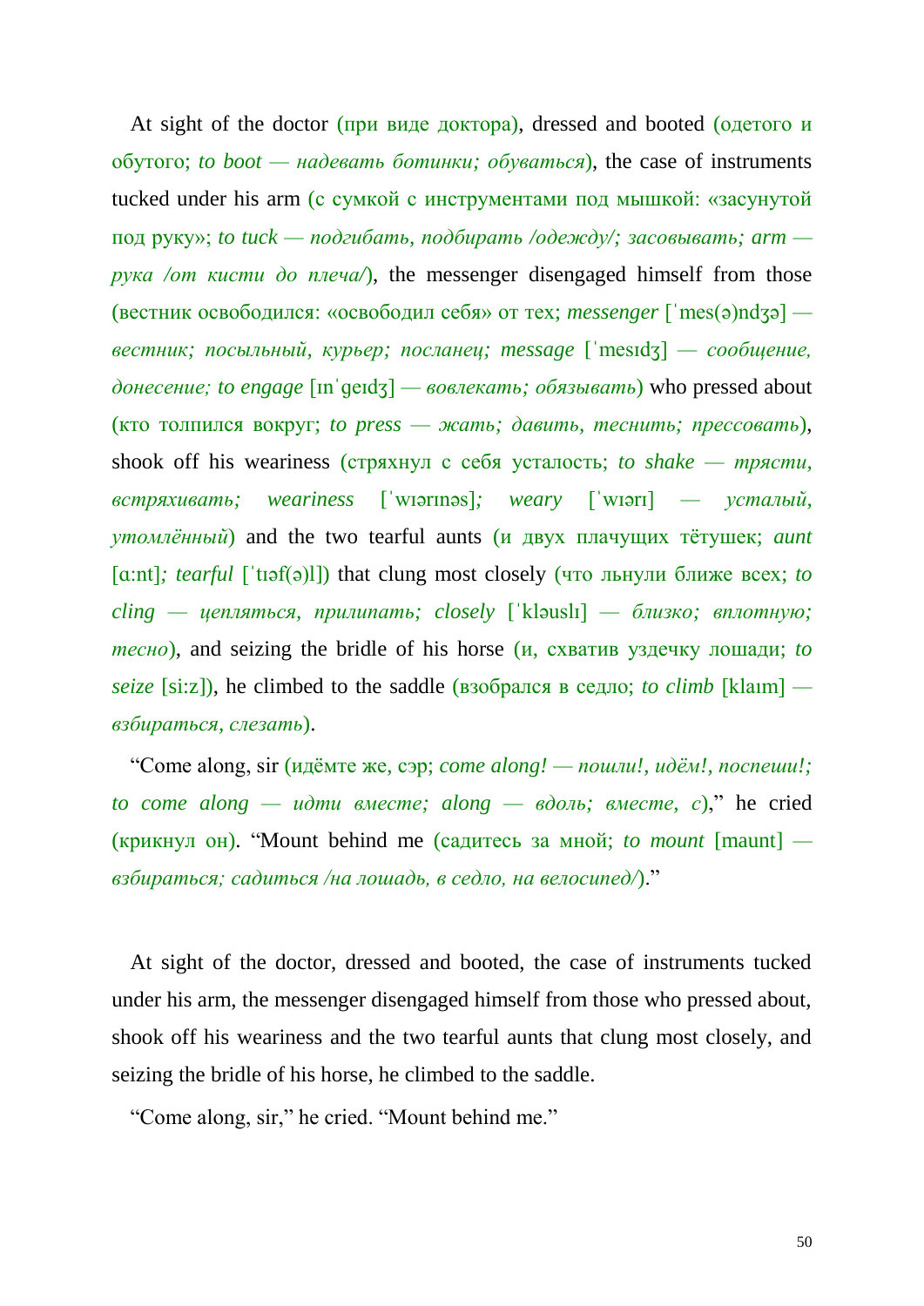At sight of the doctor (при виде доктора), dressed and booted (одетого и обутого; *to boot — надевать ботинки; обуваться*), the case of instruments tucked under his arm (с сумкой с инструментами под мышкой: «засунутой под руку»; *to tuck — подгибать, подбирать /одежду/; засовывать; arm — рука /от кисти до плеча/*), the messenger disengaged himself from those (вестник освободился: «освободил себя» от тех; *messenger* [ˈmes(ə)ndʒə] — *вестник; посыльный, курьер; посланец; message* [ˈmesɪdʒ] — *сообщение, донесение; to engage* [ɪnˈgeɪdʒ] — *вовлекать; обязывать*) who pressed about (кто толпился вокруг; *to press — жать; давить, теснить; прессовать*), shook off his weariness (стряхнул с себя усталость; *to shake — трясти, встряхивать; weariness* [ˈwɪərɪnəs]*; weary* [ˈwɪərɪ] — *усталый, утомлённый*) and the two tearful aunts (и двух плачущих тётушек; *aunt* [ɑ:nt]*; tearful* [ˈtɪəf(ə)l]) that clung most closely (что льнули ближе всех; *to cling — цепляться, прилипать; closely* [ˈkləuslɪ] — *близко; вплотную; тесно*), and seizing the bridle of his horse (и, схватив уздечку лошади; *to seize* [si:z]), he climbed to the saddle (взобрался в седло; *to climb* [klaɪm] — *взбираться, слезать*).

“Come along, sir (идёмте же, сэр; *come along! — пошли!, идём!, поспеши!; to come along — идти вместе; along — вдоль; вместе, с*),” he cried (крикнул он). “Mount behind me (садитесь за мной; *to mount* [maunt] — *взбираться; садиться /на лошадь, в седло, на велосипед/*).”

At sight of the doctor, dressed and booted, the case of instruments tucked under his arm, the messenger disengaged himself from those who pressed about, shook off his weariness and the two tearful aunts that clung most closely, and seizing the bridle of his horse, he climbed to the saddle.

“Come along, sir,” he cried. “Mount behind me.”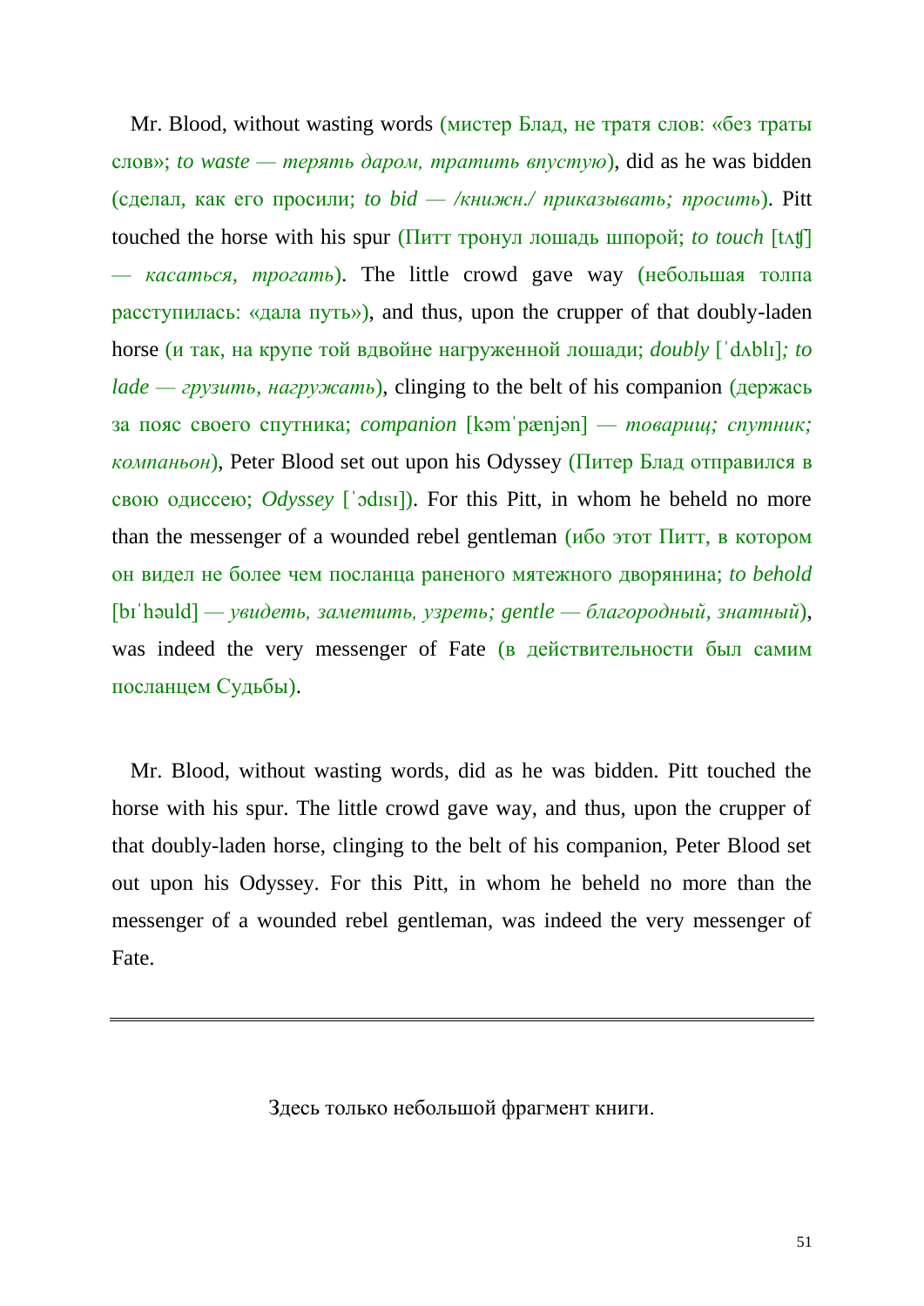Mr. Blood, without wasting words (мистер Блад, не тратя слов: «без траты слов»; *to waste — терять даром, тратить впустую*), did as he was bidden (сделал, как его просили; *to bid — /книжн./ приказывать; просить*). Pitt touched the horse with his spur (Питт тронул лошадь шпорой; *to touch* [tʌʧ] *— касаться, трогать*). The little crowd gave way (небольшая толпа расступилась: «дала путь»), and thus, upon the crupper of that doubly-laden horse (и так, на крупе той вдвойне нагруженной лошади; *doubly* [ˈdʌblɪ]*; to lade — грузить, нагружать*), clinging to the belt of his companion (держась за пояс своего спутника; *companion* [kəmˈpænjən] *— товарищ; спутник; компаньон*), Peter Blood set out upon his Odyssey (Питер Блад отправился в свою одиссею; *Odyssey* [ˈɔdɪsɪ]). For this Pitt, in whom he beheld no more than the messenger of a wounded rebel gentleman (ибо этот Питт, в котором он видел не более чем посланца раненого мятежного дворянина; *to behold* [bɪˈhəuld] *— увидеть, заметить, узреть; gentle — благородный, знатный*), was indeed the very messenger of Fate (в действительности был самим посланцем Судьбы).

Mr. Blood, without wasting words, did as he was bidden. Pitt touched the horse with his spur. The little crowd gave way, and thus, upon the crupper of that doubly-laden horse, clinging to the belt of his companion, Peter Blood set out upon his Odyssey. For this Pitt, in whom he beheld no more than the messenger of a wounded rebel gentleman, was indeed the very messenger of Fate.

---

Здесь только небольшой фрагмент книги.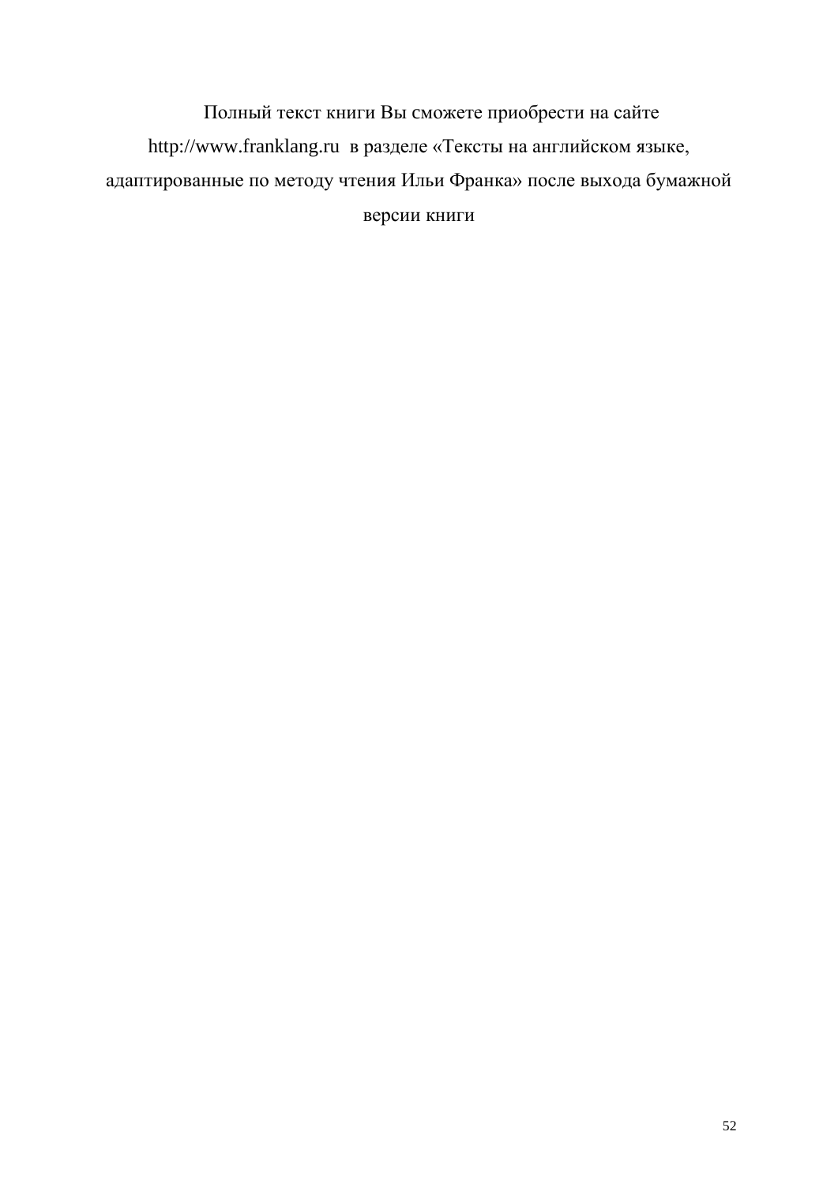Полный текст книги Вы сможете приобрести на сайте http://www.franklang.ru в разделе «Тексты на английском языке, адаптированные по методу чтения Ильи Франка» после выхода бумажной версии книги